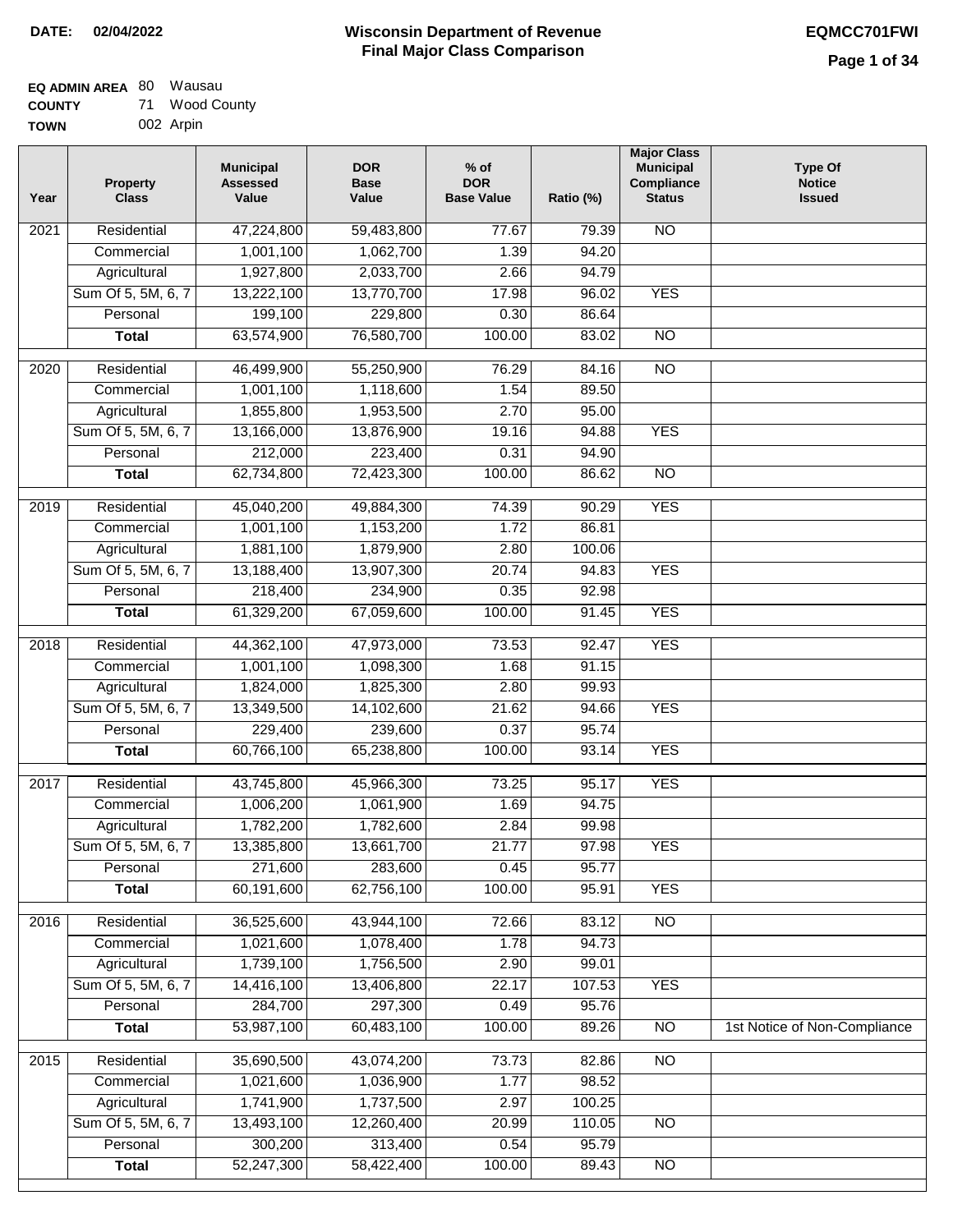**DATE: 02/04/2022**

# Wisconsin Department of Revenue
## Final Major Class Comparison

**EQMCC701FWI**

**EQ ADMIN AREA** 80 Wausau
**COUNTY** 71 Wood County
**TOWN** 002 Arpin

| Year | Property Class | Municipal Assessed Value | DOR Base Value | % of DOR Base Value | Ratio (%) | Major Class Municipal Compliance Status | Type Of Notice Issued |
|---|---|---|---|---|---|---|---|
| 2021 | Residential | 47,224,800 | 59,483,800 | 77.67 | 79.39 | NO | |
| | Commercial | 1,001,100 | 1,062,700 | 1.39 | 94.20 | | |
| | Agricultural | 1,927,800 | 2,033,700 | 2.66 | 94.79 | | |
| | Sum Of 5, 5M, 6, 7 | 13,222,100 | 13,770,700 | 17.98 | 96.02 | YES | |
| | Personal | 199,100 | 229,800 | 0.30 | 86.64 | | |
| | **Total** | 63,574,900 | 76,580,700 | 100.00 | 83.02 | NO | |
| 2020 | Residential | 46,499,900 | 55,250,900 | 76.29 | 84.16 | NO | |
| | Commercial | 1,001,100 | 1,118,600 | 1.54 | 89.50 | | |
| | Agricultural | 1,855,800 | 1,953,500 | 2.70 | 95.00 | | |
| | Sum Of 5, 5M, 6, 7 | 13,166,000 | 13,876,900 | 19.16 | 94.88 | YES | |
| | Personal | 212,000 | 223,400 | 0.31 | 94.90 | | |
| | **Total** | 62,734,800 | 72,423,300 | 100.00 | 86.62 | NO | |
| 2019 | Residential | 45,040,200 | 49,884,300 | 74.39 | 90.29 | YES | |
| | Commercial | 1,001,100 | 1,153,200 | 1.72 | 86.81 | | |
| | Agricultural | 1,881,100 | 1,879,900 | 2.80 | 100.06 | | |
| | Sum Of 5, 5M, 6, 7 | 13,188,400 | 13,907,300 | 20.74 | 94.83 | YES | |
| | Personal | 218,400 | 234,900 | 0.35 | 92.98 | | |
| | **Total** | 61,329,200 | 67,059,600 | 100.00 | 91.45 | YES | |
| 2018 | Residential | 44,362,100 | 47,973,000 | 73.53 | 92.47 | YES | |
| | Commercial | 1,001,100 | 1,098,300 | 1.68 | 91.15 | | |
| | Agricultural | 1,824,000 | 1,825,300 | 2.80 | 99.93 | | |
| | Sum Of 5, 5M, 6, 7 | 13,349,500 | 14,102,600 | 21.62 | 94.66 | YES | |
| | Personal | 229,400 | 239,600 | 0.37 | 95.74 | | |
| | **Total** | 60,766,100 | 65,238,800 | 100.00 | 93.14 | YES | |
| 2017 | Residential | 43,745,800 | 45,966,300 | 73.25 | 95.17 | YES | |
| | Commercial | 1,006,200 | 1,061,900 | 1.69 | 94.75 | | |
| | Agricultural | 1,782,200 | 1,782,600 | 2.84 | 99.98 | | |
| | Sum Of 5, 5M, 6, 7 | 13,385,800 | 13,661,700 | 21.77 | 97.98 | YES | |
| | Personal | 271,600 | 283,600 | 0.45 | 95.77 | | |
| | **Total** | 60,191,600 | 62,756,100 | 100.00 | 95.91 | YES | |
| 2016 | Residential | 36,525,600 | 43,944,100 | 72.66 | 83.12 | NO | |
| | Commercial | 1,021,600 | 1,078,400 | 1.78 | 94.73 | | |
| | Agricultural | 1,739,100 | 1,756,500 | 2.90 | 99.01 | | |
| | Sum Of 5, 5M, 6, 7 | 14,416,100 | 13,406,800 | 22.17 | 107.53 | YES | |
| | Personal | 284,700 | 297,300 | 0.49 | 95.76 | | |
| | **Total** | 53,987,100 | 60,483,100 | 100.00 | 89.26 | NO | 1st Notice of Non-Compliance |
| 2015 | Residential | 35,690,500 | 43,074,200 | 73.73 | 82.86 | NO | |
| | Commercial | 1,021,600 | 1,036,900 | 1.77 | 98.52 | | |
| | Agricultural | 1,741,900 | 1,737,500 | 2.97 | 100.25 | | |
| | Sum Of 5, 5M, 6, 7 | 13,493,100 | 12,260,400 | 20.99 | 110.05 | NO | |
| | Personal | 300,200 | 313,400 | 0.54 | 95.79 | | |
| | **Total** | 52,247,300 | 58,422,400 | 100.00 | 89.43 | NO | |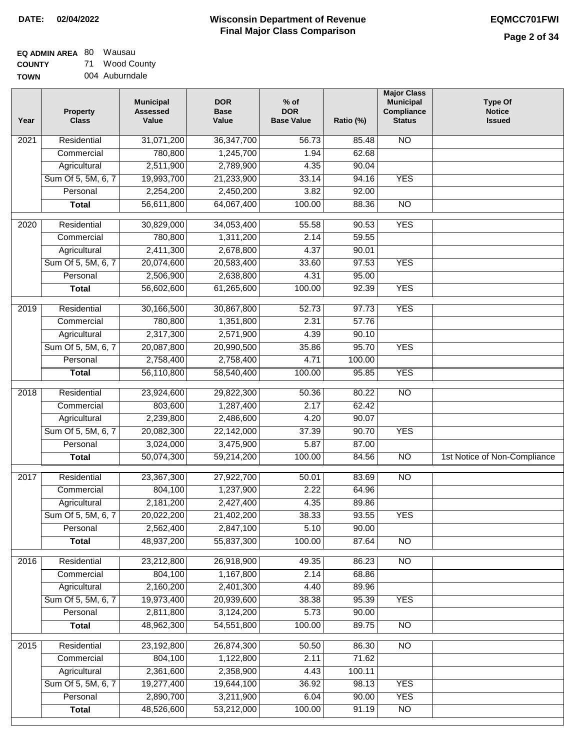**DATE:** 02/04/2022

# Wisconsin Department of Revenue
## Final Major Class Comparison

**EQMCC701FWI**

**EQ ADMIN AREA** 80 Wausau
**COUNTY** 71 Wood County
**TOWN** 004 Auburndale

| Year | Property Class | Municipal Assessed Value | DOR Base Value | % of DOR Base Value | Ratio (%) | Major Class Municipal Compliance Status | Type Of Notice Issued |
|---|---|---|---|---|---|---|---|
| 2021 | Residential | 31,071,200 | 36,347,700 | 56.73 | 85.48 | NO | |
| | Commercial | 780,800 | 1,245,700 | 1.94 | 62.68 | | |
| | Agricultural | 2,511,900 | 2,789,900 | 4.35 | 90.04 | | |
| | Sum Of 5, 5M, 6, 7 | 19,993,700 | 21,233,900 | 33.14 | 94.16 | YES | |
| | Personal | 2,254,200 | 2,450,200 | 3.82 | 92.00 | | |
| | **Total** | 56,611,800 | 64,067,400 | 100.00 | 88.36 | NO | |
| 2020 | Residential | 30,829,000 | 34,053,400 | 55.58 | 90.53 | YES | |
| | Commercial | 780,800 | 1,311,200 | 2.14 | 59.55 | | |
| | Agricultural | 2,411,300 | 2,678,800 | 4.37 | 90.01 | | |
| | Sum Of 5, 5M, 6, 7 | 20,074,600 | 20,583,400 | 33.60 | 97.53 | YES | |
| | Personal | 2,506,900 | 2,638,800 | 4.31 | 95.00 | | |
| | **Total** | 56,602,600 | 61,265,600 | 100.00 | 92.39 | YES | |
| 2019 | Residential | 30,166,500 | 30,867,800 | 52.73 | 97.73 | YES | |
| | Commercial | 780,800 | 1,351,800 | 2.31 | 57.76 | | |
| | Agricultural | 2,317,300 | 2,571,900 | 4.39 | 90.10 | | |
| | Sum Of 5, 5M, 6, 7 | 20,087,800 | 20,990,500 | 35.86 | 95.70 | YES | |
| | Personal | 2,758,400 | 2,758,400 | 4.71 | 100.00 | | |
| | **Total** | 56,110,800 | 58,540,400 | 100.00 | 95.85 | YES | |
| 2018 | Residential | 23,924,600 | 29,822,300 | 50.36 | 80.22 | NO | |
| | Commercial | 803,600 | 1,287,400 | 2.17 | 62.42 | | |
| | Agricultural | 2,239,800 | 2,486,600 | 4.20 | 90.07 | | |
| | Sum Of 5, 5M, 6, 7 | 20,082,300 | 22,142,000 | 37.39 | 90.70 | YES | |
| | Personal | 3,024,000 | 3,475,900 | 5.87 | 87.00 | | |
| | **Total** | 50,074,300 | 59,214,200 | 100.00 | 84.56 | NO | 1st Notice of Non-Compliance |
| 2017 | Residential | 23,367,300 | 27,922,700 | 50.01 | 83.69 | NO | |
| | Commercial | 804,100 | 1,237,900 | 2.22 | 64.96 | | |
| | Agricultural | 2,181,200 | 2,427,400 | 4.35 | 89.86 | | |
| | Sum Of 5, 5M, 6, 7 | 20,022,200 | 21,402,200 | 38.33 | 93.55 | YES | |
| | Personal | 2,562,400 | 2,847,100 | 5.10 | 90.00 | | |
| | **Total** | 48,937,200 | 55,837,300 | 100.00 | 87.64 | NO | |
| 2016 | Residential | 23,212,800 | 26,918,900 | 49.35 | 86.23 | NO | |
| | Commercial | 804,100 | 1,167,800 | 2.14 | 68.86 | | |
| | Agricultural | 2,160,200 | 2,401,300 | 4.40 | 89.96 | | |
| | Sum Of 5, 5M, 6, 7 | 19,973,400 | 20,939,600 | 38.38 | 95.39 | YES | |
| | Personal | 2,811,800 | 3,124,200 | 5.73 | 90.00 | | |
| | **Total** | 48,962,300 | 54,551,800 | 100.00 | 89.75 | NO | |
| 2015 | Residential | 23,192,800 | 26,874,300 | 50.50 | 86.30 | NO | |
| | Commercial | 804,100 | 1,122,800 | 2.11 | 71.62 | | |
| | Agricultural | 2,361,600 | 2,358,900 | 4.43 | 100.11 | | |
| | Sum Of 5, 5M, 6, 7 | 19,277,400 | 19,644,100 | 36.92 | 98.13 | YES | |
| | Personal | 2,890,700 | 3,211,900 | 6.04 | 90.00 | YES | |
| | **Total** | 48,526,600 | 53,212,000 | 100.00 | 91.19 | NO | |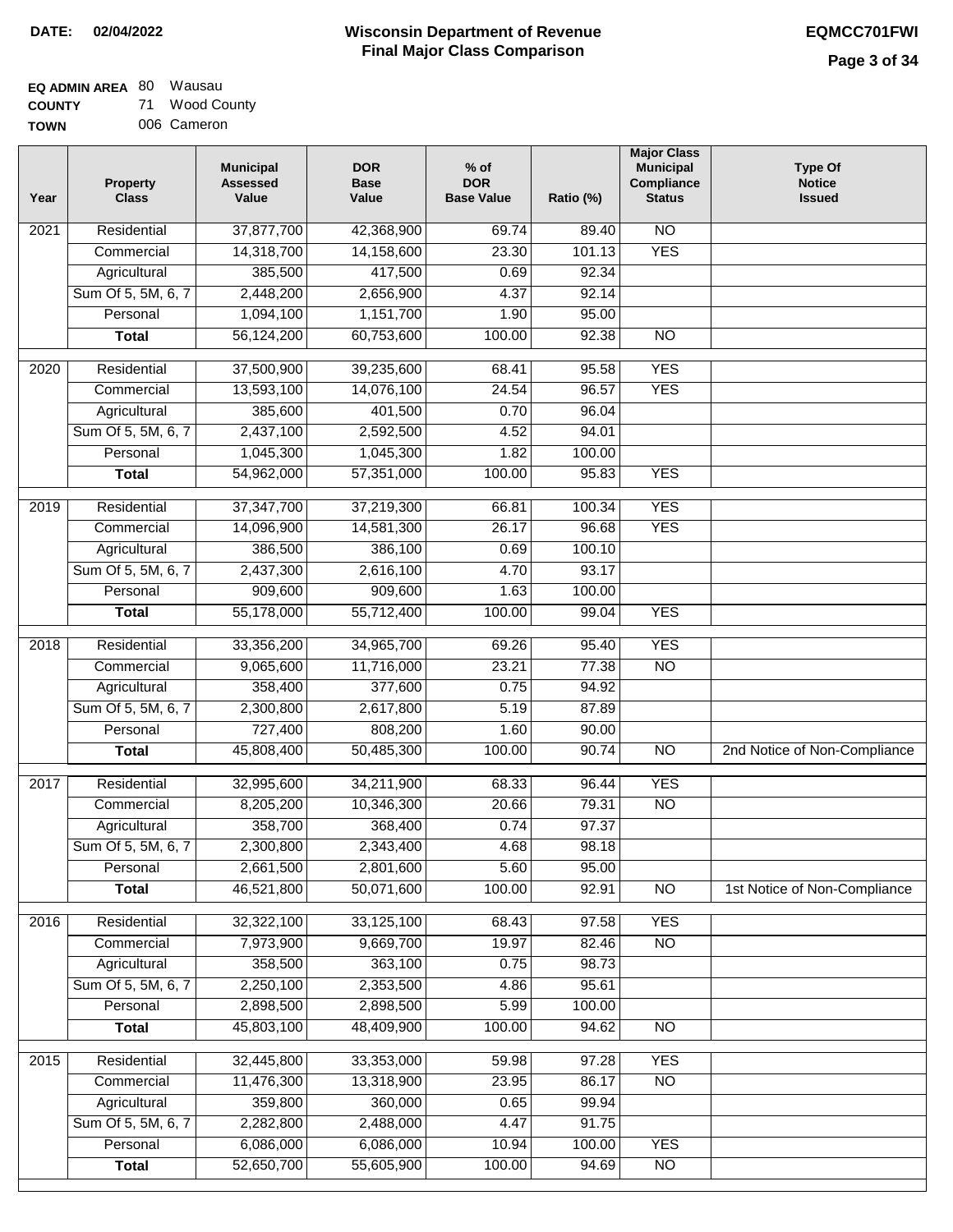**DATE:** 02/04/2022

# Wisconsin Department of Revenue
## Final Major Class Comparison

**EQMCC701FWI**

**EQ ADMIN AREA** 80 Wausau
**COUNTY** 71 Wood County
**TOWN** 006 Cameron

| Year | Property Class | Municipal Assessed Value | DOR Base Value | % of DOR Base Value | Ratio (%) | Major Class Municipal Compliance Status | Type Of Notice Issued |
|---|---|---|---|---|---|---|---|
| 2021 | Residential | 37,877,700 | 42,368,900 | 69.74 | 89.40 | NO | |
| | Commercial | 14,318,700 | 14,158,600 | 23.30 | 101.13 | YES | |
| | Agricultural | 385,500 | 417,500 | 0.69 | 92.34 | | |
| | Sum Of 5, 5M, 6, 7 | 2,448,200 | 2,656,900 | 4.37 | 92.14 | | |
| | Personal | 1,094,100 | 1,151,700 | 1.90 | 95.00 | | |
| | **Total** | 56,124,200 | 60,753,600 | 100.00 | 92.38 | NO | |
| 2020 | Residential | 37,500,900 | 39,235,600 | 68.41 | 95.58 | YES | |
| | Commercial | 13,593,100 | 14,076,100 | 24.54 | 96.57 | YES | |
| | Agricultural | 385,600 | 401,500 | 0.70 | 96.04 | | |
| | Sum Of 5, 5M, 6, 7 | 2,437,100 | 2,592,500 | 4.52 | 94.01 | | |
| | Personal | 1,045,300 | 1,045,300 | 1.82 | 100.00 | | |
| | **Total** | 54,962,000 | 57,351,000 | 100.00 | 95.83 | YES | |
| 2019 | Residential | 37,347,700 | 37,219,300 | 66.81 | 100.34 | YES | |
| | Commercial | 14,096,900 | 14,581,300 | 26.17 | 96.68 | YES | |
| | Agricultural | 386,500 | 386,100 | 0.69 | 100.10 | | |
| | Sum Of 5, 5M, 6, 7 | 2,437,300 | 2,616,100 | 4.70 | 93.17 | | |
| | Personal | 909,600 | 909,600 | 1.63 | 100.00 | | |
| | **Total** | 55,178,000 | 55,712,400 | 100.00 | 99.04 | YES | |
| 2018 | Residential | 33,356,200 | 34,965,700 | 69.26 | 95.40 | YES | |
| | Commercial | 9,065,600 | 11,716,000 | 23.21 | 77.38 | NO | |
| | Agricultural | 358,400 | 377,600 | 0.75 | 94.92 | | |
| | Sum Of 5, 5M, 6, 7 | 2,300,800 | 2,617,800 | 5.19 | 87.89 | | |
| | Personal | 727,400 | 808,200 | 1.60 | 90.00 | | |
| | **Total** | 45,808,400 | 50,485,300 | 100.00 | 90.74 | NO | 2nd Notice of Non-Compliance |
| 2017 | Residential | 32,995,600 | 34,211,900 | 68.33 | 96.44 | YES | |
| | Commercial | 8,205,200 | 10,346,300 | 20.66 | 79.31 | NO | |
| | Agricultural | 358,700 | 368,400 | 0.74 | 97.37 | | |
| | Sum Of 5, 5M, 6, 7 | 2,300,800 | 2,343,400 | 4.68 | 98.18 | | |
| | Personal | 2,661,500 | 2,801,600 | 5.60 | 95.00 | | |
| | **Total** | 46,521,800 | 50,071,600 | 100.00 | 92.91 | NO | 1st Notice of Non-Compliance |
| 2016 | Residential | 32,322,100 | 33,125,100 | 68.43 | 97.58 | YES | |
| | Commercial | 7,973,900 | 9,669,700 | 19.97 | 82.46 | NO | |
| | Agricultural | 358,500 | 363,100 | 0.75 | 98.73 | | |
| | Sum Of 5, 5M, 6, 7 | 2,250,100 | 2,353,500 | 4.86 | 95.61 | | |
| | Personal | 2,898,500 | 2,898,500 | 5.99 | 100.00 | | |
| | **Total** | 45,803,100 | 48,409,900 | 100.00 | 94.62 | NO | |
| 2015 | Residential | 32,445,800 | 33,353,000 | 59.98 | 97.28 | YES | |
| | Commercial | 11,476,300 | 13,318,900 | 23.95 | 86.17 | NO | |
| | Agricultural | 359,800 | 360,000 | 0.65 | 99.94 | | |
| | Sum Of 5, 5M, 6, 7 | 2,282,800 | 2,488,000 | 4.47 | 91.75 | | |
| | Personal | 6,086,000 | 6,086,000 | 10.94 | 100.00 | YES | |
| | **Total** | 52,650,700 | 55,605,900 | 100.00 | 94.69 | NO | |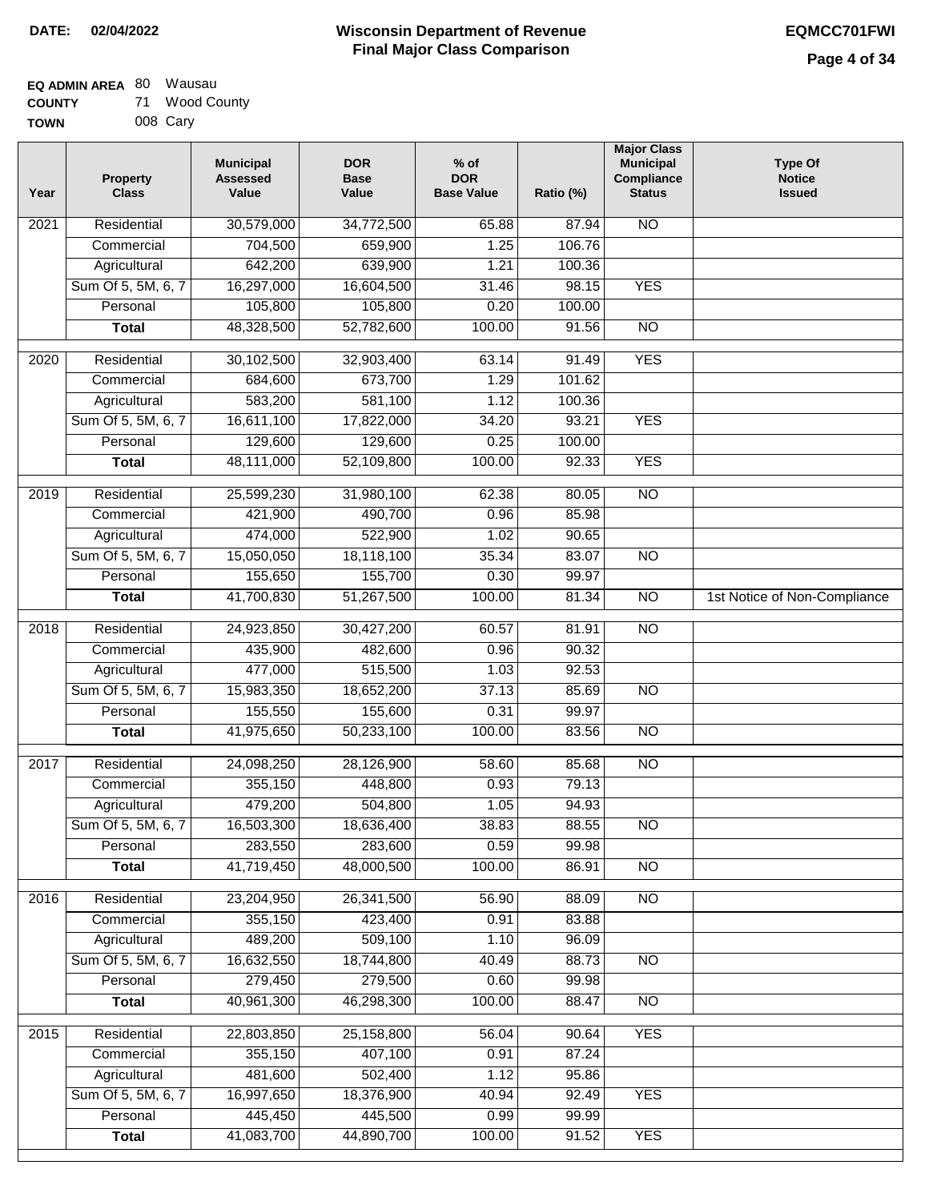**DATE: 02/04/2022**

# Wisconsin Department of Revenue
## Final Major Class Comparison

**EQMCC701FWI**

**EQ ADMIN AREA** 80 Wausau
**COUNTY** 71 Wood County
**TOWN** 008 Cary

| Year | Property Class | Municipal Assessed Value | DOR Base Value | % of DOR Base Value | Ratio (%) | Major Class Municipal Compliance Status | Type Of Notice Issued |
|---|---|---|---|---|---|---|---|
| 2021 | Residential | 30,579,000 | 34,772,500 | 65.88 | 87.94 | NO | |
| | Commercial | 704,500 | 659,900 | 1.25 | 106.76 | | |
| | Agricultural | 642,200 | 639,900 | 1.21 | 100.36 | | |
| | Sum Of 5, 5M, 6, 7 | 16,297,000 | 16,604,500 | 31.46 | 98.15 | YES | |
| | Personal | 105,800 | 105,800 | 0.20 | 100.00 | | |
| | **Total** | 48,328,500 | 52,782,600 | 100.00 | 91.56 | NO | |
| 2020 | Residential | 30,102,500 | 32,903,400 | 63.14 | 91.49 | YES | |
| | Commercial | 684,600 | 673,700 | 1.29 | 101.62 | | |
| | Agricultural | 583,200 | 581,100 | 1.12 | 100.36 | | |
| | Sum Of 5, 5M, 6, 7 | 16,611,100 | 17,822,000 | 34.20 | 93.21 | YES | |
| | Personal | 129,600 | 129,600 | 0.25 | 100.00 | | |
| | **Total** | 48,111,000 | 52,109,800 | 100.00 | 92.33 | YES | |
| 2019 | Residential | 25,599,230 | 31,980,100 | 62.38 | 80.05 | NO | |
| | Commercial | 421,900 | 490,700 | 0.96 | 85.98 | | |
| | Agricultural | 474,000 | 522,900 | 1.02 | 90.65 | | |
| | Sum Of 5, 5M, 6, 7 | 15,050,050 | 18,118,100 | 35.34 | 83.07 | NO | |
| | Personal | 155,650 | 155,700 | 0.30 | 99.97 | | |
| | **Total** | 41,700,830 | 51,267,500 | 100.00 | 81.34 | NO | 1st Notice of Non-Compliance |
| 2018 | Residential | 24,923,850 | 30,427,200 | 60.57 | 81.91 | NO | |
| | Commercial | 435,900 | 482,600 | 0.96 | 90.32 | | |
| | Agricultural | 477,000 | 515,500 | 1.03 | 92.53 | | |
| | Sum Of 5, 5M, 6, 7 | 15,983,350 | 18,652,200 | 37.13 | 85.69 | NO | |
| | Personal | 155,550 | 155,600 | 0.31 | 99.97 | | |
| | **Total** | 41,975,650 | 50,233,100 | 100.00 | 83.56 | NO | |
| 2017 | Residential | 24,098,250 | 28,126,900 | 58.60 | 85.68 | NO | |
| | Commercial | 355,150 | 448,800 | 0.93 | 79.13 | | |
| | Agricultural | 479,200 | 504,800 | 1.05 | 94.93 | | |
| | Sum Of 5, 5M, 6, 7 | 16,503,300 | 18,636,400 | 38.83 | 88.55 | NO | |
| | Personal | 283,550 | 283,600 | 0.59 | 99.98 | | |
| | **Total** | 41,719,450 | 48,000,500 | 100.00 | 86.91 | NO | |
| 2016 | Residential | 23,204,950 | 26,341,500 | 56.90 | 88.09 | NO | |
| | Commercial | 355,150 | 423,400 | 0.91 | 83.88 | | |
| | Agricultural | 489,200 | 509,100 | 1.10 | 96.09 | | |
| | Sum Of 5, 5M, 6, 7 | 16,632,550 | 18,744,800 | 40.49 | 88.73 | NO | |
| | Personal | 279,450 | 279,500 | 0.60 | 99.98 | | |
| | **Total** | 40,961,300 | 46,298,300 | 100.00 | 88.47 | NO | |
| 2015 | Residential | 22,803,850 | 25,158,800 | 56.04 | 90.64 | YES | |
| | Commercial | 355,150 | 407,100 | 0.91 | 87.24 | | |
| | Agricultural | 481,600 | 502,400 | 1.12 | 95.86 | | |
| | Sum Of 5, 5M, 6, 7 | 16,997,650 | 18,376,900 | 40.94 | 92.49 | YES | |
| | Personal | 445,450 | 445,500 | 0.99 | 99.99 | | |
| | **Total** | 41,083,700 | 44,890,700 | 100.00 | 91.52 | YES | |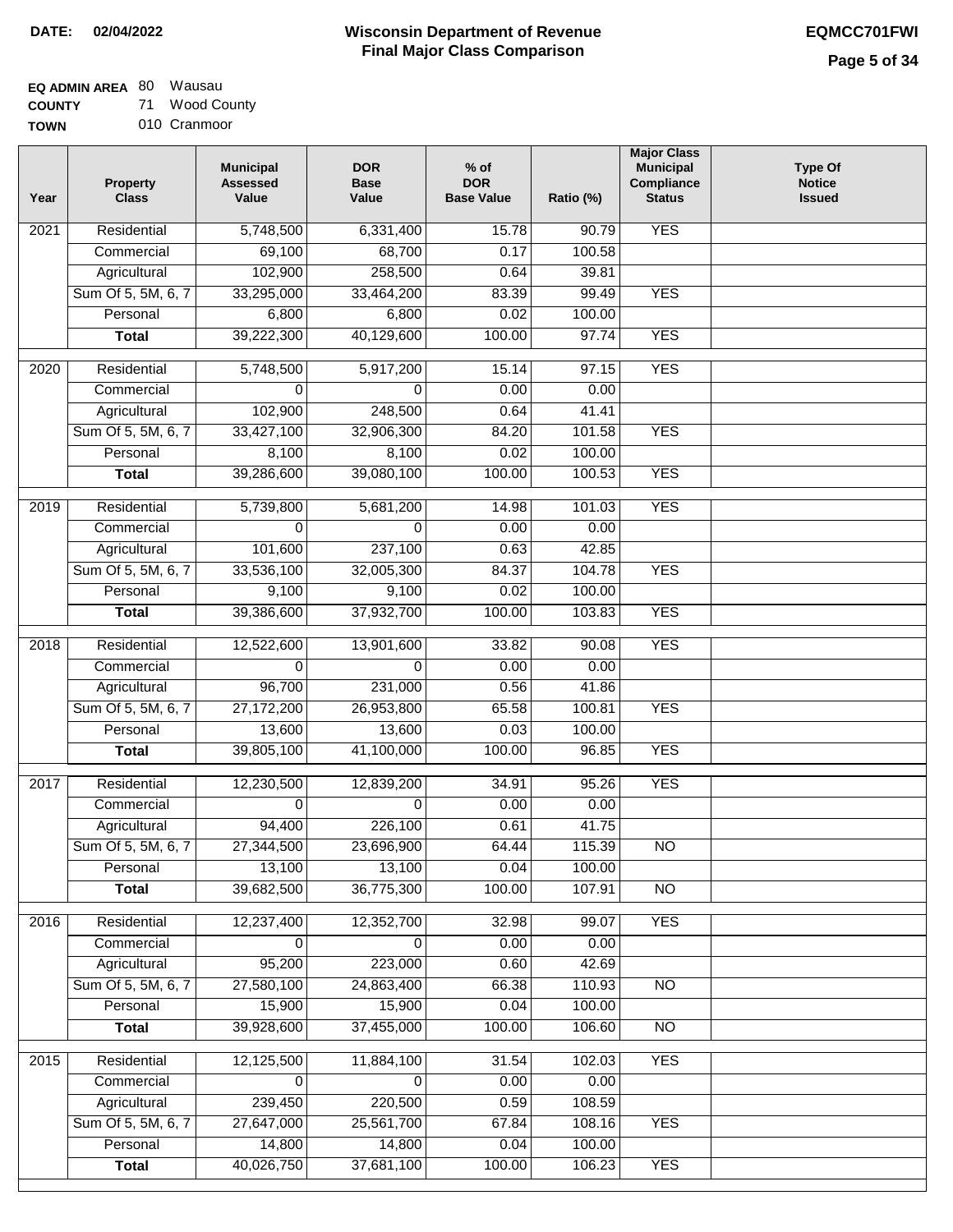**DATE: 02/04/2022**

# Wisconsin Department of Revenue
## Final Major Class Comparison

**EQMCC701FWI**

**EQ ADMIN AREA** 80 Wausau
**COUNTY** 71 Wood County
**TOWN** 010 Cranmoor

| Year | Property Class | Municipal Assessed Value | DOR Base Value | % of DOR Base Value | Ratio (%) | Major Class Municipal Compliance Status | Type Of Notice Issued |
|---|---|---|---|---|---|---|---|
| 2021 | Residential | 5,748,500 | 6,331,400 | 15.78 | 90.79 | YES | |
| | Commercial | 69,100 | 68,700 | 0.17 | 100.58 | | |
| | Agricultural | 102,900 | 258,500 | 0.64 | 39.81 | | |
| | Sum Of 5, 5M, 6, 7 | 33,295,000 | 33,464,200 | 83.39 | 99.49 | YES | |
| | Personal | 6,800 | 6,800 | 0.02 | 100.00 | | |
| | **Total** | 39,222,300 | 40,129,600 | 100.00 | 97.74 | YES | |
| 2020 | Residential | 5,748,500 | 5,917,200 | 15.14 | 97.15 | YES | |
| | Commercial | 0 | 0 | 0.00 | 0.00 | | |
| | Agricultural | 102,900 | 248,500 | 0.64 | 41.41 | | |
| | Sum Of 5, 5M, 6, 7 | 33,427,100 | 32,906,300 | 84.20 | 101.58 | YES | |
| | Personal | 8,100 | 8,100 | 0.02 | 100.00 | | |
| | **Total** | 39,286,600 | 39,080,100 | 100.00 | 100.53 | YES | |
| 2019 | Residential | 5,739,800 | 5,681,200 | 14.98 | 101.03 | YES | |
| | Commercial | 0 | 0 | 0.00 | 0.00 | | |
| | Agricultural | 101,600 | 237,100 | 0.63 | 42.85 | | |
| | Sum Of 5, 5M, 6, 7 | 33,536,100 | 32,005,300 | 84.37 | 104.78 | YES | |
| | Personal | 9,100 | 9,100 | 0.02 | 100.00 | | |
| | **Total** | 39,386,600 | 37,932,700 | 100.00 | 103.83 | YES | |
| 2018 | Residential | 12,522,600 | 13,901,600 | 33.82 | 90.08 | YES | |
| | Commercial | 0 | 0 | 0.00 | 0.00 | | |
| | Agricultural | 96,700 | 231,000 | 0.56 | 41.86 | | |
| | Sum Of 5, 5M, 6, 7 | 27,172,200 | 26,953,800 | 65.58 | 100.81 | YES | |
| | Personal | 13,600 | 13,600 | 0.03 | 100.00 | | |
| | **Total** | 39,805,100 | 41,100,000 | 100.00 | 96.85 | YES | |
| 2017 | Residential | 12,230,500 | 12,839,200 | 34.91 | 95.26 | YES | |
| | Commercial | 0 | 0 | 0.00 | 0.00 | | |
| | Agricultural | 94,400 | 226,100 | 0.61 | 41.75 | | |
| | Sum Of 5, 5M, 6, 7 | 27,344,500 | 23,696,900 | 64.44 | 115.39 | NO | |
| | Personal | 13,100 | 13,100 | 0.04 | 100.00 | | |
| | **Total** | 39,682,500 | 36,775,300 | 100.00 | 107.91 | NO | |
| 2016 | Residential | 12,237,400 | 12,352,700 | 32.98 | 99.07 | YES | |
| | Commercial | 0 | 0 | 0.00 | 0.00 | | |
| | Agricultural | 95,200 | 223,000 | 0.60 | 42.69 | | |
| | Sum Of 5, 5M, 6, 7 | 27,580,100 | 24,863,400 | 66.38 | 110.93 | NO | |
| | Personal | 15,900 | 15,900 | 0.04 | 100.00 | | |
| | **Total** | 39,928,600 | 37,455,000 | 100.00 | 106.60 | NO | |
| 2015 | Residential | 12,125,500 | 11,884,100 | 31.54 | 102.03 | YES | |
| | Commercial | 0 | 0 | 0.00 | 0.00 | | |
| | Agricultural | 239,450 | 220,500 | 0.59 | 108.59 | | |
| | Sum Of 5, 5M, 6, 7 | 27,647,000 | 25,561,700 | 67.84 | 108.16 | YES | |
| | Personal | 14,800 | 14,800 | 0.04 | 100.00 | | |
| | **Total** | 40,026,750 | 37,681,100 | 100.00 | 106.23 | YES | |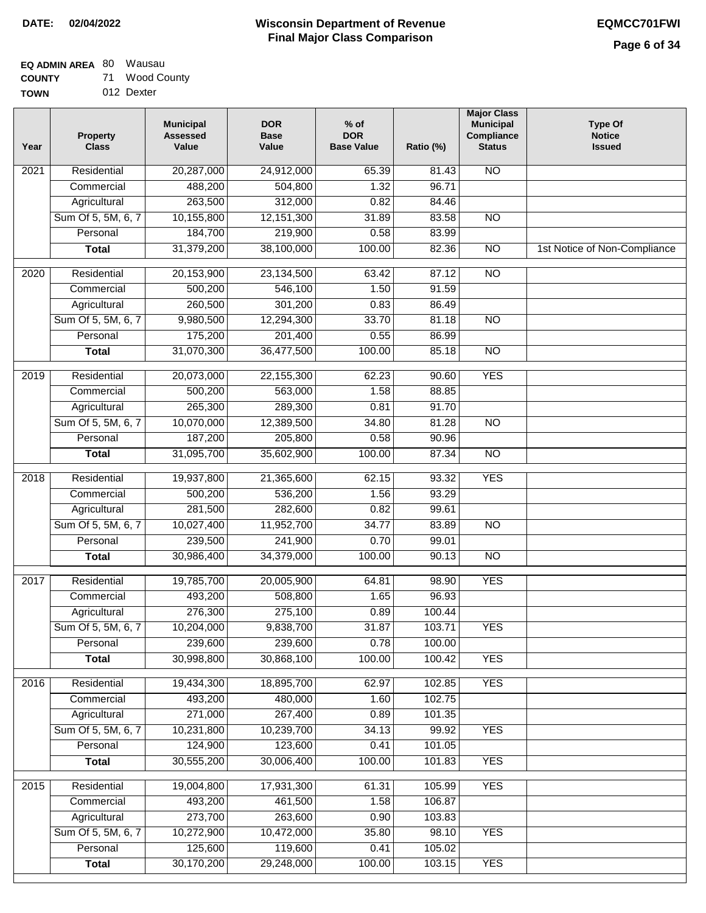**DATE:** 02/04/2022

# Wisconsin Department of Revenue
## Final Major Class Comparison

**EQMCC701FWI**

**EQ ADMIN AREA** 80 Wausau
**COUNTY** 71 Wood County
**TOWN** 012 Dexter

| Year | Property Class | Municipal Assessed Value | DOR Base Value | % of DOR Base Value | Ratio (%) | Major Class Municipal Compliance Status | Type Of Notice Issued |
|---|---|---|---|---|---|---|---|
| 2021 | Residential | 20,287,000 | 24,912,000 | 65.39 | 81.43 | NO | |
| | Commercial | 488,200 | 504,800 | 1.32 | 96.71 | | |
| | Agricultural | 263,500 | 312,000 | 0.82 | 84.46 | | |
| | Sum Of 5, 5M, 6, 7 | 10,155,800 | 12,151,300 | 31.89 | 83.58 | NO | |
| | Personal | 184,700 | 219,900 | 0.58 | 83.99 | | |
| | **Total** | 31,379,200 | 38,100,000 | 100.00 | 82.36 | NO | 1st Notice of Non-Compliance |
| 2020 | Residential | 20,153,900 | 23,134,500 | 63.42 | 87.12 | NO | |
| | Commercial | 500,200 | 546,100 | 1.50 | 91.59 | | |
| | Agricultural | 260,500 | 301,200 | 0.83 | 86.49 | | |
| | Sum Of 5, 5M, 6, 7 | 9,980,500 | 12,294,300 | 33.70 | 81.18 | NO | |
| | Personal | 175,200 | 201,400 | 0.55 | 86.99 | | |
| | **Total** | 31,070,300 | 36,477,500 | 100.00 | 85.18 | NO | |
| 2019 | Residential | 20,073,000 | 22,155,300 | 62.23 | 90.60 | YES | |
| | Commercial | 500,200 | 563,000 | 1.58 | 88.85 | | |
| | Agricultural | 265,300 | 289,300 | 0.81 | 91.70 | | |
| | Sum Of 5, 5M, 6, 7 | 10,070,000 | 12,389,500 | 34.80 | 81.28 | NO | |
| | Personal | 187,200 | 205,800 | 0.58 | 90.96 | | |
| | **Total** | 31,095,700 | 35,602,900 | 100.00 | 87.34 | NO | |
| 2018 | Residential | 19,937,800 | 21,365,600 | 62.15 | 93.32 | YES | |
| | Commercial | 500,200 | 536,200 | 1.56 | 93.29 | | |
| | Agricultural | 281,500 | 282,600 | 0.82 | 99.61 | | |
| | Sum Of 5, 5M, 6, 7 | 10,027,400 | 11,952,700 | 34.77 | 83.89 | NO | |
| | Personal | 239,500 | 241,900 | 0.70 | 99.01 | | |
| | **Total** | 30,986,400 | 34,379,000 | 100.00 | 90.13 | NO | |
| 2017 | Residential | 19,785,700 | 20,005,900 | 64.81 | 98.90 | YES | |
| | Commercial | 493,200 | 508,800 | 1.65 | 96.93 | | |
| | Agricultural | 276,300 | 275,100 | 0.89 | 100.44 | | |
| | Sum Of 5, 5M, 6, 7 | 10,204,000 | 9,838,700 | 31.87 | 103.71 | YES | |
| | Personal | 239,600 | 239,600 | 0.78 | 100.00 | | |
| | **Total** | 30,998,800 | 30,868,100 | 100.00 | 100.42 | YES | |
| 2016 | Residential | 19,434,300 | 18,895,700 | 62.97 | 102.85 | YES | |
| | Commercial | 493,200 | 480,000 | 1.60 | 102.75 | | |
| | Agricultural | 271,000 | 267,400 | 0.89 | 101.35 | | |
| | Sum Of 5, 5M, 6, 7 | 10,231,800 | 10,239,700 | 34.13 | 99.92 | YES | |
| | Personal | 124,900 | 123,600 | 0.41 | 101.05 | | |
| | **Total** | 30,555,200 | 30,006,400 | 100.00 | 101.83 | YES | |
| 2015 | Residential | 19,004,800 | 17,931,300 | 61.31 | 105.99 | YES | |
| | Commercial | 493,200 | 461,500 | 1.58 | 106.87 | | |
| | Agricultural | 273,700 | 263,600 | 0.90 | 103.83 | | |
| | Sum Of 5, 5M, 6, 7 | 10,272,900 | 10,472,000 | 35.80 | 98.10 | YES | |
| | Personal | 125,600 | 119,600 | 0.41 | 105.02 | | |
| | **Total** | 30,170,200 | 29,248,000 | 100.00 | 103.15 | YES | |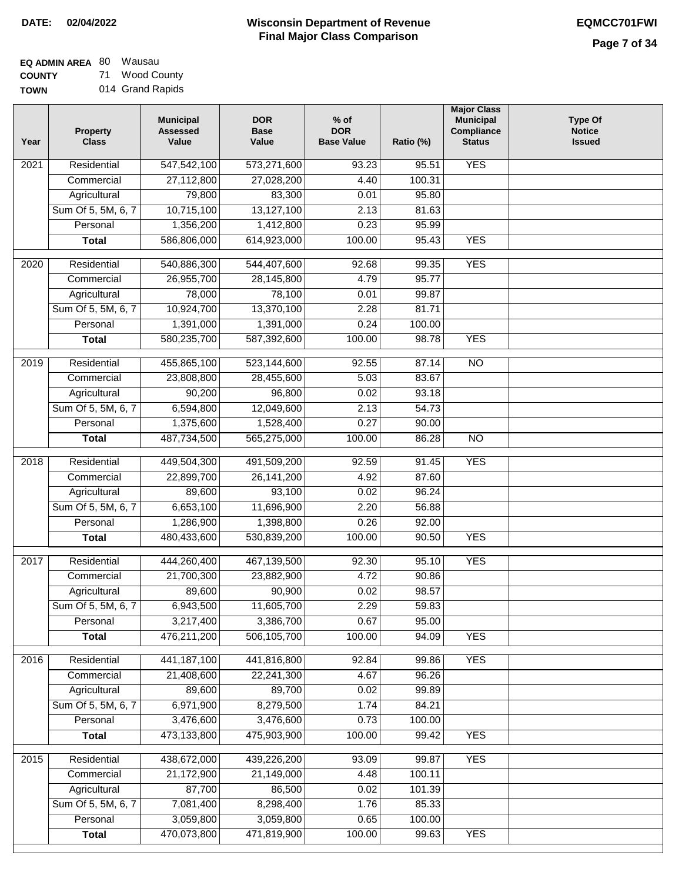**DATE: 02/04/2022**

# Wisconsin Department of Revenue
## Final Major Class Comparison

**EQMCC701FWI**

**EQ ADMIN AREA** 80 Wausau
**COUNTY** 71 Wood County
**TOWN** 014 Grand Rapids

| Year | Property Class | Municipal Assessed Value | DOR Base Value | % of DOR Base Value | Ratio (%) | Major Class Municipal Compliance Status | Type Of Notice Issued |
|---|---|---|---|---|---|---|---|
| 2021 | Residential | 547,542,100 | 573,271,600 | 93.23 | 95.51 | YES | |
| | Commercial | 27,112,800 | 27,028,200 | 4.40 | 100.31 | | |
| | Agricultural | 79,800 | 83,300 | 0.01 | 95.80 | | |
| | Sum Of 5, 5M, 6, 7 | 10,715,100 | 13,127,100 | 2.13 | 81.63 | | |
| | Personal | 1,356,200 | 1,412,800 | 0.23 | 95.99 | | |
| | **Total** | 586,806,000 | 614,923,000 | 100.00 | 95.43 | YES | |
| 2020 | Residential | 540,886,300 | 544,407,600 | 92.68 | 99.35 | YES | |
| | Commercial | 26,955,700 | 28,145,800 | 4.79 | 95.77 | | |
| | Agricultural | 78,000 | 78,100 | 0.01 | 99.87 | | |
| | Sum Of 5, 5M, 6, 7 | 10,924,700 | 13,370,100 | 2.28 | 81.71 | | |
| | Personal | 1,391,000 | 1,391,000 | 0.24 | 100.00 | | |
| | **Total** | 580,235,700 | 587,392,600 | 100.00 | 98.78 | YES | |
| 2019 | Residential | 455,865,100 | 523,144,600 | 92.55 | 87.14 | NO | |
| | Commercial | 23,808,800 | 28,455,600 | 5.03 | 83.67 | | |
| | Agricultural | 90,200 | 96,800 | 0.02 | 93.18 | | |
| | Sum Of 5, 5M, 6, 7 | 6,594,800 | 12,049,600 | 2.13 | 54.73 | | |
| | Personal | 1,375,600 | 1,528,400 | 0.27 | 90.00 | | |
| | **Total** | 487,734,500 | 565,275,000 | 100.00 | 86.28 | NO | |
| 2018 | Residential | 449,504,300 | 491,509,200 | 92.59 | 91.45 | YES | |
| | Commercial | 22,899,700 | 26,141,200 | 4.92 | 87.60 | | |
| | Agricultural | 89,600 | 93,100 | 0.02 | 96.24 | | |
| | Sum Of 5, 5M, 6, 7 | 6,653,100 | 11,696,900 | 2.20 | 56.88 | | |
| | Personal | 1,286,900 | 1,398,800 | 0.26 | 92.00 | | |
| | **Total** | 480,433,600 | 530,839,200 | 100.00 | 90.50 | YES | |
| 2017 | Residential | 444,260,400 | 467,139,500 | 92.30 | 95.10 | YES | |
| | Commercial | 21,700,300 | 23,882,900 | 4.72 | 90.86 | | |
| | Agricultural | 89,600 | 90,900 | 0.02 | 98.57 | | |
| | Sum Of 5, 5M, 6, 7 | 6,943,500 | 11,605,700 | 2.29 | 59.83 | | |
| | Personal | 3,217,400 | 3,386,700 | 0.67 | 95.00 | | |
| | **Total** | 476,211,200 | 506,105,700 | 100.00 | 94.09 | YES | |
| 2016 | Residential | 441,187,100 | 441,816,800 | 92.84 | 99.86 | YES | |
| | Commercial | 21,408,600 | 22,241,300 | 4.67 | 96.26 | | |
| | Agricultural | 89,600 | 89,700 | 0.02 | 99.89 | | |
| | Sum Of 5, 5M, 6, 7 | 6,971,900 | 8,279,500 | 1.74 | 84.21 | | |
| | Personal | 3,476,600 | 3,476,600 | 0.73 | 100.00 | | |
| | **Total** | 473,133,800 | 475,903,900 | 100.00 | 99.42 | YES | |
| 2015 | Residential | 438,672,000 | 439,226,200 | 93.09 | 99.87 | YES | |
| | Commercial | 21,172,900 | 21,149,000 | 4.48 | 100.11 | | |
| | Agricultural | 87,700 | 86,500 | 0.02 | 101.39 | | |
| | Sum Of 5, 5M, 6, 7 | 7,081,400 | 8,298,400 | 1.76 | 85.33 | | |
| | Personal | 3,059,800 | 3,059,800 | 0.65 | 100.00 | | |
| | **Total** | 470,073,800 | 471,819,900 | 100.00 | 99.63 | YES | |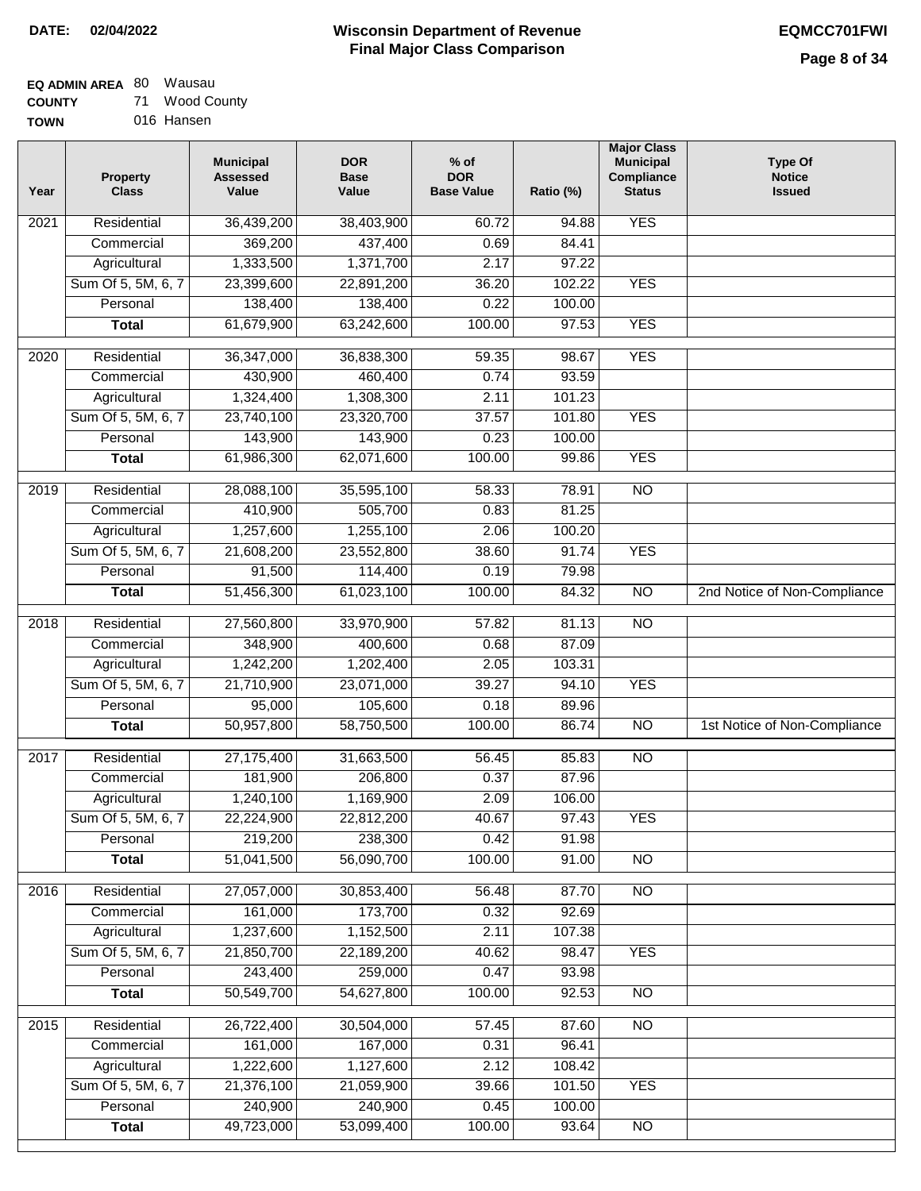**DATE:** 02/04/2022

# Wisconsin Department of Revenue
## Final Major Class Comparison

**EQMCC701FWI**

**EQ ADMIN AREA** 80 Wausau
**COUNTY** 71 Wood County
**TOWN** 016 Hansen

| Year | Property Class | Municipal Assessed Value | DOR Base Value | % of DOR Base Value | Ratio (%) | Major Class Municipal Compliance Status | Type Of Notice Issued |
|---|---|---|---|---|---|---|---|
| 2021 | Residential | 36,439,200 | 38,403,900 | 60.72 | 94.88 | YES | |
| | Commercial | 369,200 | 437,400 | 0.69 | 84.41 | | |
| | Agricultural | 1,333,500 | 1,371,700 | 2.17 | 97.22 | | |
| | Sum Of 5, 5M, 6, 7 | 23,399,600 | 22,891,200 | 36.20 | 102.22 | YES | |
| | Personal | 138,400 | 138,400 | 0.22 | 100.00 | | |
| | **Total** | 61,679,900 | 63,242,600 | 100.00 | 97.53 | YES | |
| 2020 | Residential | 36,347,000 | 36,838,300 | 59.35 | 98.67 | YES | |
| | Commercial | 430,900 | 460,400 | 0.74 | 93.59 | | |
| | Agricultural | 1,324,400 | 1,308,300 | 2.11 | 101.23 | | |
| | Sum Of 5, 5M, 6, 7 | 23,740,100 | 23,320,700 | 37.57 | 101.80 | YES | |
| | Personal | 143,900 | 143,900 | 0.23 | 100.00 | | |
| | **Total** | 61,986,300 | 62,071,600 | 100.00 | 99.86 | YES | |
| 2019 | Residential | 28,088,100 | 35,595,100 | 58.33 | 78.91 | NO | |
| | Commercial | 410,900 | 505,700 | 0.83 | 81.25 | | |
| | Agricultural | 1,257,600 | 1,255,100 | 2.06 | 100.20 | | |
| | Sum Of 5, 5M, 6, 7 | 21,608,200 | 23,552,800 | 38.60 | 91.74 | YES | |
| | Personal | 91,500 | 114,400 | 0.19 | 79.98 | | |
| | **Total** | 51,456,300 | 61,023,100 | 100.00 | 84.32 | NO | 2nd Notice of Non-Compliance |
| 2018 | Residential | 27,560,800 | 33,970,900 | 57.82 | 81.13 | NO | |
| | Commercial | 348,900 | 400,600 | 0.68 | 87.09 | | |
| | Agricultural | 1,242,200 | 1,202,400 | 2.05 | 103.31 | | |
| | Sum Of 5, 5M, 6, 7 | 21,710,900 | 23,071,000 | 39.27 | 94.10 | YES | |
| | Personal | 95,000 | 105,600 | 0.18 | 89.96 | | |
| | **Total** | 50,957,800 | 58,750,500 | 100.00 | 86.74 | NO | 1st Notice of Non-Compliance |
| 2017 | Residential | 27,175,400 | 31,663,500 | 56.45 | 85.83 | NO | |
| | Commercial | 181,900 | 206,800 | 0.37 | 87.96 | | |
| | Agricultural | 1,240,100 | 1,169,900 | 2.09 | 106.00 | | |
| | Sum Of 5, 5M, 6, 7 | 22,224,900 | 22,812,200 | 40.67 | 97.43 | YES | |
| | Personal | 219,200 | 238,300 | 0.42 | 91.98 | | |
| | **Total** | 51,041,500 | 56,090,700 | 100.00 | 91.00 | NO | |
| 2016 | Residential | 27,057,000 | 30,853,400 | 56.48 | 87.70 | NO | |
| | Commercial | 161,000 | 173,700 | 0.32 | 92.69 | | |
| | Agricultural | 1,237,600 | 1,152,500 | 2.11 | 107.38 | | |
| | Sum Of 5, 5M, 6, 7 | 21,850,700 | 22,189,200 | 40.62 | 98.47 | YES | |
| | Personal | 243,400 | 259,000 | 0.47 | 93.98 | | |
| | **Total** | 50,549,700 | 54,627,800 | 100.00 | 92.53 | NO | |
| 2015 | Residential | 26,722,400 | 30,504,000 | 57.45 | 87.60 | NO | |
| | Commercial | 161,000 | 167,000 | 0.31 | 96.41 | | |
| | Agricultural | 1,222,600 | 1,127,600 | 2.12 | 108.42 | | |
| | Sum Of 5, 5M, 6, 7 | 21,376,100 | 21,059,900 | 39.66 | 101.50 | YES | |
| | Personal | 240,900 | 240,900 | 0.45 | 100.00 | | |
| | **Total** | 49,723,000 | 53,099,400 | 100.00 | 93.64 | NO | |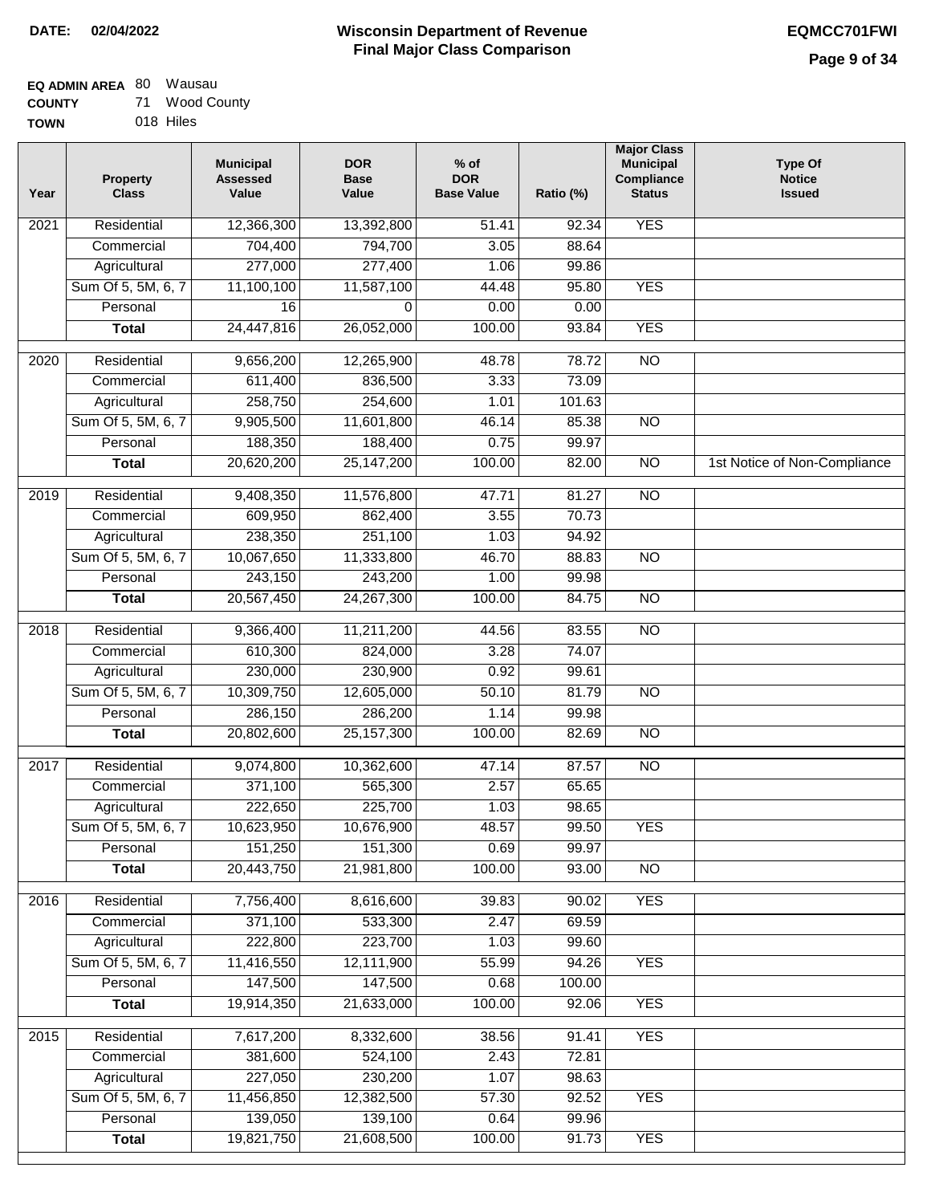**DATE: 02/04/2022**

# Wisconsin Department of Revenue
## Final Major Class Comparison

**EQMCC701FWI**

**EQ ADMIN AREA** 80 Wausau
**COUNTY** 71 Wood County
**TOWN** 018 Hiles

| Year | Property Class | Municipal Assessed Value | DOR Base Value | % of DOR Base Value | Ratio (%) | Major Class Municipal Compliance Status | Type Of Notice Issued |
|---|---|---|---|---|---|---|---|
| 2021 | Residential | 12,366,300 | 13,392,800 | 51.41 | 92.34 | YES | |
| | Commercial | 704,400 | 794,700 | 3.05 | 88.64 | | |
| | Agricultural | 277,000 | 277,400 | 1.06 | 99.86 | | |
| | Sum Of 5, 5M, 6, 7 | 11,100,100 | 11,587,100 | 44.48 | 95.80 | YES | |
| | Personal | 16 | 0 | 0.00 | 0.00 | | |
| | **Total** | 24,447,816 | 26,052,000 | 100.00 | 93.84 | YES | |
| 2020 | Residential | 9,656,200 | 12,265,900 | 48.78 | 78.72 | NO | |
| | Commercial | 611,400 | 836,500 | 3.33 | 73.09 | | |
| | Agricultural | 258,750 | 254,600 | 1.01 | 101.63 | | |
| | Sum Of 5, 5M, 6, 7 | 9,905,500 | 11,601,800 | 46.14 | 85.38 | NO | |
| | Personal | 188,350 | 188,400 | 0.75 | 99.97 | | |
| | **Total** | 20,620,200 | 25,147,200 | 100.00 | 82.00 | NO | 1st Notice of Non-Compliance |
| 2019 | Residential | 9,408,350 | 11,576,800 | 47.71 | 81.27 | NO | |
| | Commercial | 609,950 | 862,400 | 3.55 | 70.73 | | |
| | Agricultural | 238,350 | 251,100 | 1.03 | 94.92 | | |
| | Sum Of 5, 5M, 6, 7 | 10,067,650 | 11,333,800 | 46.70 | 88.83 | NO | |
| | Personal | 243,150 | 243,200 | 1.00 | 99.98 | | |
| | **Total** | 20,567,450 | 24,267,300 | 100.00 | 84.75 | NO | |
| 2018 | Residential | 9,366,400 | 11,211,200 | 44.56 | 83.55 | NO | |
| | Commercial | 610,300 | 824,000 | 3.28 | 74.07 | | |
| | Agricultural | 230,000 | 230,900 | 0.92 | 99.61 | | |
| | Sum Of 5, 5M, 6, 7 | 10,309,750 | 12,605,000 | 50.10 | 81.79 | NO | |
| | Personal | 286,150 | 286,200 | 1.14 | 99.98 | | |
| | **Total** | 20,802,600 | 25,157,300 | 100.00 | 82.69 | NO | |
| 2017 | Residential | 9,074,800 | 10,362,600 | 47.14 | 87.57 | NO | |
| | Commercial | 371,100 | 565,300 | 2.57 | 65.65 | | |
| | Agricultural | 222,650 | 225,700 | 1.03 | 98.65 | | |
| | Sum Of 5, 5M, 6, 7 | 10,623,950 | 10,676,900 | 48.57 | 99.50 | YES | |
| | Personal | 151,250 | 151,300 | 0.69 | 99.97 | | |
| | **Total** | 20,443,750 | 21,981,800 | 100.00 | 93.00 | NO | |
| 2016 | Residential | 7,756,400 | 8,616,600 | 39.83 | 90.02 | YES | |
| | Commercial | 371,100 | 533,300 | 2.47 | 69.59 | | |
| | Agricultural | 222,800 | 223,700 | 1.03 | 99.60 | | |
| | Sum Of 5, 5M, 6, 7 | 11,416,550 | 12,111,900 | 55.99 | 94.26 | YES | |
| | Personal | 147,500 | 147,500 | 0.68 | 100.00 | | |
| | **Total** | 19,914,350 | 21,633,000 | 100.00 | 92.06 | YES | |
| 2015 | Residential | 7,617,200 | 8,332,600 | 38.56 | 91.41 | YES | |
| | Commercial | 381,600 | 524,100 | 2.43 | 72.81 | | |
| | Agricultural | 227,050 | 230,200 | 1.07 | 98.63 | | |
| | Sum Of 5, 5M, 6, 7 | 11,456,850 | 12,382,500 | 57.30 | 92.52 | YES | |
| | Personal | 139,050 | 139,100 | 0.64 | 99.96 | | |
| | **Total** | 19,821,750 | 21,608,500 | 100.00 | 91.73 | YES | |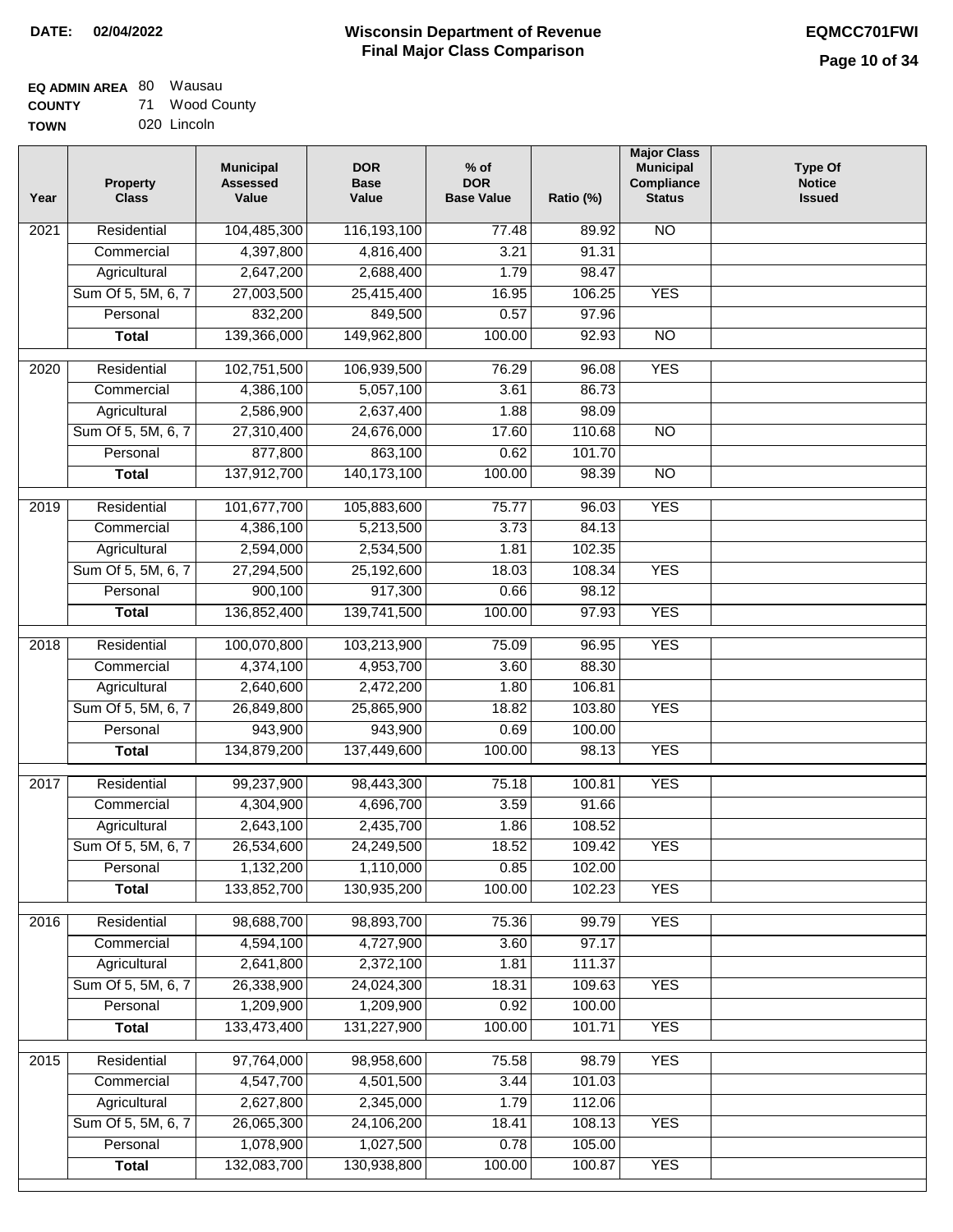**DATE: 02/04/2022**

# Wisconsin Department of Revenue
## Final Major Class Comparison

**EQMCC701FWI**

**EQ ADMIN AREA** 80 Wausau
**COUNTY** 71 Wood County
**TOWN** 020 Lincoln

| Year | Property Class | Municipal Assessed Value | DOR Base Value | % of DOR Base Value | Ratio (%) | Major Class Municipal Compliance Status | Type Of Notice Issued |
|---|---|---|---|---|---|---|---|
| 2021 | Residential | 104,485,300 | 116,193,100 | 77.48 | 89.92 | NO | |
| | Commercial | 4,397,800 | 4,816,400 | 3.21 | 91.31 | | |
| | Agricultural | 2,647,200 | 2,688,400 | 1.79 | 98.47 | | |
| | Sum Of 5, 5M, 6, 7 | 27,003,500 | 25,415,400 | 16.95 | 106.25 | YES | |
| | Personal | 832,200 | 849,500 | 0.57 | 97.96 | | |
| | **Total** | 139,366,000 | 149,962,800 | 100.00 | 92.93 | NO | |
| 2020 | Residential | 102,751,500 | 106,939,500 | 76.29 | 96.08 | YES | |
| | Commercial | 4,386,100 | 5,057,100 | 3.61 | 86.73 | | |
| | Agricultural | 2,586,900 | 2,637,400 | 1.88 | 98.09 | | |
| | Sum Of 5, 5M, 6, 7 | 27,310,400 | 24,676,000 | 17.60 | 110.68 | NO | |
| | Personal | 877,800 | 863,100 | 0.62 | 101.70 | | |
| | **Total** | 137,912,700 | 140,173,100 | 100.00 | 98.39 | NO | |
| 2019 | Residential | 101,677,700 | 105,883,600 | 75.77 | 96.03 | YES | |
| | Commercial | 4,386,100 | 5,213,500 | 3.73 | 84.13 | | |
| | Agricultural | 2,594,000 | 2,534,500 | 1.81 | 102.35 | | |
| | Sum Of 5, 5M, 6, 7 | 27,294,500 | 25,192,600 | 18.03 | 108.34 | YES | |
| | Personal | 900,100 | 917,300 | 0.66 | 98.12 | | |
| | **Total** | 136,852,400 | 139,741,500 | 100.00 | 97.93 | YES | |
| 2018 | Residential | 100,070,800 | 103,213,900 | 75.09 | 96.95 | YES | |
| | Commercial | 4,374,100 | 4,953,700 | 3.60 | 88.30 | | |
| | Agricultural | 2,640,600 | 2,472,200 | 1.80 | 106.81 | | |
| | Sum Of 5, 5M, 6, 7 | 26,849,800 | 25,865,900 | 18.82 | 103.80 | YES | |
| | Personal | 943,900 | 943,900 | 0.69 | 100.00 | | |
| | **Total** | 134,879,200 | 137,449,600 | 100.00 | 98.13 | YES | |
| 2017 | Residential | 99,237,900 | 98,443,300 | 75.18 | 100.81 | YES | |
| | Commercial | 4,304,900 | 4,696,700 | 3.59 | 91.66 | | |
| | Agricultural | 2,643,100 | 2,435,700 | 1.86 | 108.52 | | |
| | Sum Of 5, 5M, 6, 7 | 26,534,600 | 24,249,500 | 18.52 | 109.42 | YES | |
| | Personal | 1,132,200 | 1,110,000 | 0.85 | 102.00 | | |
| | **Total** | 133,852,700 | 130,935,200 | 100.00 | 102.23 | YES | |
| 2016 | Residential | 98,688,700 | 98,893,700 | 75.36 | 99.79 | YES | |
| | Commercial | 4,594,100 | 4,727,900 | 3.60 | 97.17 | | |
| | Agricultural | 2,641,800 | 2,372,100 | 1.81 | 111.37 | | |
| | Sum Of 5, 5M, 6, 7 | 26,338,900 | 24,024,300 | 18.31 | 109.63 | YES | |
| | Personal | 1,209,900 | 1,209,900 | 0.92 | 100.00 | | |
| | **Total** | 133,473,400 | 131,227,900 | 100.00 | 101.71 | YES | |
| 2015 | Residential | 97,764,000 | 98,958,600 | 75.58 | 98.79 | YES | |
| | Commercial | 4,547,700 | 4,501,500 | 3.44 | 101.03 | | |
| | Agricultural | 2,627,800 | 2,345,000 | 1.79 | 112.06 | | |
| | Sum Of 5, 5M, 6, 7 | 26,065,300 | 24,106,200 | 18.41 | 108.13 | YES | |
| | Personal | 1,078,900 | 1,027,500 | 0.78 | 105.00 | | |
| | **Total** | 132,083,700 | 130,938,800 | 100.00 | 100.87 | YES | |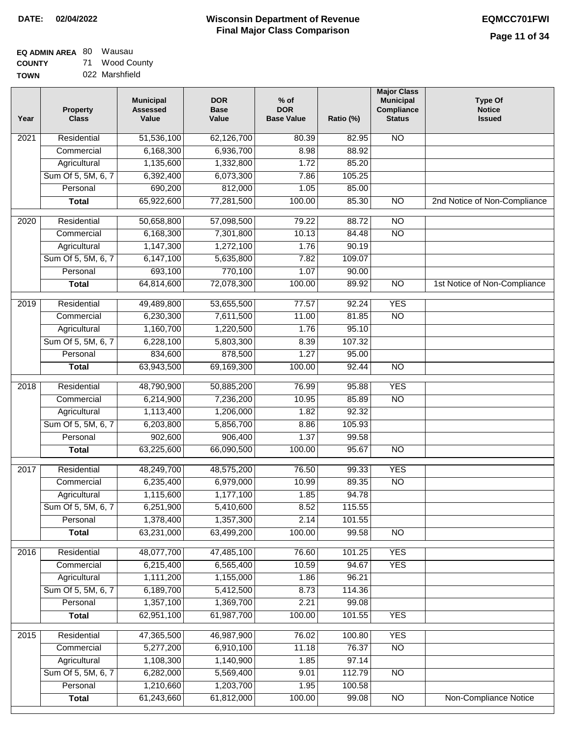**DATE: 02/04/2022**

# Wisconsin Department of Revenue
## Final Major Class Comparison

**EQMCC701FWI**

**EQ ADMIN AREA** 80 Wausau
**COUNTY** 71 Wood County
**TOWN** 022 Marshfield

| Year | Property Class | Municipal Assessed Value | DOR Base Value | % of DOR Base Value | Ratio (%) | Major Class Municipal Compliance Status | Type Of Notice Issued |
|---|---|---|---|---|---|---|---|
| 2021 | Residential | 51,536,100 | 62,126,700 | 80.39 | 82.95 | NO | |
| | Commercial | 6,168,300 | 6,936,700 | 8.98 | 88.92 | | |
| | Agricultural | 1,135,600 | 1,332,800 | 1.72 | 85.20 | | |
| | Sum Of 5, 5M, 6, 7 | 6,392,400 | 6,073,300 | 7.86 | 105.25 | | |
| | Personal | 690,200 | 812,000 | 1.05 | 85.00 | | |
| | **Total** | 65,922,600 | 77,281,500 | 100.00 | 85.30 | NO | 2nd Notice of Non-Compliance |
| 2020 | Residential | 50,658,800 | 57,098,500 | 79.22 | 88.72 | NO | |
| | Commercial | 6,168,300 | 7,301,800 | 10.13 | 84.48 | NO | |
| | Agricultural | 1,147,300 | 1,272,100 | 1.76 | 90.19 | | |
| | Sum Of 5, 5M, 6, 7 | 6,147,100 | 5,635,800 | 7.82 | 109.07 | | |
| | Personal | 693,100 | 770,100 | 1.07 | 90.00 | | |
| | **Total** | 64,814,600 | 72,078,300 | 100.00 | 89.92 | NO | 1st Notice of Non-Compliance |
| 2019 | Residential | 49,489,800 | 53,655,500 | 77.57 | 92.24 | YES | |
| | Commercial | 6,230,300 | 7,611,500 | 11.00 | 81.85 | NO | |
| | Agricultural | 1,160,700 | 1,220,500 | 1.76 | 95.10 | | |
| | Sum Of 5, 5M, 6, 7 | 6,228,100 | 5,803,300 | 8.39 | 107.32 | | |
| | Personal | 834,600 | 878,500 | 1.27 | 95.00 | | |
| | **Total** | 63,943,500 | 69,169,300 | 100.00 | 92.44 | NO | |
| 2018 | Residential | 48,790,900 | 50,885,200 | 76.99 | 95.88 | YES | |
| | Commercial | 6,214,900 | 7,236,200 | 10.95 | 85.89 | NO | |
| | Agricultural | 1,113,400 | 1,206,000 | 1.82 | 92.32 | | |
| | Sum Of 5, 5M, 6, 7 | 6,203,800 | 5,856,700 | 8.86 | 105.93 | | |
| | Personal | 902,600 | 906,400 | 1.37 | 99.58 | | |
| | **Total** | 63,225,600 | 66,090,500 | 100.00 | 95.67 | NO | |
| 2017 | Residential | 48,249,700 | 48,575,200 | 76.50 | 99.33 | YES | |
| | Commercial | 6,235,400 | 6,979,000 | 10.99 | 89.35 | NO | |
| | Agricultural | 1,115,600 | 1,177,100 | 1.85 | 94.78 | | |
| | Sum Of 5, 5M, 6, 7 | 6,251,900 | 5,410,600 | 8.52 | 115.55 | | |
| | Personal | 1,378,400 | 1,357,300 | 2.14 | 101.55 | | |
| | **Total** | 63,231,000 | 63,499,200 | 100.00 | 99.58 | NO | |
| 2016 | Residential | 48,077,700 | 47,485,100 | 76.60 | 101.25 | YES | |
| | Commercial | 6,215,400 | 6,565,400 | 10.59 | 94.67 | YES | |
| | Agricultural | 1,111,200 | 1,155,000 | 1.86 | 96.21 | | |
| | Sum Of 5, 5M, 6, 7 | 6,189,700 | 5,412,500 | 8.73 | 114.36 | | |
| | Personal | 1,357,100 | 1,369,700 | 2.21 | 99.08 | | |
| | **Total** | 62,951,100 | 61,987,700 | 100.00 | 101.55 | YES | |
| 2015 | Residential | 47,365,500 | 46,987,900 | 76.02 | 100.80 | YES | |
| | Commercial | 5,277,200 | 6,910,100 | 11.18 | 76.37 | NO | |
| | Agricultural | 1,108,300 | 1,140,900 | 1.85 | 97.14 | | |
| | Sum Of 5, 5M, 6, 7 | 6,282,000 | 5,569,400 | 9.01 | 112.79 | NO | |
| | Personal | 1,210,660 | 1,203,700 | 1.95 | 100.58 | | |
| | **Total** | 61,243,660 | 61,812,000 | 100.00 | 99.08 | NO | Non-Compliance Notice |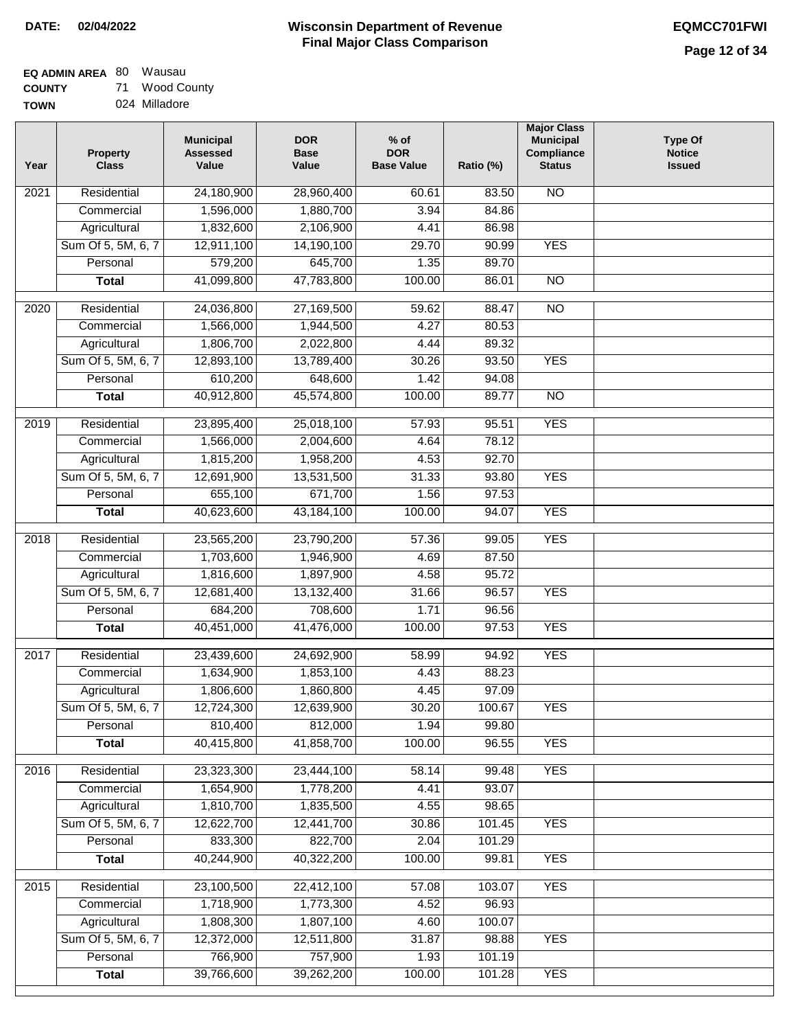**DATE: 02/04/2022**

# Wisconsin Department of Revenue
## Final Major Class Comparison

**EQMCC701FWI**

**EQ ADMIN AREA** 80 Wausau
**COUNTY** 71 Wood County
**TOWN** 024 Milladore

| Year | Property Class | Municipal Assessed Value | DOR Base Value | % of DOR Base Value | Ratio (%) | Major Class Municipal Compliance Status | Type Of Notice Issued |
|---|---|---|---|---|---|---|---|
| 2021 | Residential | 24,180,900 | 28,960,400 | 60.61 | 83.50 | NO | |
| | Commercial | 1,596,000 | 1,880,700 | 3.94 | 84.86 | | |
| | Agricultural | 1,832,600 | 2,106,900 | 4.41 | 86.98 | | |
| | Sum Of 5, 5M, 6, 7 | 12,911,100 | 14,190,100 | 29.70 | 90.99 | YES | |
| | Personal | 579,200 | 645,700 | 1.35 | 89.70 | | |
| | **Total** | 41,099,800 | 47,783,800 | 100.00 | 86.01 | NO | |
| 2020 | Residential | 24,036,800 | 27,169,500 | 59.62 | 88.47 | NO | |
| | Commercial | 1,566,000 | 1,944,500 | 4.27 | 80.53 | | |
| | Agricultural | 1,806,700 | 2,022,800 | 4.44 | 89.32 | | |
| | Sum Of 5, 5M, 6, 7 | 12,893,100 | 13,789,400 | 30.26 | 93.50 | YES | |
| | Personal | 610,200 | 648,600 | 1.42 | 94.08 | | |
| | **Total** | 40,912,800 | 45,574,800 | 100.00 | 89.77 | NO | |
| 2019 | Residential | 23,895,400 | 25,018,100 | 57.93 | 95.51 | YES | |
| | Commercial | 1,566,000 | 2,004,600 | 4.64 | 78.12 | | |
| | Agricultural | 1,815,200 | 1,958,200 | 4.53 | 92.70 | | |
| | Sum Of 5, 5M, 6, 7 | 12,691,900 | 13,531,500 | 31.33 | 93.80 | YES | |
| | Personal | 655,100 | 671,700 | 1.56 | 97.53 | | |
| | **Total** | 40,623,600 | 43,184,100 | 100.00 | 94.07 | YES | |
| 2018 | Residential | 23,565,200 | 23,790,200 | 57.36 | 99.05 | YES | |
| | Commercial | 1,703,600 | 1,946,900 | 4.69 | 87.50 | | |
| | Agricultural | 1,816,600 | 1,897,900 | 4.58 | 95.72 | | |
| | Sum Of 5, 5M, 6, 7 | 12,681,400 | 13,132,400 | 31.66 | 96.57 | YES | |
| | Personal | 684,200 | 708,600 | 1.71 | 96.56 | | |
| | **Total** | 40,451,000 | 41,476,000 | 100.00 | 97.53 | YES | |
| 2017 | Residential | 23,439,600 | 24,692,900 | 58.99 | 94.92 | YES | |
| | Commercial | 1,634,900 | 1,853,100 | 4.43 | 88.23 | | |
| | Agricultural | 1,806,600 | 1,860,800 | 4.45 | 97.09 | | |
| | Sum Of 5, 5M, 6, 7 | 12,724,300 | 12,639,900 | 30.20 | 100.67 | YES | |
| | Personal | 810,400 | 812,000 | 1.94 | 99.80 | | |
| | **Total** | 40,415,800 | 41,858,700 | 100.00 | 96.55 | YES | |
| 2016 | Residential | 23,323,300 | 23,444,100 | 58.14 | 99.48 | YES | |
| | Commercial | 1,654,900 | 1,778,200 | 4.41 | 93.07 | | |
| | Agricultural | 1,810,700 | 1,835,500 | 4.55 | 98.65 | | |
| | Sum Of 5, 5M, 6, 7 | 12,622,700 | 12,441,700 | 30.86 | 101.45 | YES | |
| | Personal | 833,300 | 822,700 | 2.04 | 101.29 | | |
| | **Total** | 40,244,900 | 40,322,200 | 100.00 | 99.81 | YES | |
| 2015 | Residential | 23,100,500 | 22,412,100 | 57.08 | 103.07 | YES | |
| | Commercial | 1,718,900 | 1,773,300 | 4.52 | 96.93 | | |
| | Agricultural | 1,808,300 | 1,807,100 | 4.60 | 100.07 | | |
| | Sum Of 5, 5M, 6, 7 | 12,372,000 | 12,511,800 | 31.87 | 98.88 | YES | |
| | Personal | 766,900 | 757,900 | 1.93 | 101.19 | | |
| | **Total** | 39,766,600 | 39,262,200 | 100.00 | 101.28 | YES | |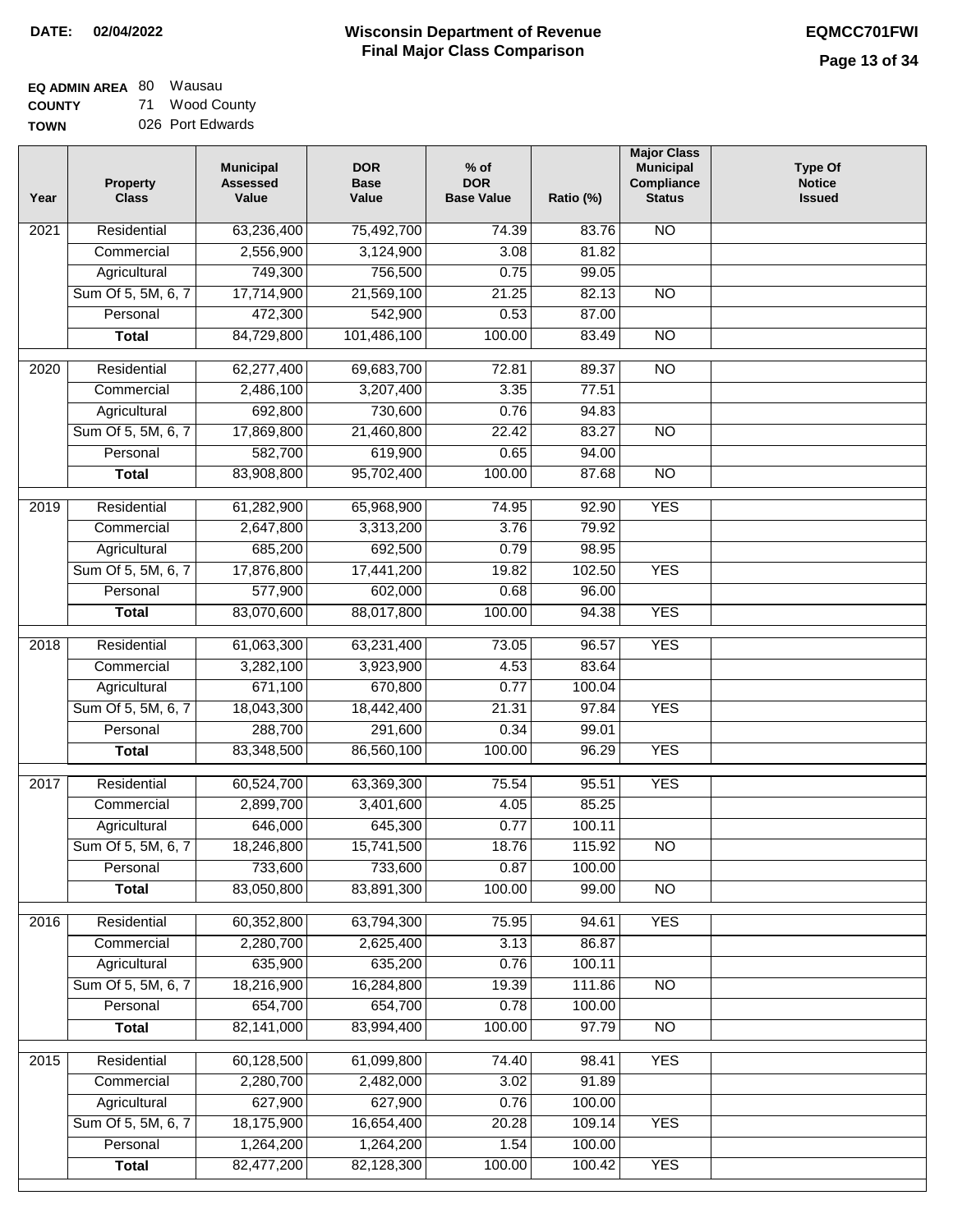**DATE: 02/04/2022**

# Wisconsin Department of Revenue
## Final Major Class Comparison

**EQMCC701FWI**

**EQ ADMIN AREA** 80 Wausau
**COUNTY** 71 Wood County
**TOWN** 026 Port Edwards

| Year | Property Class | Municipal Assessed Value | DOR Base Value | % of DOR Base Value | Ratio (%) | Major Class Municipal Compliance Status | Type Of Notice Issued |
|---|---|---|---|---|---|---|---|
| 2021 | Residential | 63,236,400 | 75,492,700 | 74.39 | 83.76 | NO | |
| | Commercial | 2,556,900 | 3,124,900 | 3.08 | 81.82 | | |
| | Agricultural | 749,300 | 756,500 | 0.75 | 99.05 | | |
| | Sum Of 5, 5M, 6, 7 | 17,714,900 | 21,569,100 | 21.25 | 82.13 | NO | |
| | Personal | 472,300 | 542,900 | 0.53 | 87.00 | | |
| | **Total** | 84,729,800 | 101,486,100 | 100.00 | 83.49 | NO | |
| 2020 | Residential | 62,277,400 | 69,683,700 | 72.81 | 89.37 | NO | |
| | Commercial | 2,486,100 | 3,207,400 | 3.35 | 77.51 | | |
| | Agricultural | 692,800 | 730,600 | 0.76 | 94.83 | | |
| | Sum Of 5, 5M, 6, 7 | 17,869,800 | 21,460,800 | 22.42 | 83.27 | NO | |
| | Personal | 582,700 | 619,900 | 0.65 | 94.00 | | |
| | **Total** | 83,908,800 | 95,702,400 | 100.00 | 87.68 | NO | |
| 2019 | Residential | 61,282,900 | 65,968,900 | 74.95 | 92.90 | YES | |
| | Commercial | 2,647,800 | 3,313,200 | 3.76 | 79.92 | | |
| | Agricultural | 685,200 | 692,500 | 0.79 | 98.95 | | |
| | Sum Of 5, 5M, 6, 7 | 17,876,800 | 17,441,200 | 19.82 | 102.50 | YES | |
| | Personal | 577,900 | 602,000 | 0.68 | 96.00 | | |
| | **Total** | 83,070,600 | 88,017,800 | 100.00 | 94.38 | YES | |
| 2018 | Residential | 61,063,300 | 63,231,400 | 73.05 | 96.57 | YES | |
| | Commercial | 3,282,100 | 3,923,900 | 4.53 | 83.64 | | |
| | Agricultural | 671,100 | 670,800 | 0.77 | 100.04 | | |
| | Sum Of 5, 5M, 6, 7 | 18,043,300 | 18,442,400 | 21.31 | 97.84 | YES | |
| | Personal | 288,700 | 291,600 | 0.34 | 99.01 | | |
| | **Total** | 83,348,500 | 86,560,100 | 100.00 | 96.29 | YES | |
| 2017 | Residential | 60,524,700 | 63,369,300 | 75.54 | 95.51 | YES | |
| | Commercial | 2,899,700 | 3,401,600 | 4.05 | 85.25 | | |
| | Agricultural | 646,000 | 645,300 | 0.77 | 100.11 | | |
| | Sum Of 5, 5M, 6, 7 | 18,246,800 | 15,741,500 | 18.76 | 115.92 | NO | |
| | Personal | 733,600 | 733,600 | 0.87 | 100.00 | | |
| | **Total** | 83,050,800 | 83,891,300 | 100.00 | 99.00 | NO | |
| 2016 | Residential | 60,352,800 | 63,794,300 | 75.95 | 94.61 | YES | |
| | Commercial | 2,280,700 | 2,625,400 | 3.13 | 86.87 | | |
| | Agricultural | 635,900 | 635,200 | 0.76 | 100.11 | | |
| | Sum Of 5, 5M, 6, 7 | 18,216,900 | 16,284,800 | 19.39 | 111.86 | NO | |
| | Personal | 654,700 | 654,700 | 0.78 | 100.00 | | |
| | **Total** | 82,141,000 | 83,994,400 | 100.00 | 97.79 | NO | |
| 2015 | Residential | 60,128,500 | 61,099,800 | 74.40 | 98.41 | YES | |
| | Commercial | 2,280,700 | 2,482,000 | 3.02 | 91.89 | | |
| | Agricultural | 627,900 | 627,900 | 0.76 | 100.00 | | |
| | Sum Of 5, 5M, 6, 7 | 18,175,900 | 16,654,400 | 20.28 | 109.14 | YES | |
| | Personal | 1,264,200 | 1,264,200 | 1.54 | 100.00 | | |
| | **Total** | 82,477,200 | 82,128,300 | 100.00 | 100.42 | YES | |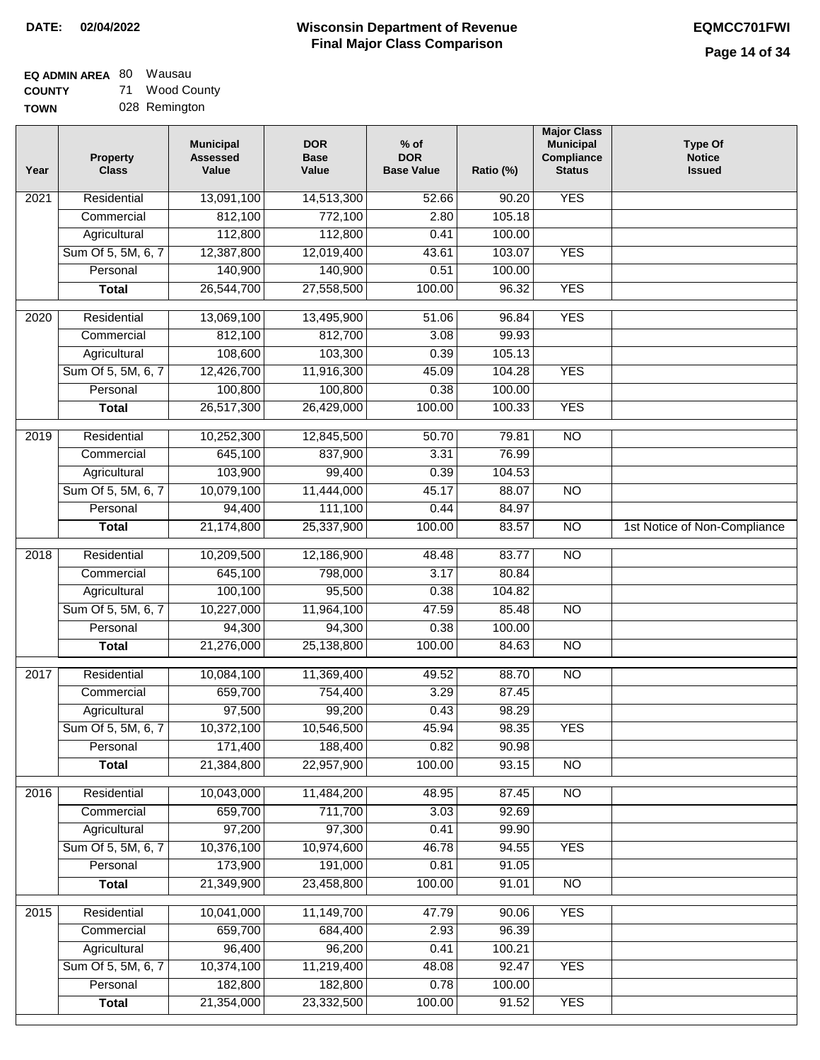**DATE: 02/04/2022**

# Wisconsin Department of Revenue
## Final Major Class Comparison

**EQMCC701FWI**

**EQ ADMIN AREA** 80 Wausau
**COUNTY** 71 Wood County
**TOWN** 028 Remington

| Year | Property Class | Municipal Assessed Value | DOR Base Value | % of DOR Base Value | Ratio (%) | Major Class Municipal Compliance Status | Type Of Notice Issued |
|---|---|---|---|---|---|---|---|
| 2021 | Residential | 13,091,100 | 14,513,300 | 52.66 | 90.20 | YES | |
| | Commercial | 812,100 | 772,100 | 2.80 | 105.18 | | |
| | Agricultural | 112,800 | 112,800 | 0.41 | 100.00 | | |
| | Sum Of 5, 5M, 6, 7 | 12,387,800 | 12,019,400 | 43.61 | 103.07 | YES | |
| | Personal | 140,900 | 140,900 | 0.51 | 100.00 | | |
| | **Total** | 26,544,700 | 27,558,500 | 100.00 | 96.32 | YES | |
| 2020 | Residential | 13,069,100 | 13,495,900 | 51.06 | 96.84 | YES | |
| | Commercial | 812,100 | 812,700 | 3.08 | 99.93 | | |
| | Agricultural | 108,600 | 103,300 | 0.39 | 105.13 | | |
| | Sum Of 5, 5M, 6, 7 | 12,426,700 | 11,916,300 | 45.09 | 104.28 | YES | |
| | Personal | 100,800 | 100,800 | 0.38 | 100.00 | | |
| | **Total** | 26,517,300 | 26,429,000 | 100.00 | 100.33 | YES | |
| 2019 | Residential | 10,252,300 | 12,845,500 | 50.70 | 79.81 | NO | |
| | Commercial | 645,100 | 837,900 | 3.31 | 76.99 | | |
| | Agricultural | 103,900 | 99,400 | 0.39 | 104.53 | | |
| | Sum Of 5, 5M, 6, 7 | 10,079,100 | 11,444,000 | 45.17 | 88.07 | NO | |
| | Personal | 94,400 | 111,100 | 0.44 | 84.97 | | |
| | **Total** | 21,174,800 | 25,337,900 | 100.00 | 83.57 | NO | 1st Notice of Non-Compliance |
| 2018 | Residential | 10,209,500 | 12,186,900 | 48.48 | 83.77 | NO | |
| | Commercial | 645,100 | 798,000 | 3.17 | 80.84 | | |
| | Agricultural | 100,100 | 95,500 | 0.38 | 104.82 | | |
| | Sum Of 5, 5M, 6, 7 | 10,227,000 | 11,964,100 | 47.59 | 85.48 | NO | |
| | Personal | 94,300 | 94,300 | 0.38 | 100.00 | | |
| | **Total** | 21,276,000 | 25,138,800 | 100.00 | 84.63 | NO | |
| 2017 | Residential | 10,084,100 | 11,369,400 | 49.52 | 88.70 | NO | |
| | Commercial | 659,700 | 754,400 | 3.29 | 87.45 | | |
| | Agricultural | 97,500 | 99,200 | 0.43 | 98.29 | | |
| | Sum Of 5, 5M, 6, 7 | 10,372,100 | 10,546,500 | 45.94 | 98.35 | YES | |
| | Personal | 171,400 | 188,400 | 0.82 | 90.98 | | |
| | **Total** | 21,384,800 | 22,957,900 | 100.00 | 93.15 | NO | |
| 2016 | Residential | 10,043,000 | 11,484,200 | 48.95 | 87.45 | NO | |
| | Commercial | 659,700 | 711,700 | 3.03 | 92.69 | | |
| | Agricultural | 97,200 | 97,300 | 0.41 | 99.90 | | |
| | Sum Of 5, 5M, 6, 7 | 10,376,100 | 10,974,600 | 46.78 | 94.55 | YES | |
| | Personal | 173,900 | 191,000 | 0.81 | 91.05 | | |
| | **Total** | 21,349,900 | 23,458,800 | 100.00 | 91.01 | NO | |
| 2015 | Residential | 10,041,000 | 11,149,700 | 47.79 | 90.06 | YES | |
| | Commercial | 659,700 | 684,400 | 2.93 | 96.39 | | |
| | Agricultural | 96,400 | 96,200 | 0.41 | 100.21 | | |
| | Sum Of 5, 5M, 6, 7 | 10,374,100 | 11,219,400 | 48.08 | 92.47 | YES | |
| | Personal | 182,800 | 182,800 | 0.78 | 100.00 | | |
| | **Total** | 21,354,000 | 23,332,500 | 100.00 | 91.52 | YES | |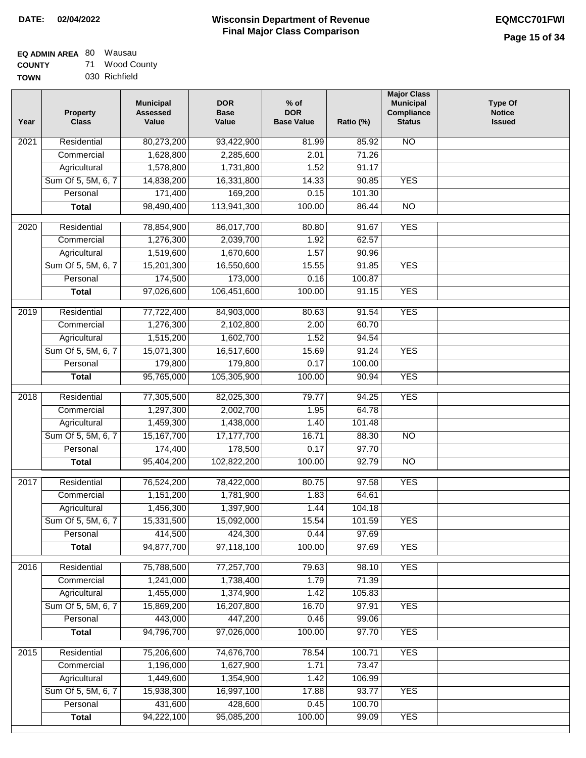**DATE:** 02/04/2022

# Wisconsin Department of Revenue
## Final Major Class Comparison

**EQMCC701FWI**

**EQ ADMIN AREA** 80 Wausau
**COUNTY** 71 Wood County
**TOWN** 030 Richfield

| Year | Property Class | Municipal Assessed Value | DOR Base Value | % of DOR Base Value | Ratio (%) | Major Class Municipal Compliance Status | Type Of Notice Issued |
|---|---|---|---|---|---|---|---|
| 2021 | Residential | 80,273,200 | 93,422,900 | 81.99 | 85.92 | NO | |
| | Commercial | 1,628,800 | 2,285,600 | 2.01 | 71.26 | | |
| | Agricultural | 1,578,800 | 1,731,800 | 1.52 | 91.17 | | |
| | Sum Of 5, 5M, 6, 7 | 14,838,200 | 16,331,800 | 14.33 | 90.85 | YES | |
| | Personal | 171,400 | 169,200 | 0.15 | 101.30 | | |
| | **Total** | 98,490,400 | 113,941,300 | 100.00 | 86.44 | NO | |
| 2020 | Residential | 78,854,900 | 86,017,700 | 80.80 | 91.67 | YES | |
| | Commercial | 1,276,300 | 2,039,700 | 1.92 | 62.57 | | |
| | Agricultural | 1,519,600 | 1,670,600 | 1.57 | 90.96 | | |
| | Sum Of 5, 5M, 6, 7 | 15,201,300 | 16,550,600 | 15.55 | 91.85 | YES | |
| | Personal | 174,500 | 173,000 | 0.16 | 100.87 | | |
| | **Total** | 97,026,600 | 106,451,600 | 100.00 | 91.15 | YES | |
| 2019 | Residential | 77,722,400 | 84,903,000 | 80.63 | 91.54 | YES | |
| | Commercial | 1,276,300 | 2,102,800 | 2.00 | 60.70 | | |
| | Agricultural | 1,515,200 | 1,602,700 | 1.52 | 94.54 | | |
| | Sum Of 5, 5M, 6, 7 | 15,071,300 | 16,517,600 | 15.69 | 91.24 | YES | |
| | Personal | 179,800 | 179,800 | 0.17 | 100.00 | | |
| | **Total** | 95,765,000 | 105,305,900 | 100.00 | 90.94 | YES | |
| 2018 | Residential | 77,305,500 | 82,025,300 | 79.77 | 94.25 | YES | |
| | Commercial | 1,297,300 | 2,002,700 | 1.95 | 64.78 | | |
| | Agricultural | 1,459,300 | 1,438,000 | 1.40 | 101.48 | | |
| | Sum Of 5, 5M, 6, 7 | 15,167,700 | 17,177,700 | 16.71 | 88.30 | NO | |
| | Personal | 174,400 | 178,500 | 0.17 | 97.70 | | |
| | **Total** | 95,404,200 | 102,822,200 | 100.00 | 92.79 | NO | |
| 2017 | Residential | 76,524,200 | 78,422,000 | 80.75 | 97.58 | YES | |
| | Commercial | 1,151,200 | 1,781,900 | 1.83 | 64.61 | | |
| | Agricultural | 1,456,300 | 1,397,900 | 1.44 | 104.18 | | |
| | Sum Of 5, 5M, 6, 7 | 15,331,500 | 15,092,000 | 15.54 | 101.59 | YES | |
| | Personal | 414,500 | 424,300 | 0.44 | 97.69 | | |
| | **Total** | 94,877,700 | 97,118,100 | 100.00 | 97.69 | YES | |
| 2016 | Residential | 75,788,500 | 77,257,700 | 79.63 | 98.10 | YES | |
| | Commercial | 1,241,000 | 1,738,400 | 1.79 | 71.39 | | |
| | Agricultural | 1,455,000 | 1,374,900 | 1.42 | 105.83 | | |
| | Sum Of 5, 5M, 6, 7 | 15,869,200 | 16,207,800 | 16.70 | 97.91 | YES | |
| | Personal | 443,000 | 447,200 | 0.46 | 99.06 | | |
| | **Total** | 94,796,700 | 97,026,000 | 100.00 | 97.70 | YES | |
| 2015 | Residential | 75,206,600 | 74,676,700 | 78.54 | 100.71 | YES | |
| | Commercial | 1,196,000 | 1,627,900 | 1.71 | 73.47 | | |
| | Agricultural | 1,449,600 | 1,354,900 | 1.42 | 106.99 | | |
| | Sum Of 5, 5M, 6, 7 | 15,938,300 | 16,997,100 | 17.88 | 93.77 | YES | |
| | Personal | 431,600 | 428,600 | 0.45 | 100.70 | | |
| | **Total** | 94,222,100 | 95,085,200 | 100.00 | 99.09 | YES | |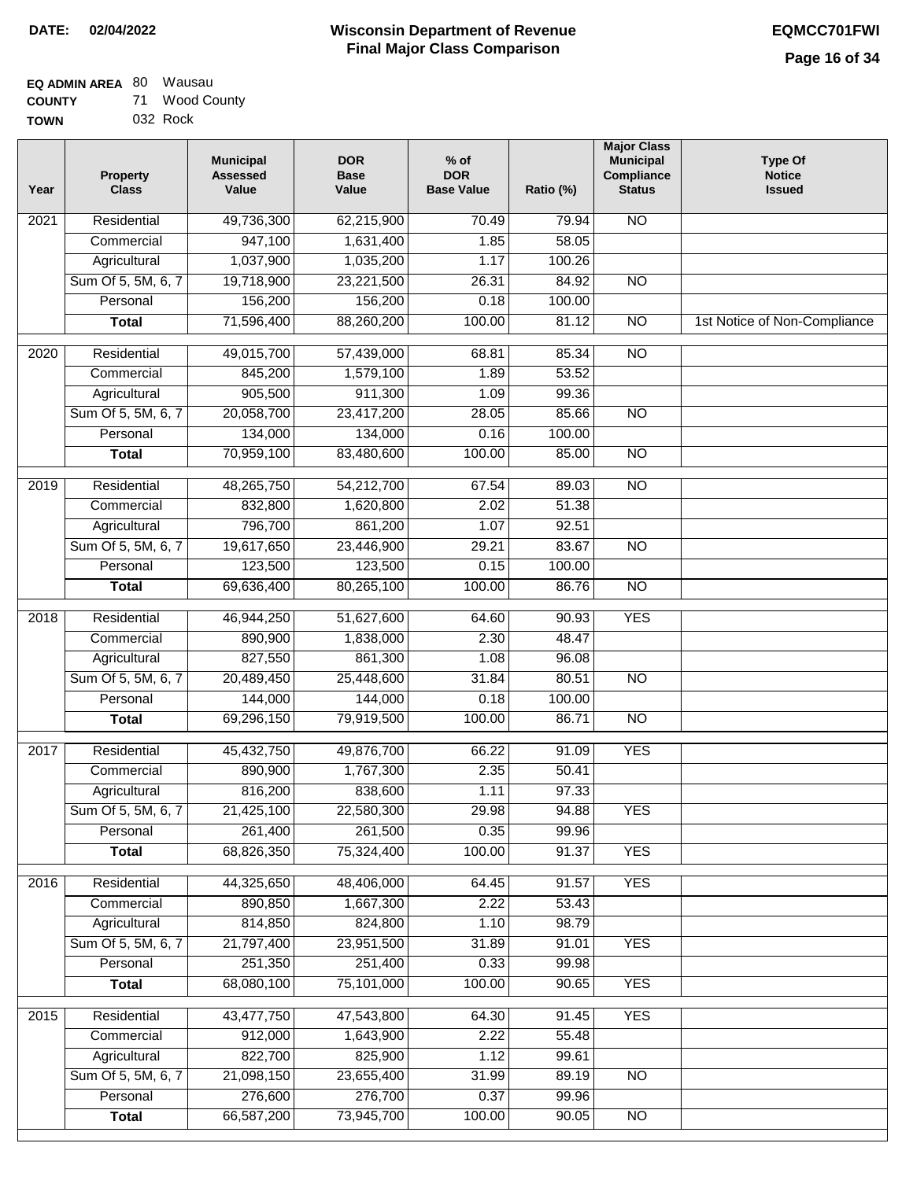**DATE:** 02/04/2022

# Wisconsin Department of Revenue
## Final Major Class Comparison

**EQMCC701FWI**

**EQ ADMIN AREA** 80 Wausau
**COUNTY** 71 Wood County
**TOWN** 032 Rock

| Year | Property Class | Municipal Assessed Value | DOR Base Value | % of DOR Base Value | Ratio (%) | Major Class Municipal Compliance Status | Type Of Notice Issued |
|---|---|---|---|---|---|---|---|
| 2021 | Residential | 49,736,300 | 62,215,900 | 70.49 | 79.94 | NO | |
| | Commercial | 947,100 | 1,631,400 | 1.85 | 58.05 | | |
| | Agricultural | 1,037,900 | 1,035,200 | 1.17 | 100.26 | | |
| | Sum Of 5, 5M, 6, 7 | 19,718,900 | 23,221,500 | 26.31 | 84.92 | NO | |
| | Personal | 156,200 | 156,200 | 0.18 | 100.00 | | |
| | **Total** | 71,596,400 | 88,260,200 | 100.00 | 81.12 | NO | 1st Notice of Non-Compliance |
| 2020 | Residential | 49,015,700 | 57,439,000 | 68.81 | 85.34 | NO | |
| | Commercial | 845,200 | 1,579,100 | 1.89 | 53.52 | | |
| | Agricultural | 905,500 | 911,300 | 1.09 | 99.36 | | |
| | Sum Of 5, 5M, 6, 7 | 20,058,700 | 23,417,200 | 28.05 | 85.66 | NO | |
| | Personal | 134,000 | 134,000 | 0.16 | 100.00 | | |
| | **Total** | 70,959,100 | 83,480,600 | 100.00 | 85.00 | NO | |
| 2019 | Residential | 48,265,750 | 54,212,700 | 67.54 | 89.03 | NO | |
| | Commercial | 832,800 | 1,620,800 | 2.02 | 51.38 | | |
| | Agricultural | 796,700 | 861,200 | 1.07 | 92.51 | | |
| | Sum Of 5, 5M, 6, 7 | 19,617,650 | 23,446,900 | 29.21 | 83.67 | NO | |
| | Personal | 123,500 | 123,500 | 0.15 | 100.00 | | |
| | **Total** | 69,636,400 | 80,265,100 | 100.00 | 86.76 | NO | |
| 2018 | Residential | 46,944,250 | 51,627,600 | 64.60 | 90.93 | YES | |
| | Commercial | 890,900 | 1,838,000 | 2.30 | 48.47 | | |
| | Agricultural | 827,550 | 861,300 | 1.08 | 96.08 | | |
| | Sum Of 5, 5M, 6, 7 | 20,489,450 | 25,448,600 | 31.84 | 80.51 | NO | |
| | Personal | 144,000 | 144,000 | 0.18 | 100.00 | | |
| | **Total** | 69,296,150 | 79,919,500 | 100.00 | 86.71 | NO | |
| 2017 | Residential | 45,432,750 | 49,876,700 | 66.22 | 91.09 | YES | |
| | Commercial | 890,900 | 1,767,300 | 2.35 | 50.41 | | |
| | Agricultural | 816,200 | 838,600 | 1.11 | 97.33 | | |
| | Sum Of 5, 5M, 6, 7 | 21,425,100 | 22,580,300 | 29.98 | 94.88 | YES | |
| | Personal | 261,400 | 261,500 | 0.35 | 99.96 | | |
| | **Total** | 68,826,350 | 75,324,400 | 100.00 | 91.37 | YES | |
| 2016 | Residential | 44,325,650 | 48,406,000 | 64.45 | 91.57 | YES | |
| | Commercial | 890,850 | 1,667,300 | 2.22 | 53.43 | | |
| | Agricultural | 814,850 | 824,800 | 1.10 | 98.79 | | |
| | Sum Of 5, 5M, 6, 7 | 21,797,400 | 23,951,500 | 31.89 | 91.01 | YES | |
| | Personal | 251,350 | 251,400 | 0.33 | 99.98 | | |
| | **Total** | 68,080,100 | 75,101,000 | 100.00 | 90.65 | YES | |
| 2015 | Residential | 43,477,750 | 47,543,800 | 64.30 | 91.45 | YES | |
| | Commercial | 912,000 | 1,643,900 | 2.22 | 55.48 | | |
| | Agricultural | 822,700 | 825,900 | 1.12 | 99.61 | | |
| | Sum Of 5, 5M, 6, 7 | 21,098,150 | 23,655,400 | 31.99 | 89.19 | NO | |
| | Personal | 276,600 | 276,700 | 0.37 | 99.96 | | |
| | **Total** | 66,587,200 | 73,945,700 | 100.00 | 90.05 | NO | |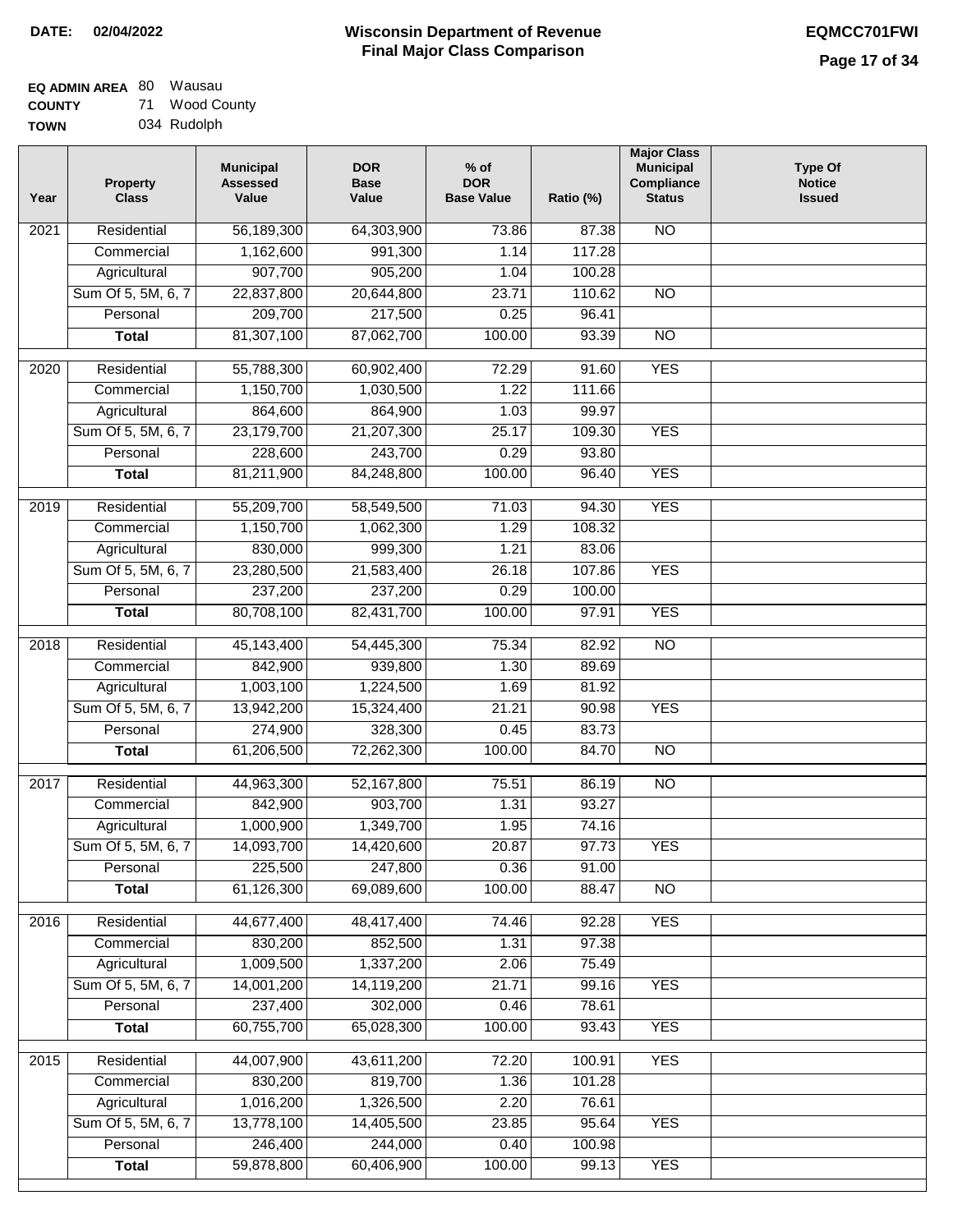**DATE: 02/04/2022**

# Wisconsin Department of Revenue
## Final Major Class Comparison

**EQMCC701FWI**

**EQ ADMIN AREA** 80 Wausau
**COUNTY** 71 Wood County
**TOWN** 034 Rudolph

| Year | Property Class | Municipal Assessed Value | DOR Base Value | % of DOR Base Value | Ratio (%) | Major Class Municipal Compliance Status | Type Of Notice Issued |
|---|---|---|---|---|---|---|---|
| 2021 | Residential | 56,189,300 | 64,303,900 | 73.86 | 87.38 | NO | |
| | Commercial | 1,162,600 | 991,300 | 1.14 | 117.28 | | |
| | Agricultural | 907,700 | 905,200 | 1.04 | 100.28 | | |
| | Sum Of 5, 5M, 6, 7 | 22,837,800 | 20,644,800 | 23.71 | 110.62 | NO | |
| | Personal | 209,700 | 217,500 | 0.25 | 96.41 | | |
| | **Total** | 81,307,100 | 87,062,700 | 100.00 | 93.39 | NO | |
| 2020 | Residential | 55,788,300 | 60,902,400 | 72.29 | 91.60 | YES | |
| | Commercial | 1,150,700 | 1,030,500 | 1.22 | 111.66 | | |
| | Agricultural | 864,600 | 864,900 | 1.03 | 99.97 | | |
| | Sum Of 5, 5M, 6, 7 | 23,179,700 | 21,207,300 | 25.17 | 109.30 | YES | |
| | Personal | 228,600 | 243,700 | 0.29 | 93.80 | | |
| | **Total** | 81,211,900 | 84,248,800 | 100.00 | 96.40 | YES | |
| 2019 | Residential | 55,209,700 | 58,549,500 | 71.03 | 94.30 | YES | |
| | Commercial | 1,150,700 | 1,062,300 | 1.29 | 108.32 | | |
| | Agricultural | 830,000 | 999,300 | 1.21 | 83.06 | | |
| | Sum Of 5, 5M, 6, 7 | 23,280,500 | 21,583,400 | 26.18 | 107.86 | YES | |
| | Personal | 237,200 | 237,200 | 0.29 | 100.00 | | |
| | **Total** | 80,708,100 | 82,431,700 | 100.00 | 97.91 | YES | |
| 2018 | Residential | 45,143,400 | 54,445,300 | 75.34 | 82.92 | NO | |
| | Commercial | 842,900 | 939,800 | 1.30 | 89.69 | | |
| | Agricultural | 1,003,100 | 1,224,500 | 1.69 | 81.92 | | |
| | Sum Of 5, 5M, 6, 7 | 13,942,200 | 15,324,400 | 21.21 | 90.98 | YES | |
| | Personal | 274,900 | 328,300 | 0.45 | 83.73 | | |
| | **Total** | 61,206,500 | 72,262,300 | 100.00 | 84.70 | NO | |
| 2017 | Residential | 44,963,300 | 52,167,800 | 75.51 | 86.19 | NO | |
| | Commercial | 842,900 | 903,700 | 1.31 | 93.27 | | |
| | Agricultural | 1,000,900 | 1,349,700 | 1.95 | 74.16 | | |
| | Sum Of 5, 5M, 6, 7 | 14,093,700 | 14,420,600 | 20.87 | 97.73 | YES | |
| | Personal | 225,500 | 247,800 | 0.36 | 91.00 | | |
| | **Total** | 61,126,300 | 69,089,600 | 100.00 | 88.47 | NO | |
| 2016 | Residential | 44,677,400 | 48,417,400 | 74.46 | 92.28 | YES | |
| | Commercial | 830,200 | 852,500 | 1.31 | 97.38 | | |
| | Agricultural | 1,009,500 | 1,337,200 | 2.06 | 75.49 | | |
| | Sum Of 5, 5M, 6, 7 | 14,001,200 | 14,119,200 | 21.71 | 99.16 | YES | |
| | Personal | 237,400 | 302,000 | 0.46 | 78.61 | | |
| | **Total** | 60,755,700 | 65,028,300 | 100.00 | 93.43 | YES | |
| 2015 | Residential | 44,007,900 | 43,611,200 | 72.20 | 100.91 | YES | |
| | Commercial | 830,200 | 819,700 | 1.36 | 101.28 | | |
| | Agricultural | 1,016,200 | 1,326,500 | 2.20 | 76.61 | | |
| | Sum Of 5, 5M, 6, 7 | 13,778,100 | 14,405,500 | 23.85 | 95.64 | YES | |
| | Personal | 246,400 | 244,000 | 0.40 | 100.98 | | |
| | **Total** | 59,878,800 | 60,406,900 | 100.00 | 99.13 | YES | |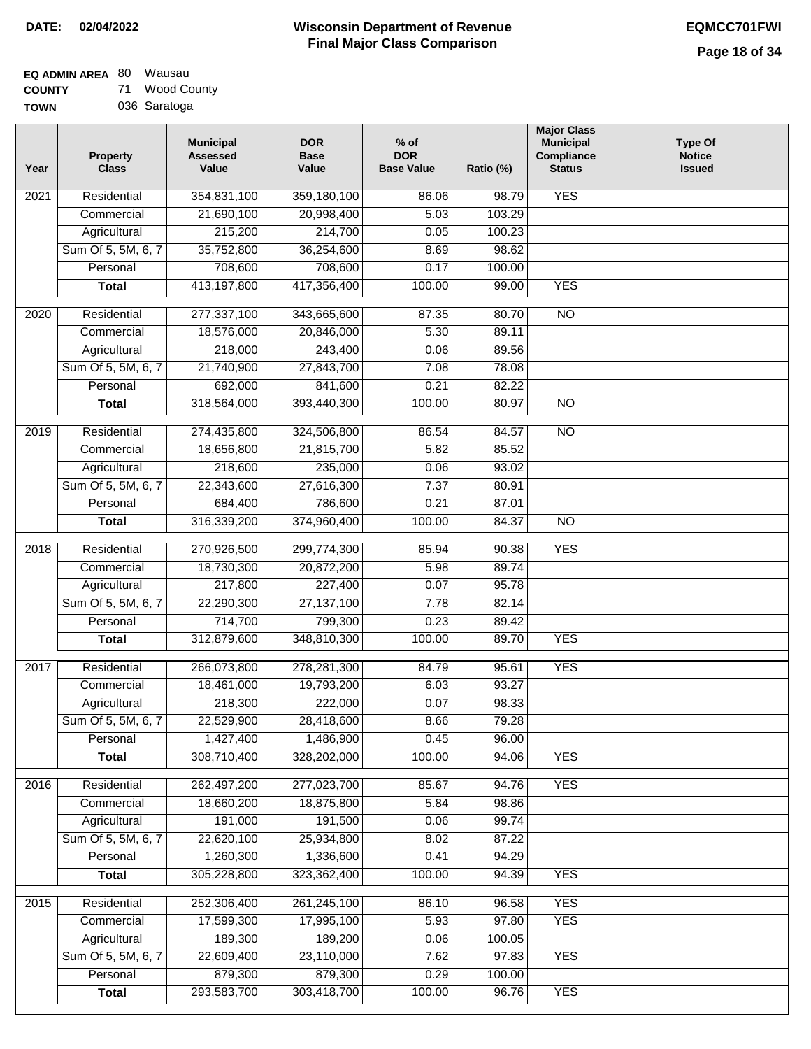**DATE: 02/04/2022**

# Wisconsin Department of Revenue
## Final Major Class Comparison

**EQMCC701FWI**

**EQ ADMIN AREA** 80 Wausau
**COUNTY** 71 Wood County
**TOWN** 036 Saratoga

| Year | Property Class | Municipal Assessed Value | DOR Base Value | % of DOR Base Value | Ratio (%) | Major Class Municipal Compliance Status | Type Of Notice Issued |
|---|---|---|---|---|---|---|---|
| 2021 | Residential | 354,831,100 | 359,180,100 | 86.06 | 98.79 | YES | |
| | Commercial | 21,690,100 | 20,998,400 | 5.03 | 103.29 | | |
| | Agricultural | 215,200 | 214,700 | 0.05 | 100.23 | | |
| | Sum Of 5, 5M, 6, 7 | 35,752,800 | 36,254,600 | 8.69 | 98.62 | | |
| | Personal | 708,600 | 708,600 | 0.17 | 100.00 | | |
| | **Total** | 413,197,800 | 417,356,400 | 100.00 | 99.00 | YES | |
| 2020 | Residential | 277,337,100 | 343,665,600 | 87.35 | 80.70 | NO | |
| | Commercial | 18,576,000 | 20,846,000 | 5.30 | 89.11 | | |
| | Agricultural | 218,000 | 243,400 | 0.06 | 89.56 | | |
| | Sum Of 5, 5M, 6, 7 | 21,740,900 | 27,843,700 | 7.08 | 78.08 | | |
| | Personal | 692,000 | 841,600 | 0.21 | 82.22 | | |
| | **Total** | 318,564,000 | 393,440,300 | 100.00 | 80.97 | NO | |
| 2019 | Residential | 274,435,800 | 324,506,800 | 86.54 | 84.57 | NO | |
| | Commercial | 18,656,800 | 21,815,700 | 5.82 | 85.52 | | |
| | Agricultural | 218,600 | 235,000 | 0.06 | 93.02 | | |
| | Sum Of 5, 5M, 6, 7 | 22,343,600 | 27,616,300 | 7.37 | 80.91 | | |
| | Personal | 684,400 | 786,600 | 0.21 | 87.01 | | |
| | **Total** | 316,339,200 | 374,960,400 | 100.00 | 84.37 | NO | |
| 2018 | Residential | 270,926,500 | 299,774,300 | 85.94 | 90.38 | YES | |
| | Commercial | 18,730,300 | 20,872,200 | 5.98 | 89.74 | | |
| | Agricultural | 217,800 | 227,400 | 0.07 | 95.78 | | |
| | Sum Of 5, 5M, 6, 7 | 22,290,300 | 27,137,100 | 7.78 | 82.14 | | |
| | Personal | 714,700 | 799,300 | 0.23 | 89.42 | | |
| | **Total** | 312,879,600 | 348,810,300 | 100.00 | 89.70 | YES | |
| 2017 | Residential | 266,073,800 | 278,281,300 | 84.79 | 95.61 | YES | |
| | Commercial | 18,461,000 | 19,793,200 | 6.03 | 93.27 | | |
| | Agricultural | 218,300 | 222,000 | 0.07 | 98.33 | | |
| | Sum Of 5, 5M, 6, 7 | 22,529,900 | 28,418,600 | 8.66 | 79.28 | | |
| | Personal | 1,427,400 | 1,486,900 | 0.45 | 96.00 | | |
| | **Total** | 308,710,400 | 328,202,000 | 100.00 | 94.06 | YES | |
| 2016 | Residential | 262,497,200 | 277,023,700 | 85.67 | 94.76 | YES | |
| | Commercial | 18,660,200 | 18,875,800 | 5.84 | 98.86 | | |
| | Agricultural | 191,000 | 191,500 | 0.06 | 99.74 | | |
| | Sum Of 5, 5M, 6, 7 | 22,620,100 | 25,934,800 | 8.02 | 87.22 | | |
| | Personal | 1,260,300 | 1,336,600 | 0.41 | 94.29 | | |
| | **Total** | 305,228,800 | 323,362,400 | 100.00 | 94.39 | YES | |
| 2015 | Residential | 252,306,400 | 261,245,100 | 86.10 | 96.58 | YES | |
| | Commercial | 17,599,300 | 17,995,100 | 5.93 | 97.80 | YES | |
| | Agricultural | 189,300 | 189,200 | 0.06 | 100.05 | | |
| | Sum Of 5, 5M, 6, 7 | 22,609,400 | 23,110,000 | 7.62 | 97.83 | YES | |
| | Personal | 879,300 | 879,300 | 0.29 | 100.00 | | |
| | **Total** | 293,583,700 | 303,418,700 | 100.00 | 96.76 | YES | |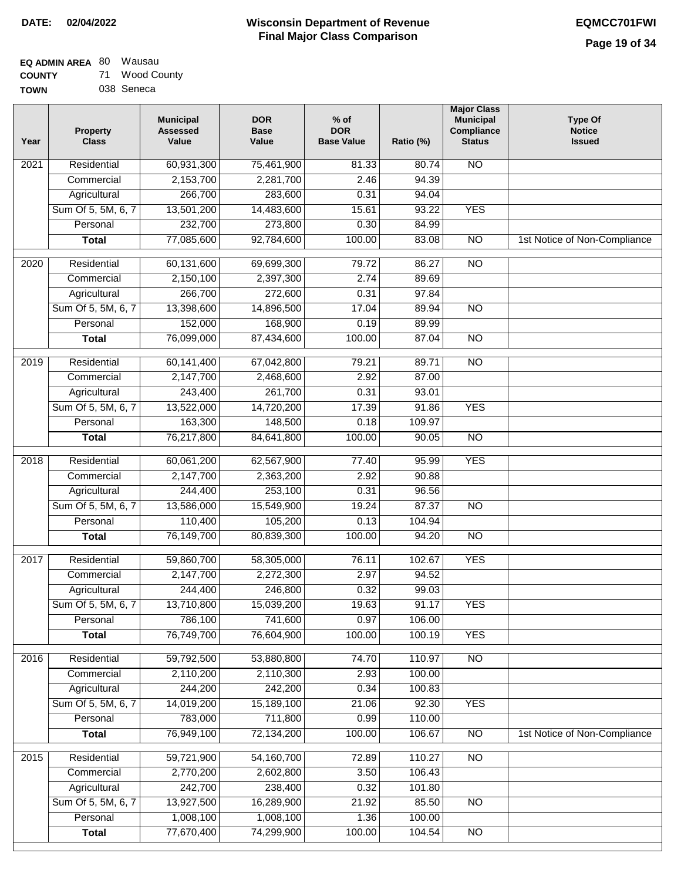**DATE:** 02/04/2022

# Wisconsin Department of Revenue
## Final Major Class Comparison

**EQMCC701FWI**

**EQ ADMIN AREA** 80 Wausau
**COUNTY** 71 Wood County
**TOWN** 038 Seneca

| Year | Property Class | Municipal Assessed Value | DOR Base Value | % of DOR Base Value | Ratio (%) | Major Class Municipal Compliance Status | Type Of Notice Issued |
|---|---|---|---|---|---|---|---|
| 2021 | Residential | 60,931,300 | 75,461,900 | 81.33 | 80.74 | NO | |
| | Commercial | 2,153,700 | 2,281,700 | 2.46 | 94.39 | | |
| | Agricultural | 266,700 | 283,600 | 0.31 | 94.04 | | |
| | Sum Of 5, 5M, 6, 7 | 13,501,200 | 14,483,600 | 15.61 | 93.22 | YES | |
| | Personal | 232,700 | 273,800 | 0.30 | 84.99 | | |
| | **Total** | 77,085,600 | 92,784,600 | 100.00 | 83.08 | NO | 1st Notice of Non-Compliance |
| 2020 | Residential | 60,131,600 | 69,699,300 | 79.72 | 86.27 | NO | |
| | Commercial | 2,150,100 | 2,397,300 | 2.74 | 89.69 | | |
| | Agricultural | 266,700 | 272,600 | 0.31 | 97.84 | | |
| | Sum Of 5, 5M, 6, 7 | 13,398,600 | 14,896,500 | 17.04 | 89.94 | NO | |
| | Personal | 152,000 | 168,900 | 0.19 | 89.99 | | |
| | **Total** | 76,099,000 | 87,434,600 | 100.00 | 87.04 | NO | |
| 2019 | Residential | 60,141,400 | 67,042,800 | 79.21 | 89.71 | NO | |
| | Commercial | 2,147,700 | 2,468,600 | 2.92 | 87.00 | | |
| | Agricultural | 243,400 | 261,700 | 0.31 | 93.01 | | |
| | Sum Of 5, 5M, 6, 7 | 13,522,000 | 14,720,200 | 17.39 | 91.86 | YES | |
| | Personal | 163,300 | 148,500 | 0.18 | 109.97 | | |
| | **Total** | 76,217,800 | 84,641,800 | 100.00 | 90.05 | NO | |
| 2018 | Residential | 60,061,200 | 62,567,900 | 77.40 | 95.99 | YES | |
| | Commercial | 2,147,700 | 2,363,200 | 2.92 | 90.88 | | |
| | Agricultural | 244,400 | 253,100 | 0.31 | 96.56 | | |
| | Sum Of 5, 5M, 6, 7 | 13,586,000 | 15,549,900 | 19.24 | 87.37 | NO | |
| | Personal | 110,400 | 105,200 | 0.13 | 104.94 | | |
| | **Total** | 76,149,700 | 80,839,300 | 100.00 | 94.20 | NO | |
| 2017 | Residential | 59,860,700 | 58,305,000 | 76.11 | 102.67 | YES | |
| | Commercial | 2,147,700 | 2,272,300 | 2.97 | 94.52 | | |
| | Agricultural | 244,400 | 246,800 | 0.32 | 99.03 | | |
| | Sum Of 5, 5M, 6, 7 | 13,710,800 | 15,039,200 | 19.63 | 91.17 | YES | |
| | Personal | 786,100 | 741,600 | 0.97 | 106.00 | | |
| | **Total** | 76,749,700 | 76,604,900 | 100.00 | 100.19 | YES | |
| 2016 | Residential | 59,792,500 | 53,880,800 | 74.70 | 110.97 | NO | |
| | Commercial | 2,110,200 | 2,110,300 | 2.93 | 100.00 | | |
| | Agricultural | 244,200 | 242,200 | 0.34 | 100.83 | | |
| | Sum Of 5, 5M, 6, 7 | 14,019,200 | 15,189,100 | 21.06 | 92.30 | YES | |
| | Personal | 783,000 | 711,800 | 0.99 | 110.00 | | |
| | **Total** | 76,949,100 | 72,134,200 | 100.00 | 106.67 | NO | 1st Notice of Non-Compliance |
| 2015 | Residential | 59,721,900 | 54,160,700 | 72.89 | 110.27 | NO | |
| | Commercial | 2,770,200 | 2,602,800 | 3.50 | 106.43 | | |
| | Agricultural | 242,700 | 238,400 | 0.32 | 101.80 | | |
| | Sum Of 5, 5M, 6, 7 | 13,927,500 | 16,289,900 | 21.92 | 85.50 | NO | |
| | Personal | 1,008,100 | 1,008,100 | 1.36 | 100.00 | | |
| | **Total** | 77,670,400 | 74,299,900 | 100.00 | 104.54 | NO | |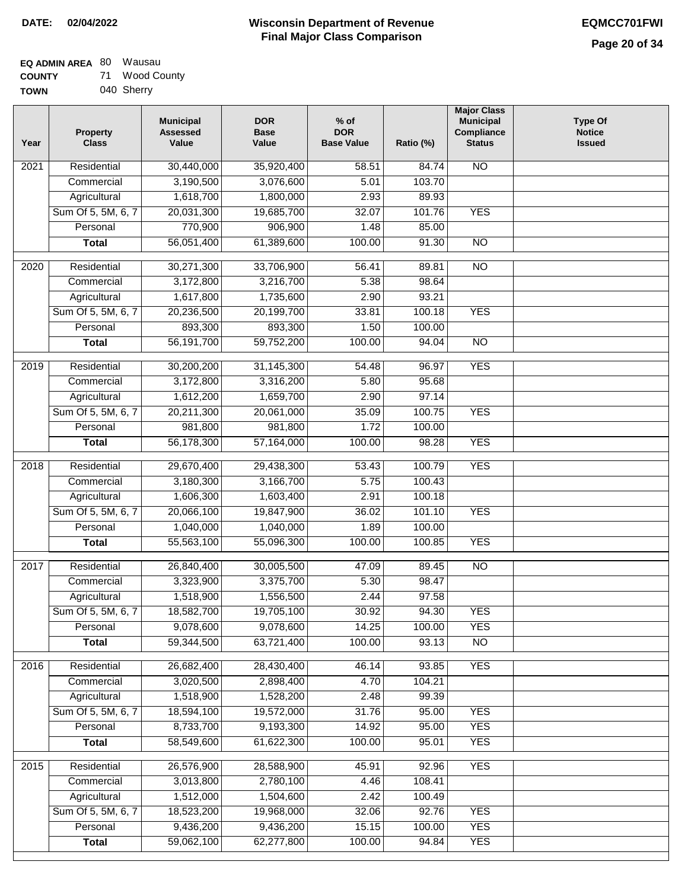**DATE:** 02/04/2022

# Wisconsin Department of Revenue
## Final Major Class Comparison

**EQMCC701FWI**

**EQ ADMIN AREA** 80 Wausau
**COUNTY** 71 Wood County
**TOWN** 040 Sherry

| Year | Property Class | Municipal Assessed Value | DOR Base Value | % of DOR Base Value | Ratio (%) | Major Class Municipal Compliance Status | Type Of Notice Issued |
|---|---|---|---|---|---|---|---|
| 2021 | Residential | 30,440,000 | 35,920,400 | 58.51 | 84.74 | NO | |
| | Commercial | 3,190,500 | 3,076,600 | 5.01 | 103.70 | | |
| | Agricultural | 1,618,700 | 1,800,000 | 2.93 | 89.93 | | |
| | Sum Of 5, 5M, 6, 7 | 20,031,300 | 19,685,700 | 32.07 | 101.76 | YES | |
| | Personal | 770,900 | 906,900 | 1.48 | 85.00 | | |
| | **Total** | 56,051,400 | 61,389,600 | 100.00 | 91.30 | NO | |
| 2020 | Residential | 30,271,300 | 33,706,900 | 56.41 | 89.81 | NO | |
| | Commercial | 3,172,800 | 3,216,700 | 5.38 | 98.64 | | |
| | Agricultural | 1,617,800 | 1,735,600 | 2.90 | 93.21 | | |
| | Sum Of 5, 5M, 6, 7 | 20,236,500 | 20,199,700 | 33.81 | 100.18 | YES | |
| | Personal | 893,300 | 893,300 | 1.50 | 100.00 | | |
| | **Total** | 56,191,700 | 59,752,200 | 100.00 | 94.04 | NO | |
| 2019 | Residential | 30,200,200 | 31,145,300 | 54.48 | 96.97 | YES | |
| | Commercial | 3,172,800 | 3,316,200 | 5.80 | 95.68 | | |
| | Agricultural | 1,612,200 | 1,659,700 | 2.90 | 97.14 | | |
| | Sum Of 5, 5M, 6, 7 | 20,211,300 | 20,061,000 | 35.09 | 100.75 | YES | |
| | Personal | 981,800 | 981,800 | 1.72 | 100.00 | | |
| | **Total** | 56,178,300 | 57,164,000 | 100.00 | 98.28 | YES | |
| 2018 | Residential | 29,670,400 | 29,438,300 | 53.43 | 100.79 | YES | |
| | Commercial | 3,180,300 | 3,166,700 | 5.75 | 100.43 | | |
| | Agricultural | 1,606,300 | 1,603,400 | 2.91 | 100.18 | | |
| | Sum Of 5, 5M, 6, 7 | 20,066,100 | 19,847,900 | 36.02 | 101.10 | YES | |
| | Personal | 1,040,000 | 1,040,000 | 1.89 | 100.00 | | |
| | **Total** | 55,563,100 | 55,096,300 | 100.00 | 100.85 | YES | |
| 2017 | Residential | 26,840,400 | 30,005,500 | 47.09 | 89.45 | NO | |
| | Commercial | 3,323,900 | 3,375,700 | 5.30 | 98.47 | | |
| | Agricultural | 1,518,900 | 1,556,500 | 2.44 | 97.58 | | |
| | Sum Of 5, 5M, 6, 7 | 18,582,700 | 19,705,100 | 30.92 | 94.30 | YES | |
| | Personal | 9,078,600 | 9,078,600 | 14.25 | 100.00 | YES | |
| | **Total** | 59,344,500 | 63,721,400 | 100.00 | 93.13 | NO | |
| 2016 | Residential | 26,682,400 | 28,430,400 | 46.14 | 93.85 | YES | |
| | Commercial | 3,020,500 | 2,898,400 | 4.70 | 104.21 | | |
| | Agricultural | 1,518,900 | 1,528,200 | 2.48 | 99.39 | | |
| | Sum Of 5, 5M, 6, 7 | 18,594,100 | 19,572,000 | 31.76 | 95.00 | YES | |
| | Personal | 8,733,700 | 9,193,300 | 14.92 | 95.00 | YES | |
| | **Total** | 58,549,600 | 61,622,300 | 100.00 | 95.01 | YES | |
| 2015 | Residential | 26,576,900 | 28,588,900 | 45.91 | 92.96 | YES | |
| | Commercial | 3,013,800 | 2,780,100 | 4.46 | 108.41 | | |
| | Agricultural | 1,512,000 | 1,504,600 | 2.42 | 100.49 | | |
| | Sum Of 5, 5M, 6, 7 | 18,523,200 | 19,968,000 | 32.06 | 92.76 | YES | |
| | Personal | 9,436,200 | 9,436,200 | 15.15 | 100.00 | YES | |
| | **Total** | 59,062,100 | 62,277,800 | 100.00 | 94.84 | YES | |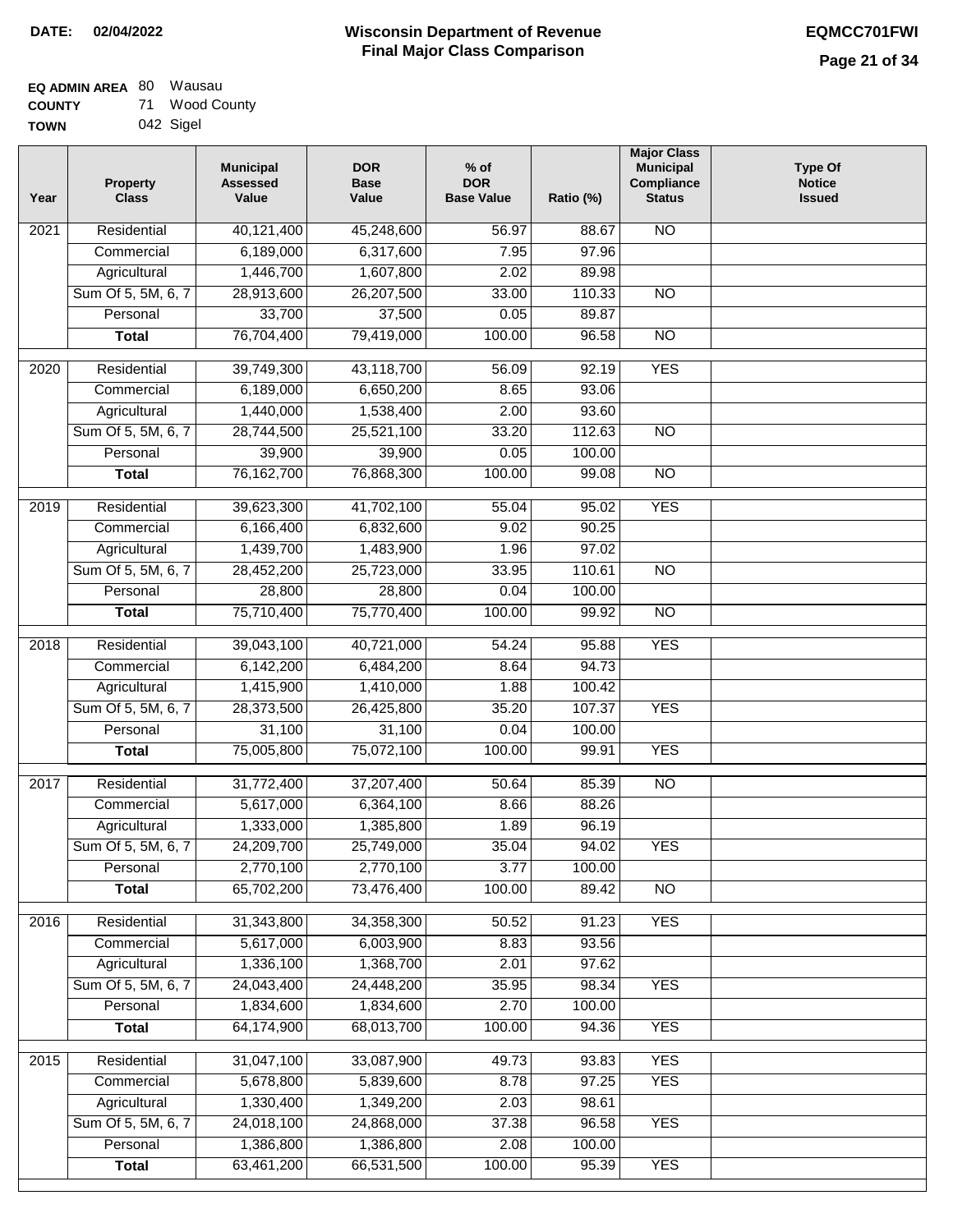**DATE:** 02/04/2022

# Wisconsin Department of Revenue
## Final Major Class Comparison

**EQMCC701FWI**

**EQ ADMIN AREA** 80 Wausau
**COUNTY** 71 Wood County
**TOWN** 042 Sigel

| Year | Property Class | Municipal Assessed Value | DOR Base Value | % of DOR Base Value | Ratio (%) | Major Class Municipal Compliance Status | Type Of Notice Issued |
|---|---|---|---|---|---|---|---|
| 2021 | Residential | 40,121,400 | 45,248,600 | 56.97 | 88.67 | NO | |
| | Commercial | 6,189,000 | 6,317,600 | 7.95 | 97.96 | | |
| | Agricultural | 1,446,700 | 1,607,800 | 2.02 | 89.98 | | |
| | Sum Of 5, 5M, 6, 7 | 28,913,600 | 26,207,500 | 33.00 | 110.33 | NO | |
| | Personal | 33,700 | 37,500 | 0.05 | 89.87 | | |
| | **Total** | 76,704,400 | 79,419,000 | 100.00 | 96.58 | NO | |
| 2020 | Residential | 39,749,300 | 43,118,700 | 56.09 | 92.19 | YES | |
| | Commercial | 6,189,000 | 6,650,200 | 8.65 | 93.06 | | |
| | Agricultural | 1,440,000 | 1,538,400 | 2.00 | 93.60 | | |
| | Sum Of 5, 5M, 6, 7 | 28,744,500 | 25,521,100 | 33.20 | 112.63 | NO | |
| | Personal | 39,900 | 39,900 | 0.05 | 100.00 | | |
| | **Total** | 76,162,700 | 76,868,300 | 100.00 | 99.08 | NO | |
| 2019 | Residential | 39,623,300 | 41,702,100 | 55.04 | 95.02 | YES | |
| | Commercial | 6,166,400 | 6,832,600 | 9.02 | 90.25 | | |
| | Agricultural | 1,439,700 | 1,483,900 | 1.96 | 97.02 | | |
| | Sum Of 5, 5M, 6, 7 | 28,452,200 | 25,723,000 | 33.95 | 110.61 | NO | |
| | Personal | 28,800 | 28,800 | 0.04 | 100.00 | | |
| | **Total** | 75,710,400 | 75,770,400 | 100.00 | 99.92 | NO | |
| 2018 | Residential | 39,043,100 | 40,721,000 | 54.24 | 95.88 | YES | |
| | Commercial | 6,142,200 | 6,484,200 | 8.64 | 94.73 | | |
| | Agricultural | 1,415,900 | 1,410,000 | 1.88 | 100.42 | | |
| | Sum Of 5, 5M, 6, 7 | 28,373,500 | 26,425,800 | 35.20 | 107.37 | YES | |
| | Personal | 31,100 | 31,100 | 0.04 | 100.00 | | |
| | **Total** | 75,005,800 | 75,072,100 | 100.00 | 99.91 | YES | |
| 2017 | Residential | 31,772,400 | 37,207,400 | 50.64 | 85.39 | NO | |
| | Commercial | 5,617,000 | 6,364,100 | 8.66 | 88.26 | | |
| | Agricultural | 1,333,000 | 1,385,800 | 1.89 | 96.19 | | |
| | Sum Of 5, 5M, 6, 7 | 24,209,700 | 25,749,000 | 35.04 | 94.02 | YES | |
| | Personal | 2,770,100 | 2,770,100 | 3.77 | 100.00 | | |
| | **Total** | 65,702,200 | 73,476,400 | 100.00 | 89.42 | NO | |
| 2016 | Residential | 31,343,800 | 34,358,300 | 50.52 | 91.23 | YES | |
| | Commercial | 5,617,000 | 6,003,900 | 8.83 | 93.56 | | |
| | Agricultural | 1,336,100 | 1,368,700 | 2.01 | 97.62 | | |
| | Sum Of 5, 5M, 6, 7 | 24,043,400 | 24,448,200 | 35.95 | 98.34 | YES | |
| | Personal | 1,834,600 | 1,834,600 | 2.70 | 100.00 | | |
| | **Total** | 64,174,900 | 68,013,700 | 100.00 | 94.36 | YES | |
| 2015 | Residential | 31,047,100 | 33,087,900 | 49.73 | 93.83 | YES | |
| | Commercial | 5,678,800 | 5,839,600 | 8.78 | 97.25 | YES | |
| | Agricultural | 1,330,400 | 1,349,200 | 2.03 | 98.61 | | |
| | Sum Of 5, 5M, 6, 7 | 24,018,100 | 24,868,000 | 37.38 | 96.58 | YES | |
| | Personal | 1,386,800 | 1,386,800 | 2.08 | 100.00 | | |
| | **Total** | 63,461,200 | 66,531,500 | 100.00 | 95.39 | YES | |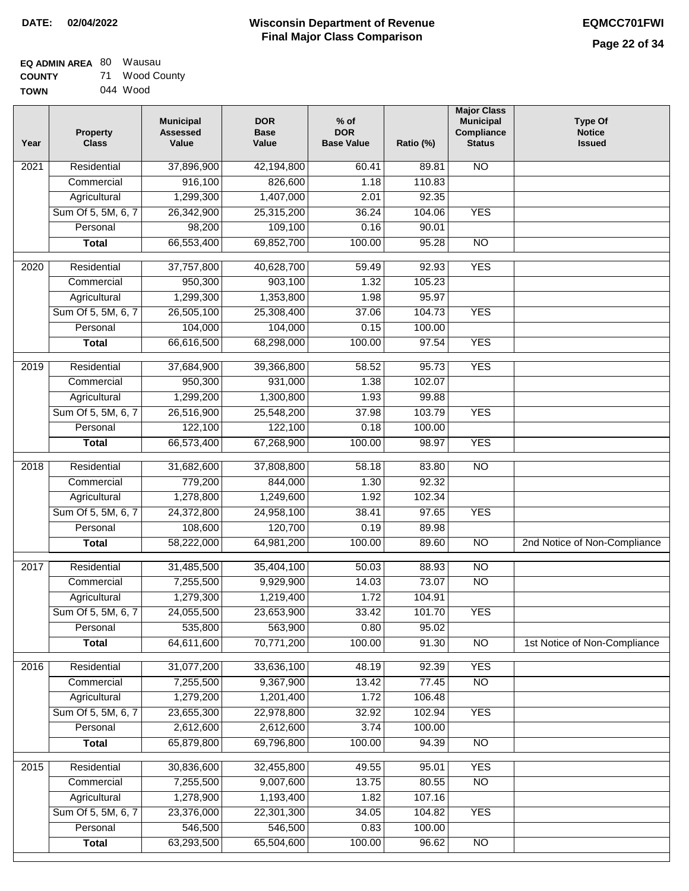**DATE:** 02/04/2022

# Wisconsin Department of Revenue
## Final Major Class Comparison

**EQMCC701FWI**

**EQ ADMIN AREA** 80 Wausau
**COUNTY** 71 Wood County
**TOWN** 044 Wood

| Year | Property Class | Municipal Assessed Value | DOR Base Value | % of DOR Base Value | Ratio (%) | Major Class Municipal Compliance Status | Type Of Notice Issued |
|---|---|---|---|---|---|---|---|
| 2021 | Residential | 37,896,900 | 42,194,800 | 60.41 | 89.81 | NO | |
| | Commercial | 916,100 | 826,600 | 1.18 | 110.83 | | |
| | Agricultural | 1,299,300 | 1,407,000 | 2.01 | 92.35 | | |
| | Sum Of 5, 5M, 6, 7 | 26,342,900 | 25,315,200 | 36.24 | 104.06 | YES | |
| | Personal | 98,200 | 109,100 | 0.16 | 90.01 | | |
| | **Total** | 66,553,400 | 69,852,700 | 100.00 | 95.28 | NO | |
| 2020 | Residential | 37,757,800 | 40,628,700 | 59.49 | 92.93 | YES | |
| | Commercial | 950,300 | 903,100 | 1.32 | 105.23 | | |
| | Agricultural | 1,299,300 | 1,353,800 | 1.98 | 95.97 | | |
| | Sum Of 5, 5M, 6, 7 | 26,505,100 | 25,308,400 | 37.06 | 104.73 | YES | |
| | Personal | 104,000 | 104,000 | 0.15 | 100.00 | | |
| | **Total** | 66,616,500 | 68,298,000 | 100.00 | 97.54 | YES | |
| 2019 | Residential | 37,684,900 | 39,366,800 | 58.52 | 95.73 | YES | |
| | Commercial | 950,300 | 931,000 | 1.38 | 102.07 | | |
| | Agricultural | 1,299,200 | 1,300,800 | 1.93 | 99.88 | | |
| | Sum Of 5, 5M, 6, 7 | 26,516,900 | 25,548,200 | 37.98 | 103.79 | YES | |
| | Personal | 122,100 | 122,100 | 0.18 | 100.00 | | |
| | **Total** | 66,573,400 | 67,268,900 | 100.00 | 98.97 | YES | |
| 2018 | Residential | 31,682,600 | 37,808,800 | 58.18 | 83.80 | NO | |
| | Commercial | 779,200 | 844,000 | 1.30 | 92.32 | | |
| | Agricultural | 1,278,800 | 1,249,600 | 1.92 | 102.34 | | |
| | Sum Of 5, 5M, 6, 7 | 24,372,800 | 24,958,100 | 38.41 | 97.65 | YES | |
| | Personal | 108,600 | 120,700 | 0.19 | 89.98 | | |
| | **Total** | 58,222,000 | 64,981,200 | 100.00 | 89.60 | NO | 2nd Notice of Non-Compliance |
| 2017 | Residential | 31,485,500 | 35,404,100 | 50.03 | 88.93 | NO | |
| | Commercial | 7,255,500 | 9,929,900 | 14.03 | 73.07 | NO | |
| | Agricultural | 1,279,300 | 1,219,400 | 1.72 | 104.91 | | |
| | Sum Of 5, 5M, 6, 7 | 24,055,500 | 23,653,900 | 33.42 | 101.70 | YES | |
| | Personal | 535,800 | 563,900 | 0.80 | 95.02 | | |
| | **Total** | 64,611,600 | 70,771,200 | 100.00 | 91.30 | NO | 1st Notice of Non-Compliance |
| 2016 | Residential | 31,077,200 | 33,636,100 | 48.19 | 92.39 | YES | |
| | Commercial | 7,255,500 | 9,367,900 | 13.42 | 77.45 | NO | |
| | Agricultural | 1,279,200 | 1,201,400 | 1.72 | 106.48 | | |
| | Sum Of 5, 5M, 6, 7 | 23,655,300 | 22,978,800 | 32.92 | 102.94 | YES | |
| | Personal | 2,612,600 | 2,612,600 | 3.74 | 100.00 | | |
| | **Total** | 65,879,800 | 69,796,800 | 100.00 | 94.39 | NO | |
| 2015 | Residential | 30,836,600 | 32,455,800 | 49.55 | 95.01 | YES | |
| | Commercial | 7,255,500 | 9,007,600 | 13.75 | 80.55 | NO | |
| | Agricultural | 1,278,900 | 1,193,400 | 1.82 | 107.16 | | |
| | Sum Of 5, 5M, 6, 7 | 23,376,000 | 22,301,300 | 34.05 | 104.82 | YES | |
| | Personal | 546,500 | 546,500 | 0.83 | 100.00 | | |
| | **Total** | 63,293,500 | 65,504,600 | 100.00 | 96.62 | NO | |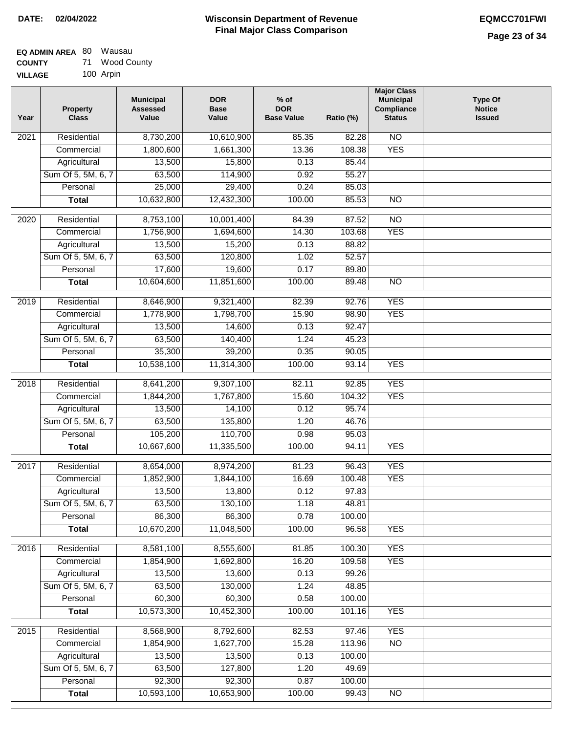**DATE: 02/04/2022**

# Wisconsin Department of Revenue
## Final Major Class Comparison

**EQMCC701FWI**

**EQ ADMIN AREA** 80 Wausau
**COUNTY** 71 Wood County
**VILLAGE** 100 Arpin

| Year | Property Class | Municipal Assessed Value | DOR Base Value | % of DOR Base Value | Ratio (%) | Major Class Municipal Compliance Status | Type Of Notice Issued |
|---|---|---|---|---|---|---|---|
| 2021 | Residential | 8,730,200 | 10,610,900 | 85.35 | 82.28 | NO | |
| | Commercial | 1,800,600 | 1,661,300 | 13.36 | 108.38 | YES | |
| | Agricultural | 13,500 | 15,800 | 0.13 | 85.44 | | |
| | Sum Of 5, 5M, 6, 7 | 63,500 | 114,900 | 0.92 | 55.27 | | |
| | Personal | 25,000 | 29,400 | 0.24 | 85.03 | | |
| | **Total** | 10,632,800 | 12,432,300 | 100.00 | 85.53 | NO | |
| 2020 | Residential | 8,753,100 | 10,001,400 | 84.39 | 87.52 | NO | |
| | Commercial | 1,756,900 | 1,694,600 | 14.30 | 103.68 | YES | |
| | Agricultural | 13,500 | 15,200 | 0.13 | 88.82 | | |
| | Sum Of 5, 5M, 6, 7 | 63,500 | 120,800 | 1.02 | 52.57 | | |
| | Personal | 17,600 | 19,600 | 0.17 | 89.80 | | |
| | **Total** | 10,604,600 | 11,851,600 | 100.00 | 89.48 | NO | |
| 2019 | Residential | 8,646,900 | 9,321,400 | 82.39 | 92.76 | YES | |
| | Commercial | 1,778,900 | 1,798,700 | 15.90 | 98.90 | YES | |
| | Agricultural | 13,500 | 14,600 | 0.13 | 92.47 | | |
| | Sum Of 5, 5M, 6, 7 | 63,500 | 140,400 | 1.24 | 45.23 | | |
| | Personal | 35,300 | 39,200 | 0.35 | 90.05 | | |
| | **Total** | 10,538,100 | 11,314,300 | 100.00 | 93.14 | YES | |
| 2018 | Residential | 8,641,200 | 9,307,100 | 82.11 | 92.85 | YES | |
| | Commercial | 1,844,200 | 1,767,800 | 15.60 | 104.32 | YES | |
| | Agricultural | 13,500 | 14,100 | 0.12 | 95.74 | | |
| | Sum Of 5, 5M, 6, 7 | 63,500 | 135,800 | 1.20 | 46.76 | | |
| | Personal | 105,200 | 110,700 | 0.98 | 95.03 | | |
| | **Total** | 10,667,600 | 11,335,500 | 100.00 | 94.11 | YES | |
| 2017 | Residential | 8,654,000 | 8,974,200 | 81.23 | 96.43 | YES | |
| | Commercial | 1,852,900 | 1,844,100 | 16.69 | 100.48 | YES | |
| | Agricultural | 13,500 | 13,800 | 0.12 | 97.83 | | |
| | Sum Of 5, 5M, 6, 7 | 63,500 | 130,100 | 1.18 | 48.81 | | |
| | Personal | 86,300 | 86,300 | 0.78 | 100.00 | | |
| | **Total** | 10,670,200 | 11,048,500 | 100.00 | 96.58 | YES | |
| 2016 | Residential | 8,581,100 | 8,555,600 | 81.85 | 100.30 | YES | |
| | Commercial | 1,854,900 | 1,692,800 | 16.20 | 109.58 | YES | |
| | Agricultural | 13,500 | 13,600 | 0.13 | 99.26 | | |
| | Sum Of 5, 5M, 6, 7 | 63,500 | 130,000 | 1.24 | 48.85 | | |
| | Personal | 60,300 | 60,300 | 0.58 | 100.00 | | |
| | **Total** | 10,573,300 | 10,452,300 | 100.00 | 101.16 | YES | |
| 2015 | Residential | 8,568,900 | 8,792,600 | 82.53 | 97.46 | YES | |
| | Commercial | 1,854,900 | 1,627,700 | 15.28 | 113.96 | NO | |
| | Agricultural | 13,500 | 13,500 | 0.13 | 100.00 | | |
| | Sum Of 5, 5M, 6, 7 | 63,500 | 127,800 | 1.20 | 49.69 | | |
| | Personal | 92,300 | 92,300 | 0.87 | 100.00 | | |
| | **Total** | 10,593,100 | 10,653,900 | 100.00 | 99.43 | NO | |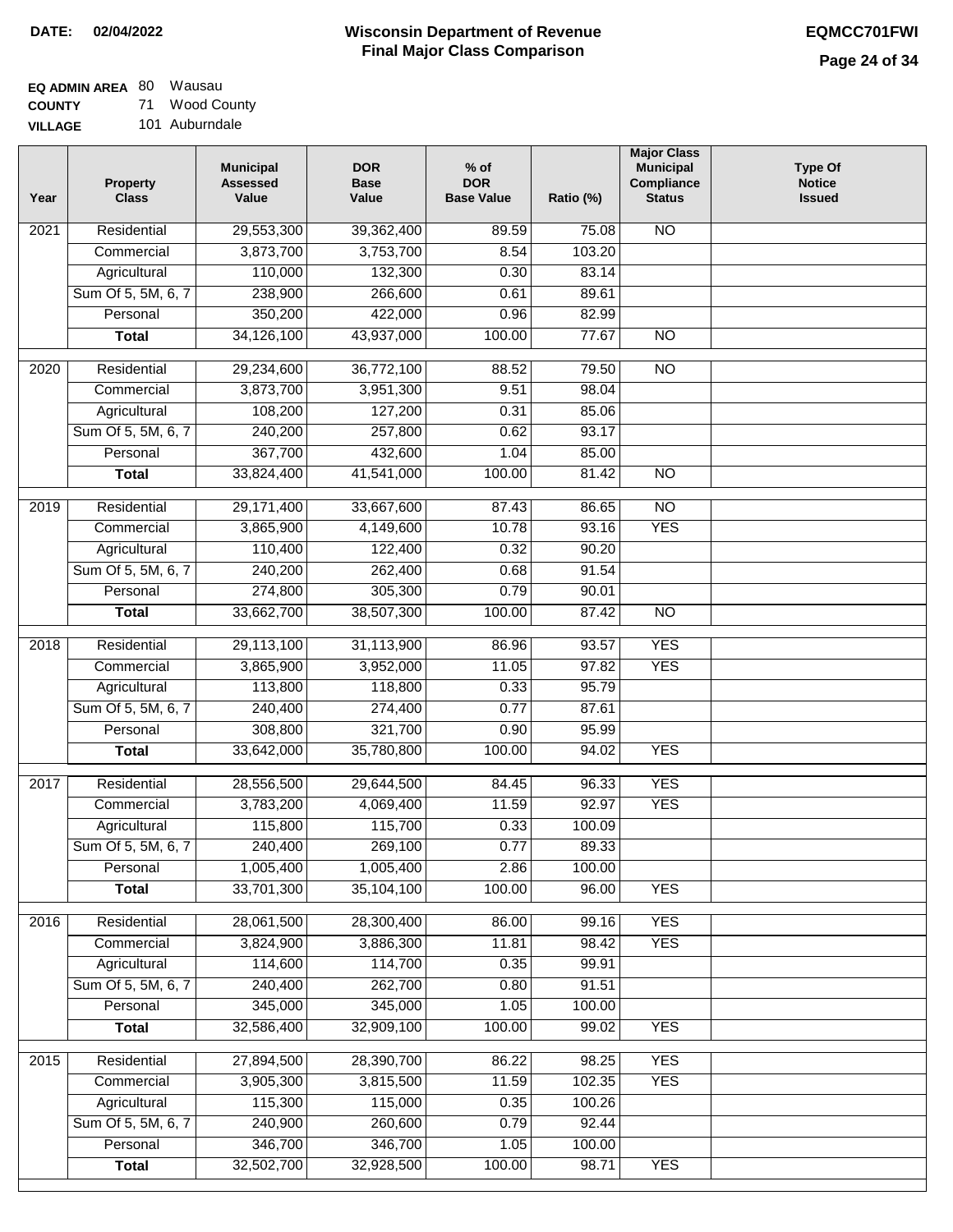**DATE:** 02/04/2022

# Wisconsin Department of Revenue
## Final Major Class Comparison

**EQMCC701FWI**

**EQ ADMIN AREA** 80 Wausau
**COUNTY** 71 Wood County
**VILLAGE** 101 Auburndale

| Year | Property Class | Municipal Assessed Value | DOR Base Value | % of DOR Base Value | Ratio (%) | Major Class Municipal Compliance Status | Type Of Notice Issued |
|---|---|---|---|---|---|---|---|
| 2021 | Residential | 29,553,300 | 39,362,400 | 89.59 | 75.08 | NO | |
| | Commercial | 3,873,700 | 3,753,700 | 8.54 | 103.20 | | |
| | Agricultural | 110,000 | 132,300 | 0.30 | 83.14 | | |
| | Sum Of 5, 5M, 6, 7 | 238,900 | 266,600 | 0.61 | 89.61 | | |
| | Personal | 350,200 | 422,000 | 0.96 | 82.99 | | |
| | **Total** | 34,126,100 | 43,937,000 | 100.00 | 77.67 | NO | |
| 2020 | Residential | 29,234,600 | 36,772,100 | 88.52 | 79.50 | NO | |
| | Commercial | 3,873,700 | 3,951,300 | 9.51 | 98.04 | | |
| | Agricultural | 108,200 | 127,200 | 0.31 | 85.06 | | |
| | Sum Of 5, 5M, 6, 7 | 240,200 | 257,800 | 0.62 | 93.17 | | |
| | Personal | 367,700 | 432,600 | 1.04 | 85.00 | | |
| | **Total** | 33,824,400 | 41,541,000 | 100.00 | 81.42 | NO | |
| 2019 | Residential | 29,171,400 | 33,667,600 | 87.43 | 86.65 | NO | |
| | Commercial | 3,865,900 | 4,149,600 | 10.78 | 93.16 | YES | |
| | Agricultural | 110,400 | 122,400 | 0.32 | 90.20 | | |
| | Sum Of 5, 5M, 6, 7 | 240,200 | 262,400 | 0.68 | 91.54 | | |
| | Personal | 274,800 | 305,300 | 0.79 | 90.01 | | |
| | **Total** | 33,662,700 | 38,507,300 | 100.00 | 87.42 | NO | |
| 2018 | Residential | 29,113,100 | 31,113,900 | 86.96 | 93.57 | YES | |
| | Commercial | 3,865,900 | 3,952,000 | 11.05 | 97.82 | YES | |
| | Agricultural | 113,800 | 118,800 | 0.33 | 95.79 | | |
| | Sum Of 5, 5M, 6, 7 | 240,400 | 274,400 | 0.77 | 87.61 | | |
| | Personal | 308,800 | 321,700 | 0.90 | 95.99 | | |
| | **Total** | 33,642,000 | 35,780,800 | 100.00 | 94.02 | YES | |
| 2017 | Residential | 28,556,500 | 29,644,500 | 84.45 | 96.33 | YES | |
| | Commercial | 3,783,200 | 4,069,400 | 11.59 | 92.97 | YES | |
| | Agricultural | 115,800 | 115,700 | 0.33 | 100.09 | | |
| | Sum Of 5, 5M, 6, 7 | 240,400 | 269,100 | 0.77 | 89.33 | | |
| | Personal | 1,005,400 | 1,005,400 | 2.86 | 100.00 | | |
| | **Total** | 33,701,300 | 35,104,100 | 100.00 | 96.00 | YES | |
| 2016 | Residential | 28,061,500 | 28,300,400 | 86.00 | 99.16 | YES | |
| | Commercial | 3,824,900 | 3,886,300 | 11.81 | 98.42 | YES | |
| | Agricultural | 114,600 | 114,700 | 0.35 | 99.91 | | |
| | Sum Of 5, 5M, 6, 7 | 240,400 | 262,700 | 0.80 | 91.51 | | |
| | Personal | 345,000 | 345,000 | 1.05 | 100.00 | | |
| | **Total** | 32,586,400 | 32,909,100 | 100.00 | 99.02 | YES | |
| 2015 | Residential | 27,894,500 | 28,390,700 | 86.22 | 98.25 | YES | |
| | Commercial | 3,905,300 | 3,815,500 | 11.59 | 102.35 | YES | |
| | Agricultural | 115,300 | 115,000 | 0.35 | 100.26 | | |
| | Sum Of 5, 5M, 6, 7 | 240,900 | 260,600 | 0.79 | 92.44 | | |
| | Personal | 346,700 | 346,700 | 1.05 | 100.00 | | |
| | **Total** | 32,502,700 | 32,928,500 | 100.00 | 98.71 | YES | |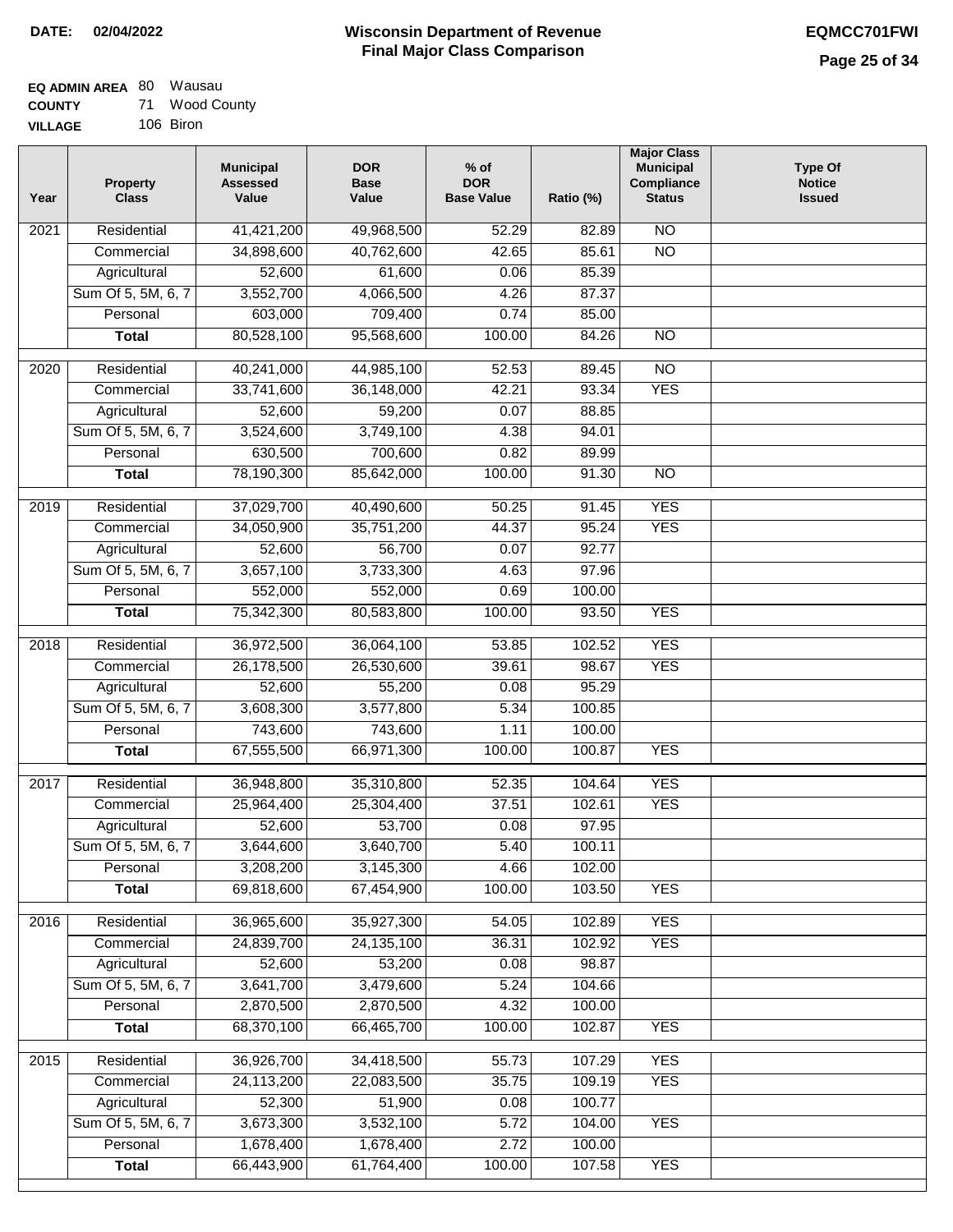**DATE:** 02/04/2022

# Wisconsin Department of Revenue
## Final Major Class Comparison

**EQMCC701FWI**

**EQ ADMIN AREA** 80 Wausau
**COUNTY** 71 Wood County
**VILLAGE** 106 Biron

| Year | Property Class | Municipal Assessed Value | DOR Base Value | % of DOR Base Value | Ratio (%) | Major Class Municipal Compliance Status | Type Of Notice Issued |
|---|---|---|---|---|---|---|---|
| 2021 | Residential | 41,421,200 | 49,968,500 | 52.29 | 82.89 | NO | |
| | Commercial | 34,898,600 | 40,762,600 | 42.65 | 85.61 | NO | |
| | Agricultural | 52,600 | 61,600 | 0.06 | 85.39 | | |
| | Sum Of 5, 5M, 6, 7 | 3,552,700 | 4,066,500 | 4.26 | 87.37 | | |
| | Personal | 603,000 | 709,400 | 0.74 | 85.00 | | |
| | **Total** | 80,528,100 | 95,568,600 | 100.00 | 84.26 | NO | |
| 2020 | Residential | 40,241,000 | 44,985,100 | 52.53 | 89.45 | NO | |
| | Commercial | 33,741,600 | 36,148,000 | 42.21 | 93.34 | YES | |
| | Agricultural | 52,600 | 59,200 | 0.07 | 88.85 | | |
| | Sum Of 5, 5M, 6, 7 | 3,524,600 | 3,749,100 | 4.38 | 94.01 | | |
| | Personal | 630,500 | 700,600 | 0.82 | 89.99 | | |
| | **Total** | 78,190,300 | 85,642,000 | 100.00 | 91.30 | NO | |
| 2019 | Residential | 37,029,700 | 40,490,600 | 50.25 | 91.45 | YES | |
| | Commercial | 34,050,900 | 35,751,200 | 44.37 | 95.24 | YES | |
| | Agricultural | 52,600 | 56,700 | 0.07 | 92.77 | | |
| | Sum Of 5, 5M, 6, 7 | 3,657,100 | 3,733,300 | 4.63 | 97.96 | | |
| | Personal | 552,000 | 552,000 | 0.69 | 100.00 | | |
| | **Total** | 75,342,300 | 80,583,800 | 100.00 | 93.50 | YES | |
| 2018 | Residential | 36,972,500 | 36,064,100 | 53.85 | 102.52 | YES | |
| | Commercial | 26,178,500 | 26,530,600 | 39.61 | 98.67 | YES | |
| | Agricultural | 52,600 | 55,200 | 0.08 | 95.29 | | |
| | Sum Of 5, 5M, 6, 7 | 3,608,300 | 3,577,800 | 5.34 | 100.85 | | |
| | Personal | 743,600 | 743,600 | 1.11 | 100.00 | | |
| | **Total** | 67,555,500 | 66,971,300 | 100.00 | 100.87 | YES | |
| 2017 | Residential | 36,948,800 | 35,310,800 | 52.35 | 104.64 | YES | |
| | Commercial | 25,964,400 | 25,304,400 | 37.51 | 102.61 | YES | |
| | Agricultural | 52,600 | 53,700 | 0.08 | 97.95 | | |
| | Sum Of 5, 5M, 6, 7 | 3,644,600 | 3,640,700 | 5.40 | 100.11 | | |
| | Personal | 3,208,200 | 3,145,300 | 4.66 | 102.00 | | |
| | **Total** | 69,818,600 | 67,454,900 | 100.00 | 103.50 | YES | |
| 2016 | Residential | 36,965,600 | 35,927,300 | 54.05 | 102.89 | YES | |
| | Commercial | 24,839,700 | 24,135,100 | 36.31 | 102.92 | YES | |
| | Agricultural | 52,600 | 53,200 | 0.08 | 98.87 | | |
| | Sum Of 5, 5M, 6, 7 | 3,641,700 | 3,479,600 | 5.24 | 104.66 | | |
| | Personal | 2,870,500 | 2,870,500 | 4.32 | 100.00 | | |
| | **Total** | 68,370,100 | 66,465,700 | 100.00 | 102.87 | YES | |
| 2015 | Residential | 36,926,700 | 34,418,500 | 55.73 | 107.29 | YES | |
| | Commercial | 24,113,200 | 22,083,500 | 35.75 | 109.19 | YES | |
| | Agricultural | 52,300 | 51,900 | 0.08 | 100.77 | | |
| | Sum Of 5, 5M, 6, 7 | 3,673,300 | 3,532,100 | 5.72 | 104.00 | YES | |
| | Personal | 1,678,400 | 1,678,400 | 2.72 | 100.00 | | |
| | **Total** | 66,443,900 | 61,764,400 | 100.00 | 107.58 | YES | |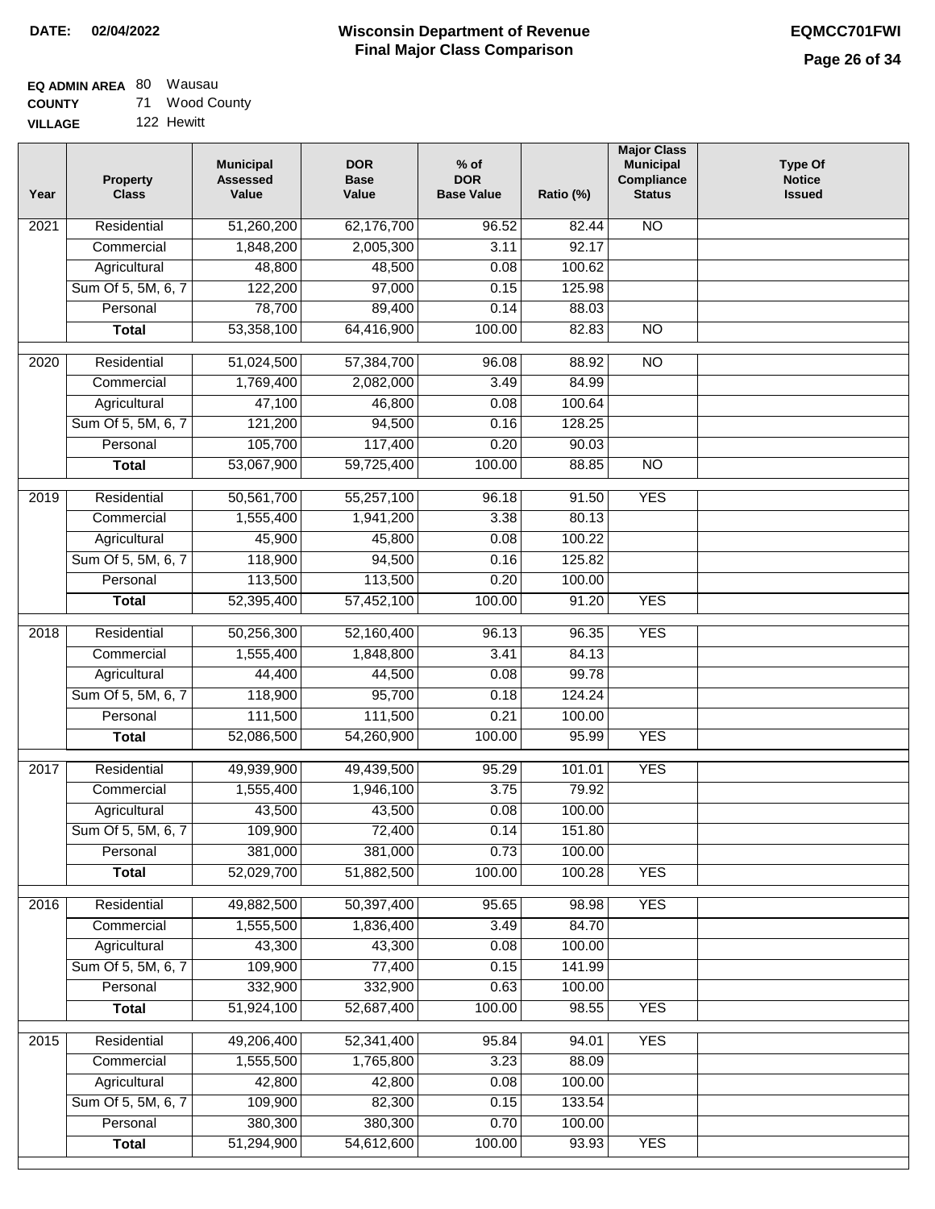**DATE:** 02/04/2022

# Wisconsin Department of Revenue
## Final Major Class Comparison

**EQMCC701FWI**

**EQ ADMIN AREA** 80 Wausau
**COUNTY** 71 Wood County
**VILLAGE** 122 Hewitt

| Year | Property Class | Municipal Assessed Value | DOR Base Value | % of DOR Base Value | Ratio (%) | Major Class Municipal Compliance Status | Type Of Notice Issued |
|---|---|---|---|---|---|---|---|
| 2021 | Residential | 51,260,200 | 62,176,700 | 96.52 | 82.44 | NO | |
| | Commercial | 1,848,200 | 2,005,300 | 3.11 | 92.17 | | |
| | Agricultural | 48,800 | 48,500 | 0.08 | 100.62 | | |
| | Sum Of 5, 5M, 6, 7 | 122,200 | 97,000 | 0.15 | 125.98 | | |
| | Personal | 78,700 | 89,400 | 0.14 | 88.03 | | |
| | **Total** | 53,358,100 | 64,416,900 | 100.00 | 82.83 | NO | |
| 2020 | Residential | 51,024,500 | 57,384,700 | 96.08 | 88.92 | NO | |
| | Commercial | 1,769,400 | 2,082,000 | 3.49 | 84.99 | | |
| | Agricultural | 47,100 | 46,800 | 0.08 | 100.64 | | |
| | Sum Of 5, 5M, 6, 7 | 121,200 | 94,500 | 0.16 | 128.25 | | |
| | Personal | 105,700 | 117,400 | 0.20 | 90.03 | | |
| | **Total** | 53,067,900 | 59,725,400 | 100.00 | 88.85 | NO | |
| 2019 | Residential | 50,561,700 | 55,257,100 | 96.18 | 91.50 | YES | |
| | Commercial | 1,555,400 | 1,941,200 | 3.38 | 80.13 | | |
| | Agricultural | 45,900 | 45,800 | 0.08 | 100.22 | | |
| | Sum Of 5, 5M, 6, 7 | 118,900 | 94,500 | 0.16 | 125.82 | | |
| | Personal | 113,500 | 113,500 | 0.20 | 100.00 | | |
| | **Total** | 52,395,400 | 57,452,100 | 100.00 | 91.20 | YES | |
| 2018 | Residential | 50,256,300 | 52,160,400 | 96.13 | 96.35 | YES | |
| | Commercial | 1,555,400 | 1,848,800 | 3.41 | 84.13 | | |
| | Agricultural | 44,400 | 44,500 | 0.08 | 99.78 | | |
| | Sum Of 5, 5M, 6, 7 | 118,900 | 95,700 | 0.18 | 124.24 | | |
| | Personal | 111,500 | 111,500 | 0.21 | 100.00 | | |
| | **Total** | 52,086,500 | 54,260,900 | 100.00 | 95.99 | YES | |
| 2017 | Residential | 49,939,900 | 49,439,500 | 95.29 | 101.01 | YES | |
| | Commercial | 1,555,400 | 1,946,100 | 3.75 | 79.92 | | |
| | Agricultural | 43,500 | 43,500 | 0.08 | 100.00 | | |
| | Sum Of 5, 5M, 6, 7 | 109,900 | 72,400 | 0.14 | 151.80 | | |
| | Personal | 381,000 | 381,000 | 0.73 | 100.00 | | |
| | **Total** | 52,029,700 | 51,882,500 | 100.00 | 100.28 | YES | |
| 2016 | Residential | 49,882,500 | 50,397,400 | 95.65 | 98.98 | YES | |
| | Commercial | 1,555,500 | 1,836,400 | 3.49 | 84.70 | | |
| | Agricultural | 43,300 | 43,300 | 0.08 | 100.00 | | |
| | Sum Of 5, 5M, 6, 7 | 109,900 | 77,400 | 0.15 | 141.99 | | |
| | Personal | 332,900 | 332,900 | 0.63 | 100.00 | | |
| | **Total** | 51,924,100 | 52,687,400 | 100.00 | 98.55 | YES | |
| 2015 | Residential | 49,206,400 | 52,341,400 | 95.84 | 94.01 | YES | |
| | Commercial | 1,555,500 | 1,765,800 | 3.23 | 88.09 | | |
| | Agricultural | 42,800 | 42,800 | 0.08 | 100.00 | | |
| | Sum Of 5, 5M, 6, 7 | 109,900 | 82,300 | 0.15 | 133.54 | | |
| | Personal | 380,300 | 380,300 | 0.70 | 100.00 | | |
| | **Total** | 51,294,900 | 54,612,600 | 100.00 | 93.93 | YES | |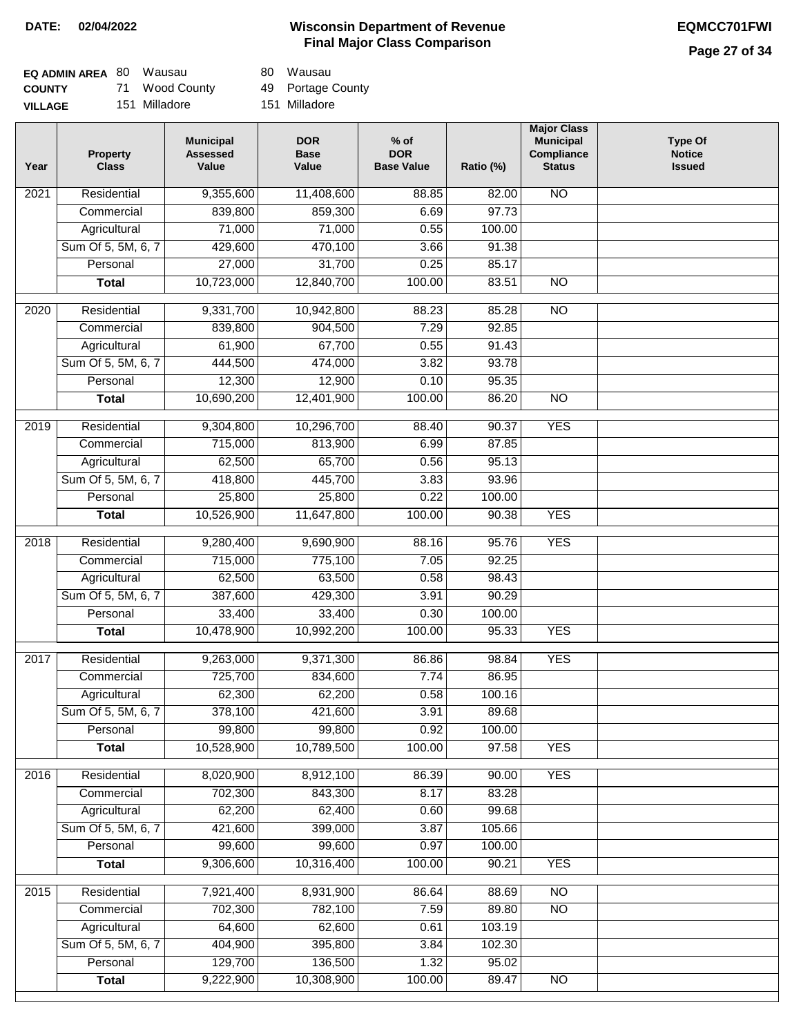**DATE: 02/04/2022**

# Wisconsin Department of Revenue
## Final Major Class Comparison

**EQMCC701FWI**

| | | | | |
|---|---|---|---|---|
| **EQ ADMIN AREA** | 80 | Wausau | 80 | Wausau |
| **COUNTY** | 71 | Wood County | 49 | Portage County |
| **VILLAGE** | 151 | Milladore | 151 | Milladore |

| Year | Property Class | Municipal Assessed Value | DOR Base Value | % of DOR Base Value | Ratio (%) | Major Class Municipal Compliance Status | Type Of Notice Issued |
|---|---|---|---|---|---|---|---|
| 2021 | Residential | 9,355,600 | 11,408,600 | 88.85 | 82.00 | NO | |
| | Commercial | 839,800 | 859,300 | 6.69 | 97.73 | | |
| | Agricultural | 71,000 | 71,000 | 0.55 | 100.00 | | |
| | Sum Of 5, 5M, 6, 7 | 429,600 | 470,100 | 3.66 | 91.38 | | |
| | Personal | 27,000 | 31,700 | 0.25 | 85.17 | | |
| | **Total** | 10,723,000 | 12,840,700 | 100.00 | 83.51 | NO | |
| 2020 | Residential | 9,331,700 | 10,942,800 | 88.23 | 85.28 | NO | |
| | Commercial | 839,800 | 904,500 | 7.29 | 92.85 | | |
| | Agricultural | 61,900 | 67,700 | 0.55 | 91.43 | | |
| | Sum Of 5, 5M, 6, 7 | 444,500 | 474,000 | 3.82 | 93.78 | | |
| | Personal | 12,300 | 12,900 | 0.10 | 95.35 | | |
| | **Total** | 10,690,200 | 12,401,900 | 100.00 | 86.20 | NO | |
| 2019 | Residential | 9,304,800 | 10,296,700 | 88.40 | 90.37 | YES | |
| | Commercial | 715,000 | 813,900 | 6.99 | 87.85 | | |
| | Agricultural | 62,500 | 65,700 | 0.56 | 95.13 | | |
| | Sum Of 5, 5M, 6, 7 | 418,800 | 445,700 | 3.83 | 93.96 | | |
| | Personal | 25,800 | 25,800 | 0.22 | 100.00 | | |
| | **Total** | 10,526,900 | 11,647,800 | 100.00 | 90.38 | YES | |
| 2018 | Residential | 9,280,400 | 9,690,900 | 88.16 | 95.76 | YES | |
| | Commercial | 715,000 | 775,100 | 7.05 | 92.25 | | |
| | Agricultural | 62,500 | 63,500 | 0.58 | 98.43 | | |
| | Sum Of 5, 5M, 6, 7 | 387,600 | 429,300 | 3.91 | 90.29 | | |
| | Personal | 33,400 | 33,400 | 0.30 | 100.00 | | |
| | **Total** | 10,478,900 | 10,992,200 | 100.00 | 95.33 | YES | |
| 2017 | Residential | 9,263,000 | 9,371,300 | 86.86 | 98.84 | YES | |
| | Commercial | 725,700 | 834,600 | 7.74 | 86.95 | | |
| | Agricultural | 62,300 | 62,200 | 0.58 | 100.16 | | |
| | Sum Of 5, 5M, 6, 7 | 378,100 | 421,600 | 3.91 | 89.68 | | |
| | Personal | 99,800 | 99,800 | 0.92 | 100.00 | | |
| | **Total** | 10,528,900 | 10,789,500 | 100.00 | 97.58 | YES | |
| 2016 | Residential | 8,020,900 | 8,912,100 | 86.39 | 90.00 | YES | |
| | Commercial | 702,300 | 843,300 | 8.17 | 83.28 | | |
| | Agricultural | 62,200 | 62,400 | 0.60 | 99.68 | | |
| | Sum Of 5, 5M, 6, 7 | 421,600 | 399,000 | 3.87 | 105.66 | | |
| | Personal | 99,600 | 99,600 | 0.97 | 100.00 | | |
| | **Total** | 9,306,600 | 10,316,400 | 100.00 | 90.21 | YES | |
| 2015 | Residential | 7,921,400 | 8,931,900 | 86.64 | 88.69 | NO | |
| | Commercial | 702,300 | 782,100 | 7.59 | 89.80 | NO | |
| | Agricultural | 64,600 | 62,600 | 0.61 | 103.19 | | |
| | Sum Of 5, 5M, 6, 7 | 404,900 | 395,800 | 3.84 | 102.30 | | |
| | Personal | 129,700 | 136,500 | 1.32 | 95.02 | | |
| | **Total** | 9,222,900 | 10,308,900 | 100.00 | 89.47 | NO | |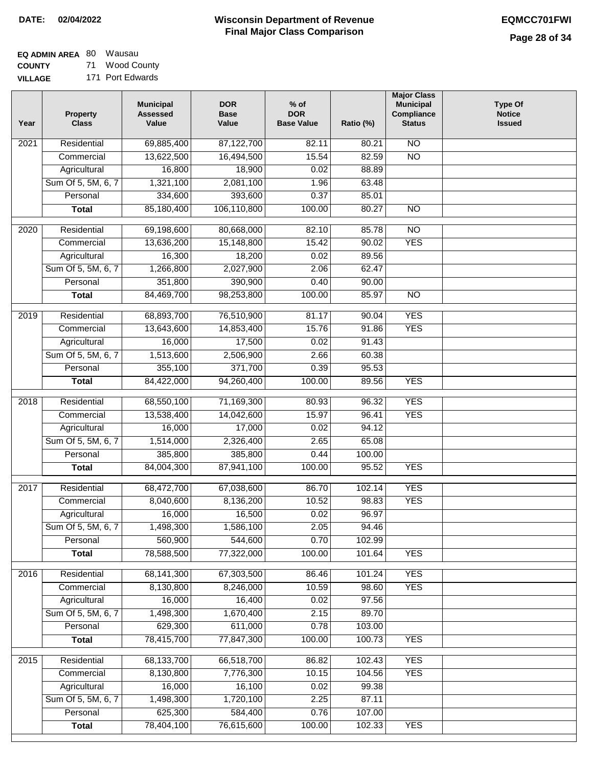**DATE: 02/04/2022**

# Wisconsin Department of Revenue
## Final Major Class Comparison

**EQMCC701FWI**

**EQ ADMIN AREA** 80 Wausau
**COUNTY** 71 Wood County
**VILLAGE** 171 Port Edwards

| Year | Property Class | Municipal Assessed Value | DOR Base Value | % of DOR Base Value | Ratio (%) | Major Class Municipal Compliance Status | Type Of Notice Issued |
|---|---|---|---|---|---|---|---|
| 2021 | Residential | 69,885,400 | 87,122,700 | 82.11 | 80.21 | NO | |
| | Commercial | 13,622,500 | 16,494,500 | 15.54 | 82.59 | NO | |
| | Agricultural | 16,800 | 18,900 | 0.02 | 88.89 | | |
| | Sum Of 5, 5M, 6, 7 | 1,321,100 | 2,081,100 | 1.96 | 63.48 | | |
| | Personal | 334,600 | 393,600 | 0.37 | 85.01 | | |
| | **Total** | 85,180,400 | 106,110,800 | 100.00 | 80.27 | NO | |
| 2020 | Residential | 69,198,600 | 80,668,000 | 82.10 | 85.78 | NO | |
| | Commercial | 13,636,200 | 15,148,800 | 15.42 | 90.02 | YES | |
| | Agricultural | 16,300 | 18,200 | 0.02 | 89.56 | | |
| | Sum Of 5, 5M, 6, 7 | 1,266,800 | 2,027,900 | 2.06 | 62.47 | | |
| | Personal | 351,800 | 390,900 | 0.40 | 90.00 | | |
| | **Total** | 84,469,700 | 98,253,800 | 100.00 | 85.97 | NO | |
| 2019 | Residential | 68,893,700 | 76,510,900 | 81.17 | 90.04 | YES | |
| | Commercial | 13,643,600 | 14,853,400 | 15.76 | 91.86 | YES | |
| | Agricultural | 16,000 | 17,500 | 0.02 | 91.43 | | |
| | Sum Of 5, 5M, 6, 7 | 1,513,600 | 2,506,900 | 2.66 | 60.38 | | |
| | Personal | 355,100 | 371,700 | 0.39 | 95.53 | | |
| | **Total** | 84,422,000 | 94,260,400 | 100.00 | 89.56 | YES | |
| 2018 | Residential | 68,550,100 | 71,169,300 | 80.93 | 96.32 | YES | |
| | Commercial | 13,538,400 | 14,042,600 | 15.97 | 96.41 | YES | |
| | Agricultural | 16,000 | 17,000 | 0.02 | 94.12 | | |
| | Sum Of 5, 5M, 6, 7 | 1,514,000 | 2,326,400 | 2.65 | 65.08 | | |
| | Personal | 385,800 | 385,800 | 0.44 | 100.00 | | |
| | **Total** | 84,004,300 | 87,941,100 | 100.00 | 95.52 | YES | |
| 2017 | Residential | 68,472,700 | 67,038,600 | 86.70 | 102.14 | YES | |
| | Commercial | 8,040,600 | 8,136,200 | 10.52 | 98.83 | YES | |
| | Agricultural | 16,000 | 16,500 | 0.02 | 96.97 | | |
| | Sum Of 5, 5M, 6, 7 | 1,498,300 | 1,586,100 | 2.05 | 94.46 | | |
| | Personal | 560,900 | 544,600 | 0.70 | 102.99 | | |
| | **Total** | 78,588,500 | 77,322,000 | 100.00 | 101.64 | YES | |
| 2016 | Residential | 68,141,300 | 67,303,500 | 86.46 | 101.24 | YES | |
| | Commercial | 8,130,800 | 8,246,000 | 10.59 | 98.60 | YES | |
| | Agricultural | 16,000 | 16,400 | 0.02 | 97.56 | | |
| | Sum Of 5, 5M, 6, 7 | 1,498,300 | 1,670,400 | 2.15 | 89.70 | | |
| | Personal | 629,300 | 611,000 | 0.78 | 103.00 | | |
| | **Total** | 78,415,700 | 77,847,300 | 100.00 | 100.73 | YES | |
| 2015 | Residential | 68,133,700 | 66,518,700 | 86.82 | 102.43 | YES | |
| | Commercial | 8,130,800 | 7,776,300 | 10.15 | 104.56 | YES | |
| | Agricultural | 16,000 | 16,100 | 0.02 | 99.38 | | |
| | Sum Of 5, 5M, 6, 7 | 1,498,300 | 1,720,100 | 2.25 | 87.11 | | |
| | Personal | 625,300 | 584,400 | 0.76 | 107.00 | | |
| | **Total** | 78,404,100 | 76,615,600 | 100.00 | 102.33 | YES | |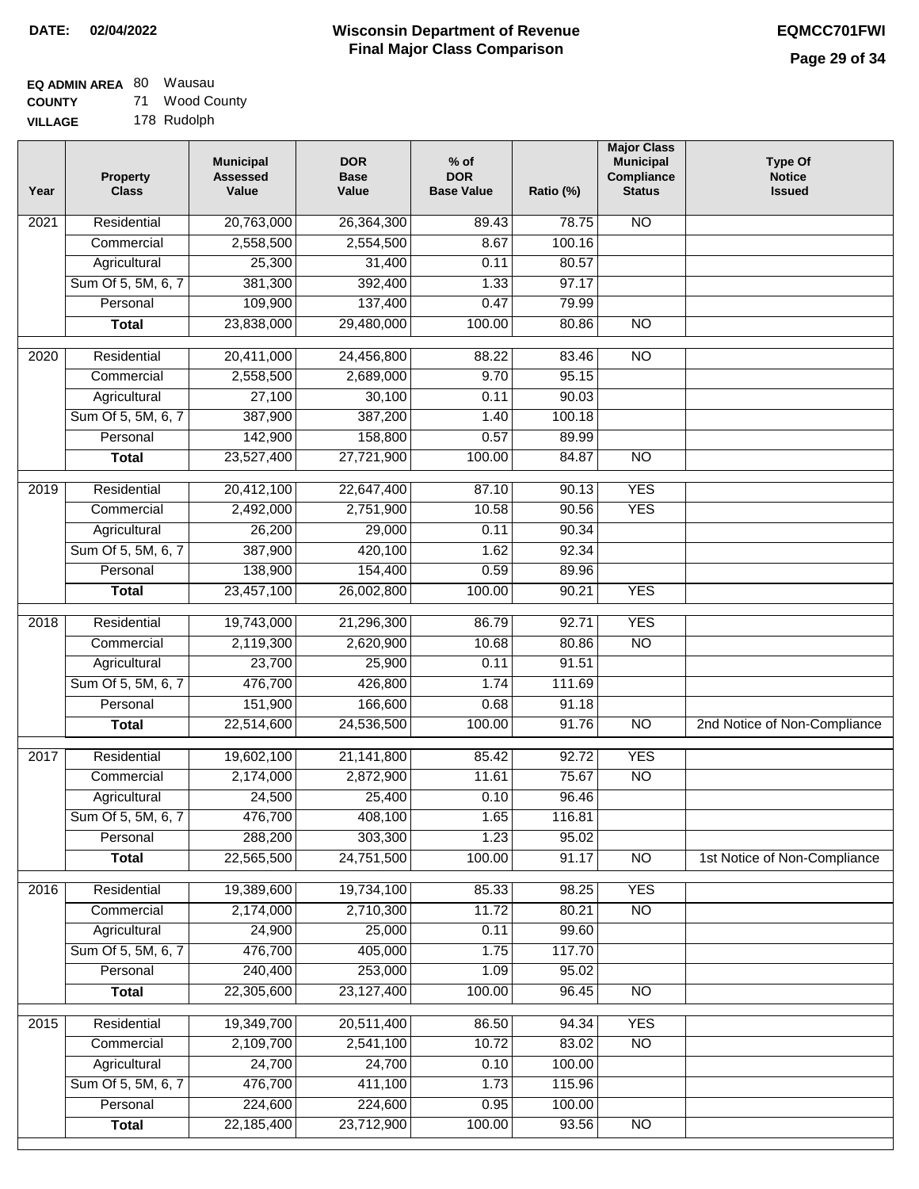**DATE: 02/04/2022**

# Wisconsin Department of Revenue
## Final Major Class Comparison

**EQMCC701FWI**

**EQ ADMIN AREA** 80 Wausau
**COUNTY** 71 Wood County
**VILLAGE** 178 Rudolph

| Year | Property Class | Municipal Assessed Value | DOR Base Value | % of DOR Base Value | Ratio (%) | Major Class Municipal Compliance Status | Type Of Notice Issued |
|---|---|---|---|---|---|---|---|
| 2021 | Residential | 20,763,000 | 26,364,300 | 89.43 | 78.75 | NO | |
| | Commercial | 2,558,500 | 2,554,500 | 8.67 | 100.16 | | |
| | Agricultural | 25,300 | 31,400 | 0.11 | 80.57 | | |
| | Sum Of 5, 5M, 6, 7 | 381,300 | 392,400 | 1.33 | 97.17 | | |
| | Personal | 109,900 | 137,400 | 0.47 | 79.99 | | |
| | **Total** | 23,838,000 | 29,480,000 | 100.00 | 80.86 | NO | |
| 2020 | Residential | 20,411,000 | 24,456,800 | 88.22 | 83.46 | NO | |
| | Commercial | 2,558,500 | 2,689,000 | 9.70 | 95.15 | | |
| | Agricultural | 27,100 | 30,100 | 0.11 | 90.03 | | |
| | Sum Of 5, 5M, 6, 7 | 387,900 | 387,200 | 1.40 | 100.18 | | |
| | Personal | 142,900 | 158,800 | 0.57 | 89.99 | | |
| | **Total** | 23,527,400 | 27,721,900 | 100.00 | 84.87 | NO | |
| 2019 | Residential | 20,412,100 | 22,647,400 | 87.10 | 90.13 | YES | |
| | Commercial | 2,492,000 | 2,751,900 | 10.58 | 90.56 | YES | |
| | Agricultural | 26,200 | 29,000 | 0.11 | 90.34 | | |
| | Sum Of 5, 5M, 6, 7 | 387,900 | 420,100 | 1.62 | 92.34 | | |
| | Personal | 138,900 | 154,400 | 0.59 | 89.96 | | |
| | **Total** | 23,457,100 | 26,002,800 | 100.00 | 90.21 | YES | |
| 2018 | Residential | 19,743,000 | 21,296,300 | 86.79 | 92.71 | YES | |
| | Commercial | 2,119,300 | 2,620,900 | 10.68 | 80.86 | NO | |
| | Agricultural | 23,700 | 25,900 | 0.11 | 91.51 | | |
| | Sum Of 5, 5M, 6, 7 | 476,700 | 426,800 | 1.74 | 111.69 | | |
| | Personal | 151,900 | 166,600 | 0.68 | 91.18 | | |
| | **Total** | 22,514,600 | 24,536,500 | 100.00 | 91.76 | NO | 2nd Notice of Non-Compliance |
| 2017 | Residential | 19,602,100 | 21,141,800 | 85.42 | 92.72 | YES | |
| | Commercial | 2,174,000 | 2,872,900 | 11.61 | 75.67 | NO | |
| | Agricultural | 24,500 | 25,400 | 0.10 | 96.46 | | |
| | Sum Of 5, 5M, 6, 7 | 476,700 | 408,100 | 1.65 | 116.81 | | |
| | Personal | 288,200 | 303,300 | 1.23 | 95.02 | | |
| | **Total** | 22,565,500 | 24,751,500 | 100.00 | 91.17 | NO | 1st Notice of Non-Compliance |
| 2016 | Residential | 19,389,600 | 19,734,100 | 85.33 | 98.25 | YES | |
| | Commercial | 2,174,000 | 2,710,300 | 11.72 | 80.21 | NO | |
| | Agricultural | 24,900 | 25,000 | 0.11 | 99.60 | | |
| | Sum Of 5, 5M, 6, 7 | 476,700 | 405,000 | 1.75 | 117.70 | | |
| | Personal | 240,400 | 253,000 | 1.09 | 95.02 | | |
| | **Total** | 22,305,600 | 23,127,400 | 100.00 | 96.45 | NO | |
| 2015 | Residential | 19,349,700 | 20,511,400 | 86.50 | 94.34 | YES | |
| | Commercial | 2,109,700 | 2,541,100 | 10.72 | 83.02 | NO | |
| | Agricultural | 24,700 | 24,700 | 0.10 | 100.00 | | |
| | Sum Of 5, 5M, 6, 7 | 476,700 | 411,100 | 1.73 | 115.96 | | |
| | Personal | 224,600 | 224,600 | 0.95 | 100.00 | | |
| | **Total** | 22,185,400 | 23,712,900 | 100.00 | 93.56 | NO | |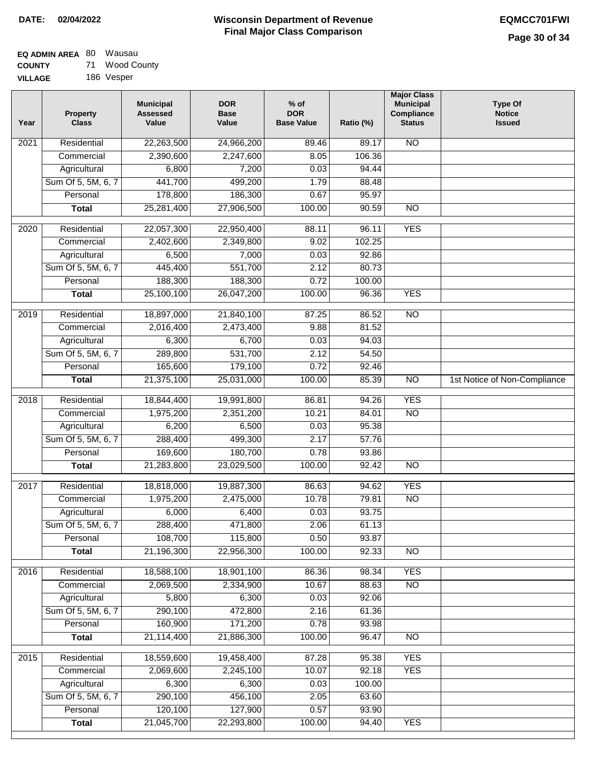**DATE: 02/04/2022**

# Wisconsin Department of Revenue
## Final Major Class Comparison

**EQMCC701FWI**

**EQ ADMIN AREA** 80 Wausau
**COUNTY** 71 Wood County
**VILLAGE** 186 Vesper

| Year | Property Class | Municipal Assessed Value | DOR Base Value | % of DOR Base Value | Ratio (%) | Major Class Municipal Compliance Status | Type Of Notice Issued |
|---|---|---|---|---|---|---|---|
| 2021 | Residential | 22,263,500 | 24,966,200 | 89.46 | 89.17 | NO | |
| | Commercial | 2,390,600 | 2,247,600 | 8.05 | 106.36 | | |
| | Agricultural | 6,800 | 7,200 | 0.03 | 94.44 | | |
| | Sum Of 5, 5M, 6, 7 | 441,700 | 499,200 | 1.79 | 88.48 | | |
| | Personal | 178,800 | 186,300 | 0.67 | 95.97 | | |
| | **Total** | 25,281,400 | 27,906,500 | 100.00 | 90.59 | NO | |
| 2020 | Residential | 22,057,300 | 22,950,400 | 88.11 | 96.11 | YES | |
| | Commercial | 2,402,600 | 2,349,800 | 9.02 | 102.25 | | |
| | Agricultural | 6,500 | 7,000 | 0.03 | 92.86 | | |
| | Sum Of 5, 5M, 6, 7 | 445,400 | 551,700 | 2.12 | 80.73 | | |
| | Personal | 188,300 | 188,300 | 0.72 | 100.00 | | |
| | **Total** | 25,100,100 | 26,047,200 | 100.00 | 96.36 | YES | |
| 2019 | Residential | 18,897,000 | 21,840,100 | 87.25 | 86.52 | NO | |
| | Commercial | 2,016,400 | 2,473,400 | 9.88 | 81.52 | | |
| | Agricultural | 6,300 | 6,700 | 0.03 | 94.03 | | |
| | Sum Of 5, 5M, 6, 7 | 289,800 | 531,700 | 2.12 | 54.50 | | |
| | Personal | 165,600 | 179,100 | 0.72 | 92.46 | | |
| | **Total** | 21,375,100 | 25,031,000 | 100.00 | 85.39 | NO | 1st Notice of Non-Compliance |
| 2018 | Residential | 18,844,400 | 19,991,800 | 86.81 | 94.26 | YES | |
| | Commercial | 1,975,200 | 2,351,200 | 10.21 | 84.01 | NO | |
| | Agricultural | 6,200 | 6,500 | 0.03 | 95.38 | | |
| | Sum Of 5, 5M, 6, 7 | 288,400 | 499,300 | 2.17 | 57.76 | | |
| | Personal | 169,600 | 180,700 | 0.78 | 93.86 | | |
| | **Total** | 21,283,800 | 23,029,500 | 100.00 | 92.42 | NO | |
| 2017 | Residential | 18,818,000 | 19,887,300 | 86.63 | 94.62 | YES | |
| | Commercial | 1,975,200 | 2,475,000 | 10.78 | 79.81 | NO | |
| | Agricultural | 6,000 | 6,400 | 0.03 | 93.75 | | |
| | Sum Of 5, 5M, 6, 7 | 288,400 | 471,800 | 2.06 | 61.13 | | |
| | Personal | 108,700 | 115,800 | 0.50 | 93.87 | | |
| | **Total** | 21,196,300 | 22,956,300 | 100.00 | 92.33 | NO | |
| 2016 | Residential | 18,588,100 | 18,901,100 | 86.36 | 98.34 | YES | |
| | Commercial | 2,069,500 | 2,334,900 | 10.67 | 88.63 | NO | |
| | Agricultural | 5,800 | 6,300 | 0.03 | 92.06 | | |
| | Sum Of 5, 5M, 6, 7 | 290,100 | 472,800 | 2.16 | 61.36 | | |
| | Personal | 160,900 | 171,200 | 0.78 | 93.98 | | |
| | **Total** | 21,114,400 | 21,886,300 | 100.00 | 96.47 | NO | |
| 2015 | Residential | 18,559,600 | 19,458,400 | 87.28 | 95.38 | YES | |
| | Commercial | 2,069,600 | 2,245,100 | 10.07 | 92.18 | YES | |
| | Agricultural | 6,300 | 6,300 | 0.03 | 100.00 | | |
| | Sum Of 5, 5M, 6, 7 | 290,100 | 456,100 | 2.05 | 63.60 | | |
| | Personal | 120,100 | 127,900 | 0.57 | 93.90 | | |
| | **Total** | 21,045,700 | 22,293,800 | 100.00 | 94.40 | YES | |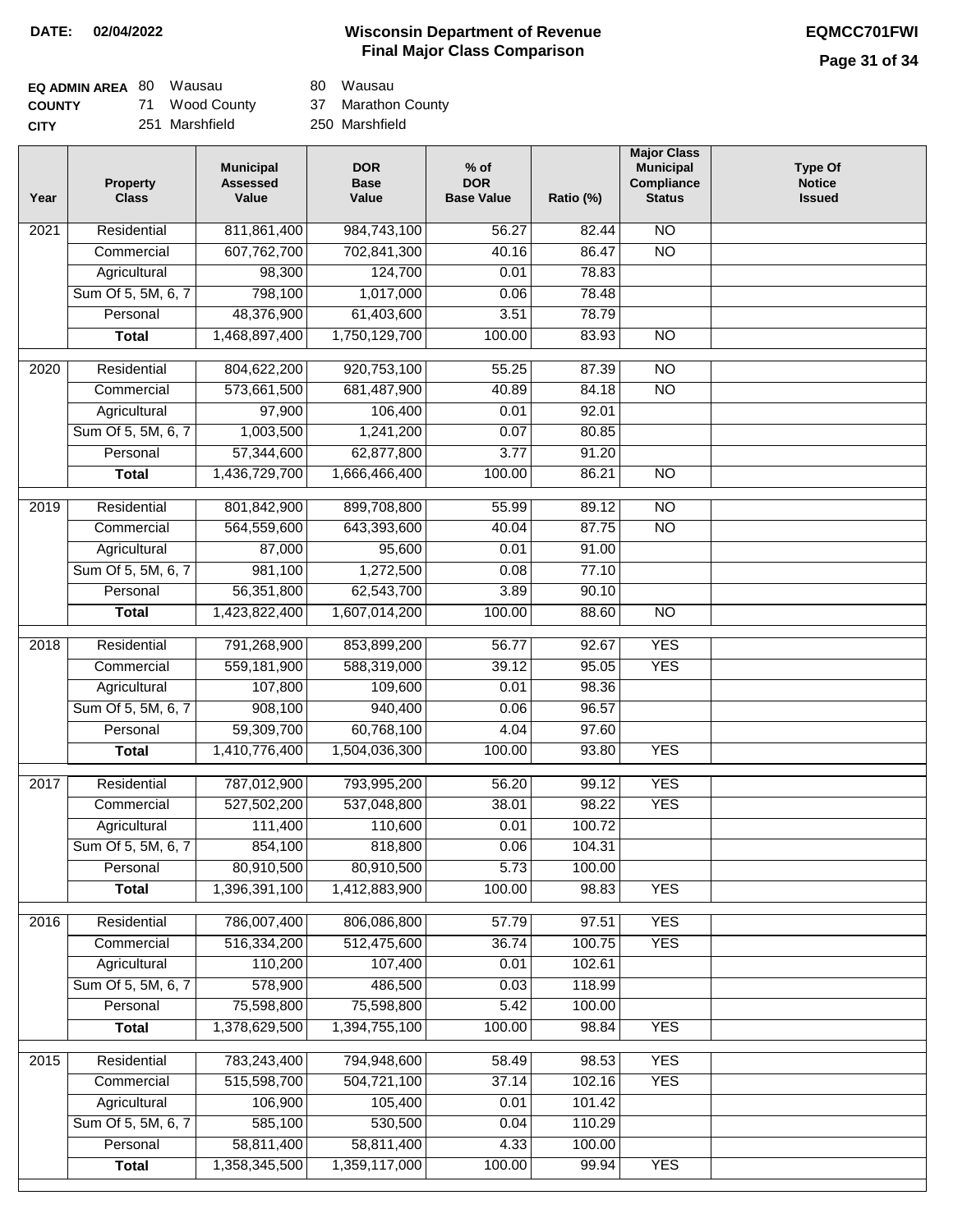**DATE: 02/04/2022**

# Wisconsin Department of Revenue
## Final Major Class Comparison

**EQMCC701FWI**

| | | | | |
|---|---|---|---|---|
| **EQ ADMIN AREA** | 80 | Wausau | 80 | Wausau |
| **COUNTY** | 71 | Wood County | 37 | Marathon County |
| **CITY** | 251 | Marshfield | 250 | Marshfield |

| Year | Property Class | Municipal Assessed Value | DOR Base Value | % of DOR Base Value | Ratio (%) | Major Class Municipal Compliance Status | Type Of Notice Issued |
|---|---|---|---|---|---|---|---|
| 2021 | Residential | 811,861,400 | 984,743,100 | 56.27 | 82.44 | NO | |
| | Commercial | 607,762,700 | 702,841,300 | 40.16 | 86.47 | NO | |
| | Agricultural | 98,300 | 124,700 | 0.01 | 78.83 | | |
| | Sum Of 5, 5M, 6, 7 | 798,100 | 1,017,000 | 0.06 | 78.48 | | |
| | Personal | 48,376,900 | 61,403,600 | 3.51 | 78.79 | | |
| | **Total** | 1,468,897,400 | 1,750,129,700 | 100.00 | 83.93 | NO | |
| 2020 | Residential | 804,622,200 | 920,753,100 | 55.25 | 87.39 | NO | |
| | Commercial | 573,661,500 | 681,487,900 | 40.89 | 84.18 | NO | |
| | Agricultural | 97,900 | 106,400 | 0.01 | 92.01 | | |
| | Sum Of 5, 5M, 6, 7 | 1,003,500 | 1,241,200 | 0.07 | 80.85 | | |
| | Personal | 57,344,600 | 62,877,800 | 3.77 | 91.20 | | |
| | **Total** | 1,436,729,700 | 1,666,466,400 | 100.00 | 86.21 | NO | |
| 2019 | Residential | 801,842,900 | 899,708,800 | 55.99 | 89.12 | NO | |
| | Commercial | 564,559,600 | 643,393,600 | 40.04 | 87.75 | NO | |
| | Agricultural | 87,000 | 95,600 | 0.01 | 91.00 | | |
| | Sum Of 5, 5M, 6, 7 | 981,100 | 1,272,500 | 0.08 | 77.10 | | |
| | Personal | 56,351,800 | 62,543,700 | 3.89 | 90.10 | | |
| | **Total** | 1,423,822,400 | 1,607,014,200 | 100.00 | 88.60 | NO | |
| 2018 | Residential | 791,268,900 | 853,899,200 | 56.77 | 92.67 | YES | |
| | Commercial | 559,181,900 | 588,319,000 | 39.12 | 95.05 | YES | |
| | Agricultural | 107,800 | 109,600 | 0.01 | 98.36 | | |
| | Sum Of 5, 5M, 6, 7 | 908,100 | 940,400 | 0.06 | 96.57 | | |
| | Personal | 59,309,700 | 60,768,100 | 4.04 | 97.60 | | |
| | **Total** | 1,410,776,400 | 1,504,036,300 | 100.00 | 93.80 | YES | |
| 2017 | Residential | 787,012,900 | 793,995,200 | 56.20 | 99.12 | YES | |
| | Commercial | 527,502,200 | 537,048,800 | 38.01 | 98.22 | YES | |
| | Agricultural | 111,400 | 110,600 | 0.01 | 100.72 | | |
| | Sum Of 5, 5M, 6, 7 | 854,100 | 818,800 | 0.06 | 104.31 | | |
| | Personal | 80,910,500 | 80,910,500 | 5.73 | 100.00 | | |
| | **Total** | 1,396,391,100 | 1,412,883,900 | 100.00 | 98.83 | YES | |
| 2016 | Residential | 786,007,400 | 806,086,800 | 57.79 | 97.51 | YES | |
| | Commercial | 516,334,200 | 512,475,600 | 36.74 | 100.75 | YES | |
| | Agricultural | 110,200 | 107,400 | 0.01 | 102.61 | | |
| | Sum Of 5, 5M, 6, 7 | 578,900 | 486,500 | 0.03 | 118.99 | | |
| | Personal | 75,598,800 | 75,598,800 | 5.42 | 100.00 | | |
| | **Total** | 1,378,629,500 | 1,394,755,100 | 100.00 | 98.84 | YES | |
| 2015 | Residential | 783,243,400 | 794,948,600 | 58.49 | 98.53 | YES | |
| | Commercial | 515,598,700 | 504,721,100 | 37.14 | 102.16 | YES | |
| | Agricultural | 106,900 | 105,400 | 0.01 | 101.42 | | |
| | Sum Of 5, 5M, 6, 7 | 585,100 | 530,500 | 0.04 | 110.29 | | |
| | Personal | 58,811,400 | 58,811,400 | 4.33 | 100.00 | | |
| | **Total** | 1,358,345,500 | 1,359,117,000 | 100.00 | 99.94 | YES | |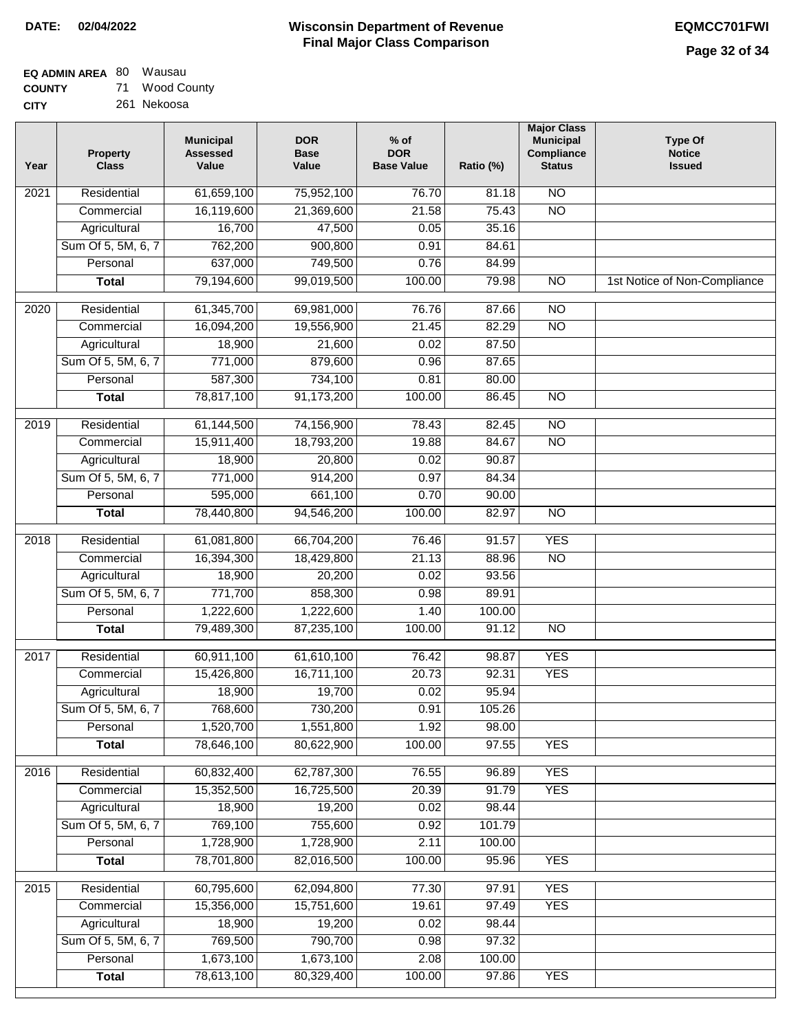**DATE:** 02/04/2022

# Wisconsin Department of Revenue
## Final Major Class Comparison

**EQMCC701FWI**

**EQ ADMIN AREA** 80 Wausau
**COUNTY** 71 Wood County
**CITY** 261 Nekoosa

| Year | Property Class | Municipal Assessed Value | DOR Base Value | % of DOR Base Value | Ratio (%) | Major Class Municipal Compliance Status | Type Of Notice Issued |
|---|---|---|---|---|---|---|---|
| 2021 | Residential | 61,659,100 | 75,952,100 | 76.70 | 81.18 | NO | |
| | Commercial | 16,119,600 | 21,369,600 | 21.58 | 75.43 | NO | |
| | Agricultural | 16,700 | 47,500 | 0.05 | 35.16 | | |
| | Sum Of 5, 5M, 6, 7 | 762,200 | 900,800 | 0.91 | 84.61 | | |
| | Personal | 637,000 | 749,500 | 0.76 | 84.99 | | |
| | **Total** | 79,194,600 | 99,019,500 | 100.00 | 79.98 | NO | 1st Notice of Non-Compliance |
| 2020 | Residential | 61,345,700 | 69,981,000 | 76.76 | 87.66 | NO | |
| | Commercial | 16,094,200 | 19,556,900 | 21.45 | 82.29 | NO | |
| | Agricultural | 18,900 | 21,600 | 0.02 | 87.50 | | |
| | Sum Of 5, 5M, 6, 7 | 771,000 | 879,600 | 0.96 | 87.65 | | |
| | Personal | 587,300 | 734,100 | 0.81 | 80.00 | | |
| | **Total** | 78,817,100 | 91,173,200 | 100.00 | 86.45 | NO | |
| 2019 | Residential | 61,144,500 | 74,156,900 | 78.43 | 82.45 | NO | |
| | Commercial | 15,911,400 | 18,793,200 | 19.88 | 84.67 | NO | |
| | Agricultural | 18,900 | 20,800 | 0.02 | 90.87 | | |
| | Sum Of 5, 5M, 6, 7 | 771,000 | 914,200 | 0.97 | 84.34 | | |
| | Personal | 595,000 | 661,100 | 0.70 | 90.00 | | |
| | **Total** | 78,440,800 | 94,546,200 | 100.00 | 82.97 | NO | |
| 2018 | Residential | 61,081,800 | 66,704,200 | 76.46 | 91.57 | YES | |
| | Commercial | 16,394,300 | 18,429,800 | 21.13 | 88.96 | NO | |
| | Agricultural | 18,900 | 20,200 | 0.02 | 93.56 | | |
| | Sum Of 5, 5M, 6, 7 | 771,700 | 858,300 | 0.98 | 89.91 | | |
| | Personal | 1,222,600 | 1,222,600 | 1.40 | 100.00 | | |
| | **Total** | 79,489,300 | 87,235,100 | 100.00 | 91.12 | NO | |
| 2017 | Residential | 60,911,100 | 61,610,100 | 76.42 | 98.87 | YES | |
| | Commercial | 15,426,800 | 16,711,100 | 20.73 | 92.31 | YES | |
| | Agricultural | 18,900 | 19,700 | 0.02 | 95.94 | | |
| | Sum Of 5, 5M, 6, 7 | 768,600 | 730,200 | 0.91 | 105.26 | | |
| | Personal | 1,520,700 | 1,551,800 | 1.92 | 98.00 | | |
| | **Total** | 78,646,100 | 80,622,900 | 100.00 | 97.55 | YES | |
| 2016 | Residential | 60,832,400 | 62,787,300 | 76.55 | 96.89 | YES | |
| | Commercial | 15,352,500 | 16,725,500 | 20.39 | 91.79 | YES | |
| | Agricultural | 18,900 | 19,200 | 0.02 | 98.44 | | |
| | Sum Of 5, 5M, 6, 7 | 769,100 | 755,600 | 0.92 | 101.79 | | |
| | Personal | 1,728,900 | 1,728,900 | 2.11 | 100.00 | | |
| | **Total** | 78,701,800 | 82,016,500 | 100.00 | 95.96 | YES | |
| 2015 | Residential | 60,795,600 | 62,094,800 | 77.30 | 97.91 | YES | |
| | Commercial | 15,356,000 | 15,751,600 | 19.61 | 97.49 | YES | |
| | Agricultural | 18,900 | 19,200 | 0.02 | 98.44 | | |
| | Sum Of 5, 5M, 6, 7 | 769,500 | 790,700 | 0.98 | 97.32 | | |
| | Personal | 1,673,100 | 1,673,100 | 2.08 | 100.00 | | |
| | **Total** | 78,613,100 | 80,329,400 | 100.00 | 97.86 | YES | |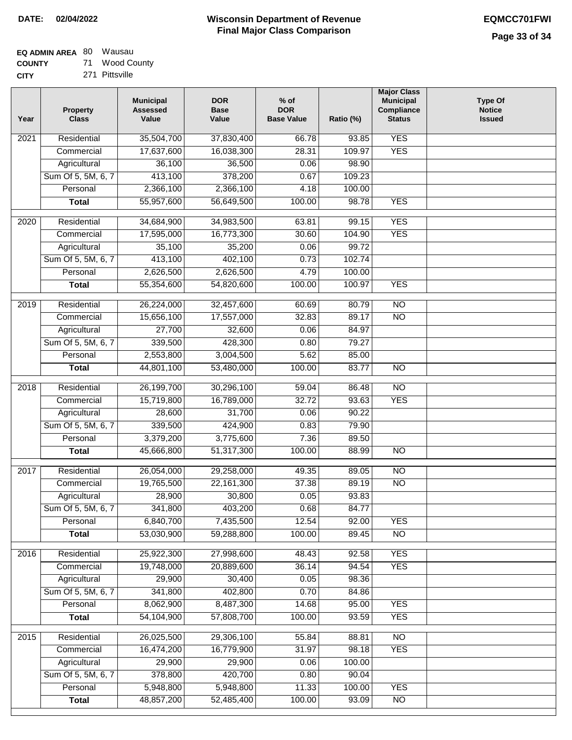**DATE: 02/04/2022**

# Wisconsin Department of Revenue
## Final Major Class Comparison

**EQMCC701FWI**

**EQ ADMIN AREA** 80 Wausau
**COUNTY** 71 Wood County
**CITY** 271 Pittsville

| Year | Property Class | Municipal Assessed Value | DOR Base Value | % of DOR Base Value | Ratio (%) | Major Class Municipal Compliance Status | Type Of Notice Issued |
|---|---|---|---|---|---|---|---|
| 2021 | Residential | 35,504,700 | 37,830,400 | 66.78 | 93.85 | YES | |
| | Commercial | 17,637,600 | 16,038,300 | 28.31 | 109.97 | YES | |
| | Agricultural | 36,100 | 36,500 | 0.06 | 98.90 | | |
| | Sum Of 5, 5M, 6, 7 | 413,100 | 378,200 | 0.67 | 109.23 | | |
| | Personal | 2,366,100 | 2,366,100 | 4.18 | 100.00 | | |
| | **Total** | 55,957,600 | 56,649,500 | 100.00 | 98.78 | YES | |
| 2020 | Residential | 34,684,900 | 34,983,500 | 63.81 | 99.15 | YES | |
| | Commercial | 17,595,000 | 16,773,300 | 30.60 | 104.90 | YES | |
| | Agricultural | 35,100 | 35,200 | 0.06 | 99.72 | | |
| | Sum Of 5, 5M, 6, 7 | 413,100 | 402,100 | 0.73 | 102.74 | | |
| | Personal | 2,626,500 | 2,626,500 | 4.79 | 100.00 | | |
| | **Total** | 55,354,600 | 54,820,600 | 100.00 | 100.97 | YES | |
| 2019 | Residential | 26,224,000 | 32,457,600 | 60.69 | 80.79 | NO | |
| | Commercial | 15,656,100 | 17,557,000 | 32.83 | 89.17 | NO | |
| | Agricultural | 27,700 | 32,600 | 0.06 | 84.97 | | |
| | Sum Of 5, 5M, 6, 7 | 339,500 | 428,300 | 0.80 | 79.27 | | |
| | Personal | 2,553,800 | 3,004,500 | 5.62 | 85.00 | | |
| | **Total** | 44,801,100 | 53,480,000 | 100.00 | 83.77 | NO | |
| 2018 | Residential | 26,199,700 | 30,296,100 | 59.04 | 86.48 | NO | |
| | Commercial | 15,719,800 | 16,789,000 | 32.72 | 93.63 | YES | |
| | Agricultural | 28,600 | 31,700 | 0.06 | 90.22 | | |
| | Sum Of 5, 5M, 6, 7 | 339,500 | 424,900 | 0.83 | 79.90 | | |
| | Personal | 3,379,200 | 3,775,600 | 7.36 | 89.50 | | |
| | **Total** | 45,666,800 | 51,317,300 | 100.00 | 88.99 | NO | |
| 2017 | Residential | 26,054,000 | 29,258,000 | 49.35 | 89.05 | NO | |
| | Commercial | 19,765,500 | 22,161,300 | 37.38 | 89.19 | NO | |
| | Agricultural | 28,900 | 30,800 | 0.05 | 93.83 | | |
| | Sum Of 5, 5M, 6, 7 | 341,800 | 403,200 | 0.68 | 84.77 | | |
| | Personal | 6,840,700 | 7,435,500 | 12.54 | 92.00 | YES | |
| | **Total** | 53,030,900 | 59,288,800 | 100.00 | 89.45 | NO | |
| 2016 | Residential | 25,922,300 | 27,998,600 | 48.43 | 92.58 | YES | |
| | Commercial | 19,748,000 | 20,889,600 | 36.14 | 94.54 | YES | |
| | Agricultural | 29,900 | 30,400 | 0.05 | 98.36 | | |
| | Sum Of 5, 5M, 6, 7 | 341,800 | 402,800 | 0.70 | 84.86 | | |
| | Personal | 8,062,900 | 8,487,300 | 14.68 | 95.00 | YES | |
| | **Total** | 54,104,900 | 57,808,700 | 100.00 | 93.59 | YES | |
| 2015 | Residential | 26,025,500 | 29,306,100 | 55.84 | 88.81 | NO | |
| | Commercial | 16,474,200 | 16,779,900 | 31.97 | 98.18 | YES | |
| | Agricultural | 29,900 | 29,900 | 0.06 | 100.00 | | |
| | Sum Of 5, 5M, 6, 7 | 378,800 | 420,700 | 0.80 | 90.04 | | |
| | Personal | 5,948,800 | 5,948,800 | 11.33 | 100.00 | YES | |
| | **Total** | 48,857,200 | 52,485,400 | 100.00 | 93.09 | NO | |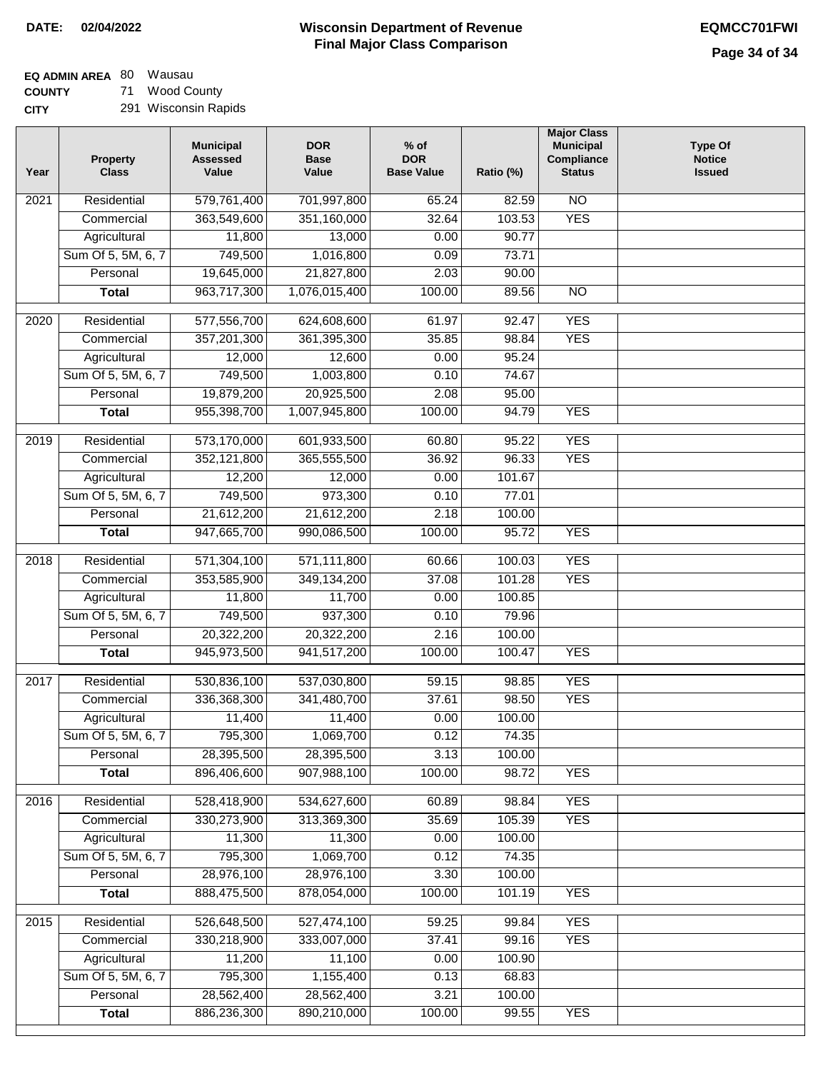**DATE: 02/04/2022**

# Wisconsin Department of Revenue
## Final Major Class Comparison

**EQMCC701FWI**

**EQ ADMIN AREA** 80 Wausau
**COUNTY** 71 Wood County
**CITY** 291 Wisconsin Rapids

| Year | Property Class | Municipal Assessed Value | DOR Base Value | % of DOR Base Value | Ratio (%) | Major Class Municipal Compliance Status | Type Of Notice Issued |
|---|---|---|---|---|---|---|---|
| 2021 | Residential | 579,761,400 | 701,997,800 | 65.24 | 82.59 | NO | |
| | Commercial | 363,549,600 | 351,160,000 | 32.64 | 103.53 | YES | |
| | Agricultural | 11,800 | 13,000 | 0.00 | 90.77 | | |
| | Sum Of 5, 5M, 6, 7 | 749,500 | 1,016,800 | 0.09 | 73.71 | | |
| | Personal | 19,645,000 | 21,827,800 | 2.03 | 90.00 | | |
| | **Total** | 963,717,300 | 1,076,015,400 | 100.00 | 89.56 | NO | |
| 2020 | Residential | 577,556,700 | 624,608,600 | 61.97 | 92.47 | YES | |
| | Commercial | 357,201,300 | 361,395,300 | 35.85 | 98.84 | YES | |
| | Agricultural | 12,000 | 12,600 | 0.00 | 95.24 | | |
| | Sum Of 5, 5M, 6, 7 | 749,500 | 1,003,800 | 0.10 | 74.67 | | |
| | Personal | 19,879,200 | 20,925,500 | 2.08 | 95.00 | | |
| | **Total** | 955,398,700 | 1,007,945,800 | 100.00 | 94.79 | YES | |
| 2019 | Residential | 573,170,000 | 601,933,500 | 60.80 | 95.22 | YES | |
| | Commercial | 352,121,800 | 365,555,500 | 36.92 | 96.33 | YES | |
| | Agricultural | 12,200 | 12,000 | 0.00 | 101.67 | | |
| | Sum Of 5, 5M, 6, 7 | 749,500 | 973,300 | 0.10 | 77.01 | | |
| | Personal | 21,612,200 | 21,612,200 | 2.18 | 100.00 | | |
| | **Total** | 947,665,700 | 990,086,500 | 100.00 | 95.72 | YES | |
| 2018 | Residential | 571,304,100 | 571,111,800 | 60.66 | 100.03 | YES | |
| | Commercial | 353,585,900 | 349,134,200 | 37.08 | 101.28 | YES | |
| | Agricultural | 11,800 | 11,700 | 0.00 | 100.85 | | |
| | Sum Of 5, 5M, 6, 7 | 749,500 | 937,300 | 0.10 | 79.96 | | |
| | Personal | 20,322,200 | 20,322,200 | 2.16 | 100.00 | | |
| | **Total** | 945,973,500 | 941,517,200 | 100.00 | 100.47 | YES | |
| 2017 | Residential | 530,836,100 | 537,030,800 | 59.15 | 98.85 | YES | |
| | Commercial | 336,368,300 | 341,480,700 | 37.61 | 98.50 | YES | |
| | Agricultural | 11,400 | 11,400 | 0.00 | 100.00 | | |
| | Sum Of 5, 5M, 6, 7 | 795,300 | 1,069,700 | 0.12 | 74.35 | | |
| | Personal | 28,395,500 | 28,395,500 | 3.13 | 100.00 | | |
| | **Total** | 896,406,600 | 907,988,100 | 100.00 | 98.72 | YES | |
| 2016 | Residential | 528,418,900 | 534,627,600 | 60.89 | 98.84 | YES | |
| | Commercial | 330,273,900 | 313,369,300 | 35.69 | 105.39 | YES | |
| | Agricultural | 11,300 | 11,300 | 0.00 | 100.00 | | |
| | Sum Of 5, 5M, 6, 7 | 795,300 | 1,069,700 | 0.12 | 74.35 | | |
| | Personal | 28,976,100 | 28,976,100 | 3.30 | 100.00 | | |
| | **Total** | 888,475,500 | 878,054,000 | 100.00 | 101.19 | YES | |
| 2015 | Residential | 526,648,500 | 527,474,100 | 59.25 | 99.84 | YES | |
| | Commercial | 330,218,900 | 333,007,000 | 37.41 | 99.16 | YES | |
| | Agricultural | 11,200 | 11,100 | 0.00 | 100.90 | | |
| | Sum Of 5, 5M, 6, 7 | 795,300 | 1,155,400 | 0.13 | 68.83 | | |
| | Personal | 28,562,400 | 28,562,400 | 3.21 | 100.00 | | |
| | **Total** | 886,236,300 | 890,210,000 | 100.00 | 99.55 | YES | |